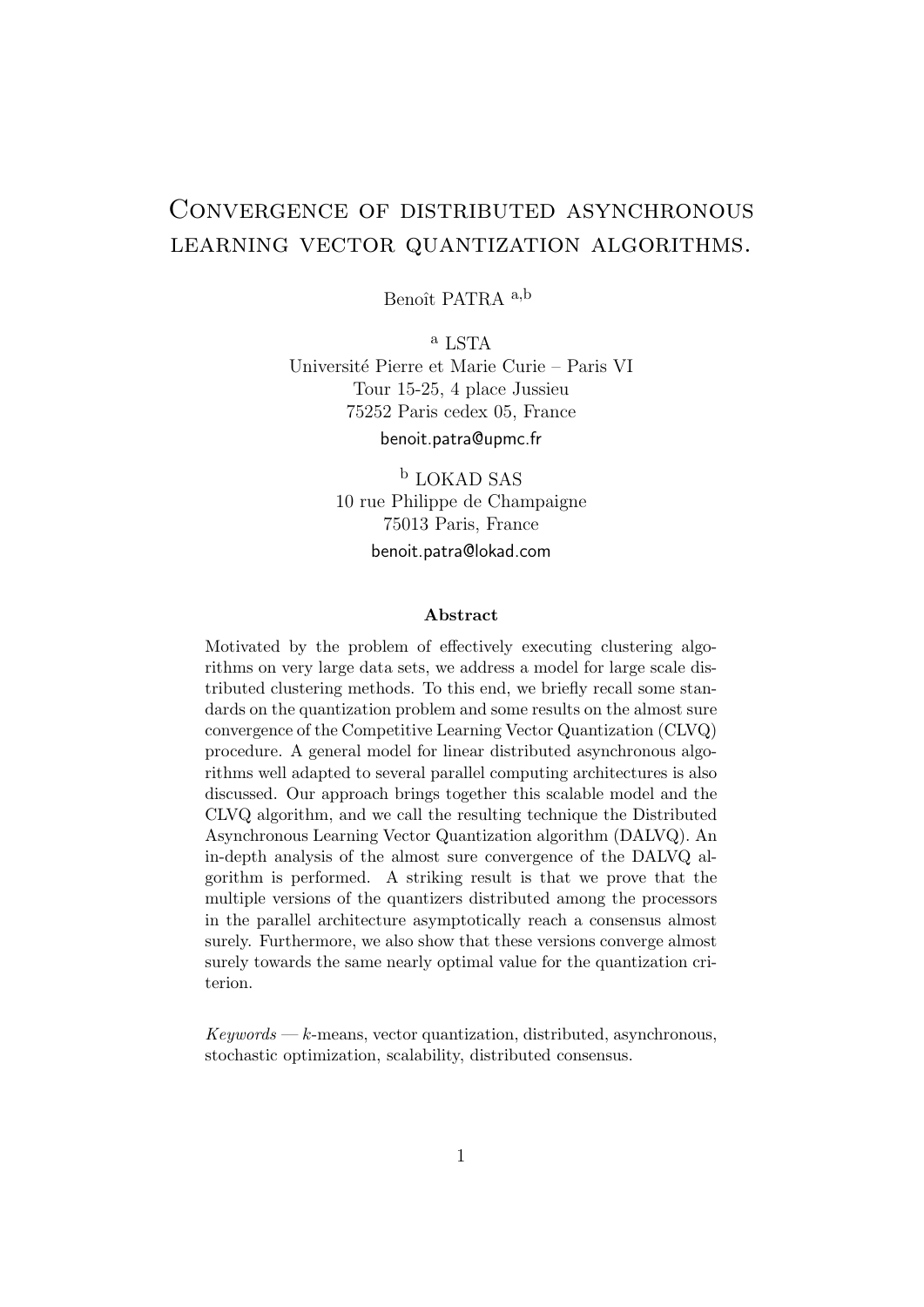# Convergence of distributed asynchronous learning vector quantization algorithms.

Benoît PATRA [a,b]

[a] LSTA
Université Pierre et Marie Curie – Paris VI
Tour 15-25, 4 place Jussieu
75252 Paris cedex 05, France
benoit.patra@upmc.fr

[b] LOKAD SAS
10 rue Philippe de Champaigne
75013 Paris, France
benoit.patra@lokad.com

**Abstract**

Motivated by the problem of effectively executing clustering algorithms on very large data sets, we address a model for large scale distributed clustering methods. To this end, we briefly recall some standards on the quantization problem and some results on the almost sure convergence of the Competitive Learning Vector Quantization (CLVQ) procedure. A general model for linear distributed asynchronous algorithms well adapted to several parallel computing architectures is also discussed. Our approach brings together this scalable model and the CLVQ algorithm, and we call the resulting technique the Distributed Asynchronous Learning Vector Quantization algorithm (DALVQ). An in-depth analysis of the almost sure convergence of the DALVQ algorithm is performed. A striking result is that we prove that the multiple versions of the quantizers distributed among the processors in the parallel architecture asymptotically reach a consensus almost surely. Furthermore, we also show that these versions converge almost surely towards the same nearly optimal value for the quantization criterion.

*Keywords* — $k$-means, vector quantization, distributed, asynchronous, stochastic optimization, scalability, distributed consensus.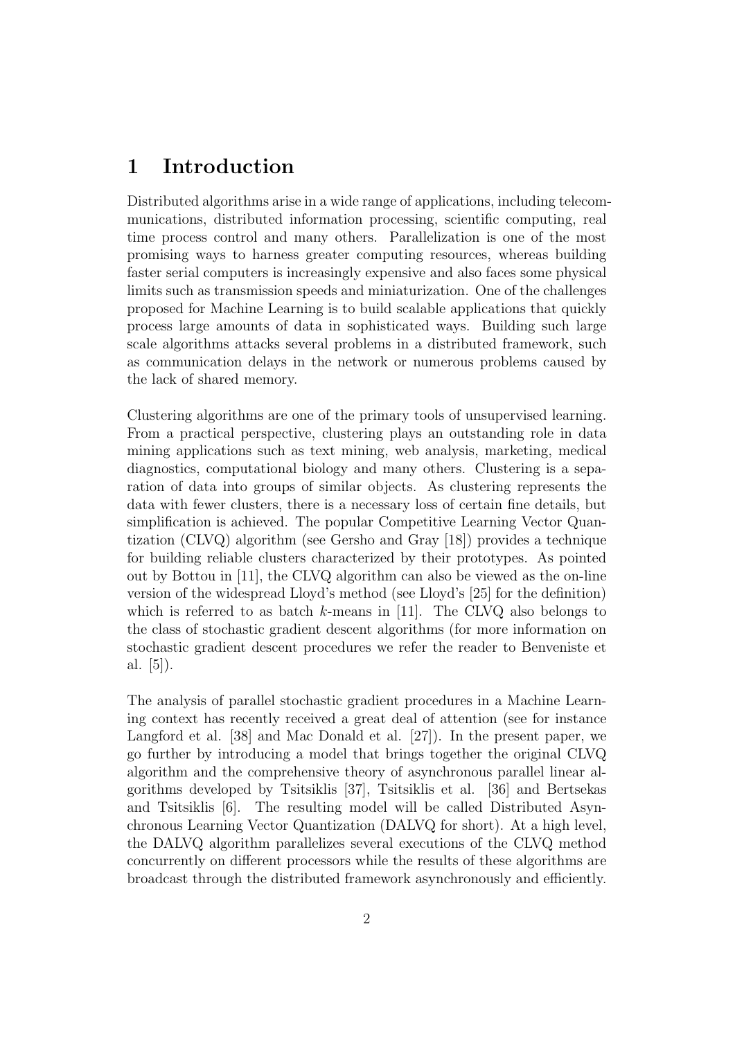# 1 Introduction

Distributed algorithms arise in a wide range of applications, including telecommunications, distributed information processing, scientific computing, real time process control and many others. Parallelization is one of the most promising ways to harness greater computing resources, whereas building faster serial computers is increasingly expensive and also faces some physical limits such as transmission speeds and miniaturization. One of the challenges proposed for Machine Learning is to build scalable applications that quickly process large amounts of data in sophisticated ways. Building such large scale algorithms attacks several problems in a distributed framework, such as communication delays in the network or numerous problems caused by the lack of shared memory.

Clustering algorithms are one of the primary tools of unsupervised learning. From a practical perspective, clustering plays an outstanding role in data mining applications such as text mining, web analysis, marketing, medical diagnostics, computational biology and many others. Clustering is a separation of data into groups of similar objects. As clustering represents the data with fewer clusters, there is a necessary loss of certain fine details, but simplification is achieved. The popular Competitive Learning Vector Quantization (CLVQ) algorithm (see Gersho and Gray [18]) provides a technique for building reliable clusters characterized by their prototypes. As pointed out by Bottou in [11], the CLVQ algorithm can also be viewed as the on-line version of the widespread Lloyd's method (see Lloyd's [25] for the definition) which is referred to as batch $k$-means in [11]. The CLVQ also belongs to the class of stochastic gradient descent algorithms (for more information on stochastic gradient descent procedures we refer the reader to Benveniste et al. [5]).

The analysis of parallel stochastic gradient procedures in a Machine Learning context has recently received a great deal of attention (see for instance Langford et al. [38] and Mac Donald et al. [27]). In the present paper, we go further by introducing a model that brings together the original CLVQ algorithm and the comprehensive theory of asynchronous parallel linear algorithms developed by Tsitsiklis [37], Tsitsiklis et al. [36] and Bertsekas and Tsitsiklis [6]. The resulting model will be called Distributed Asynchronous Learning Vector Quantization (DALVQ for short). At a high level, the DALVQ algorithm parallelizes several executions of the CLVQ method concurrently on different processors while the results of these algorithms are broadcast through the distributed framework asynchronously and efficiently.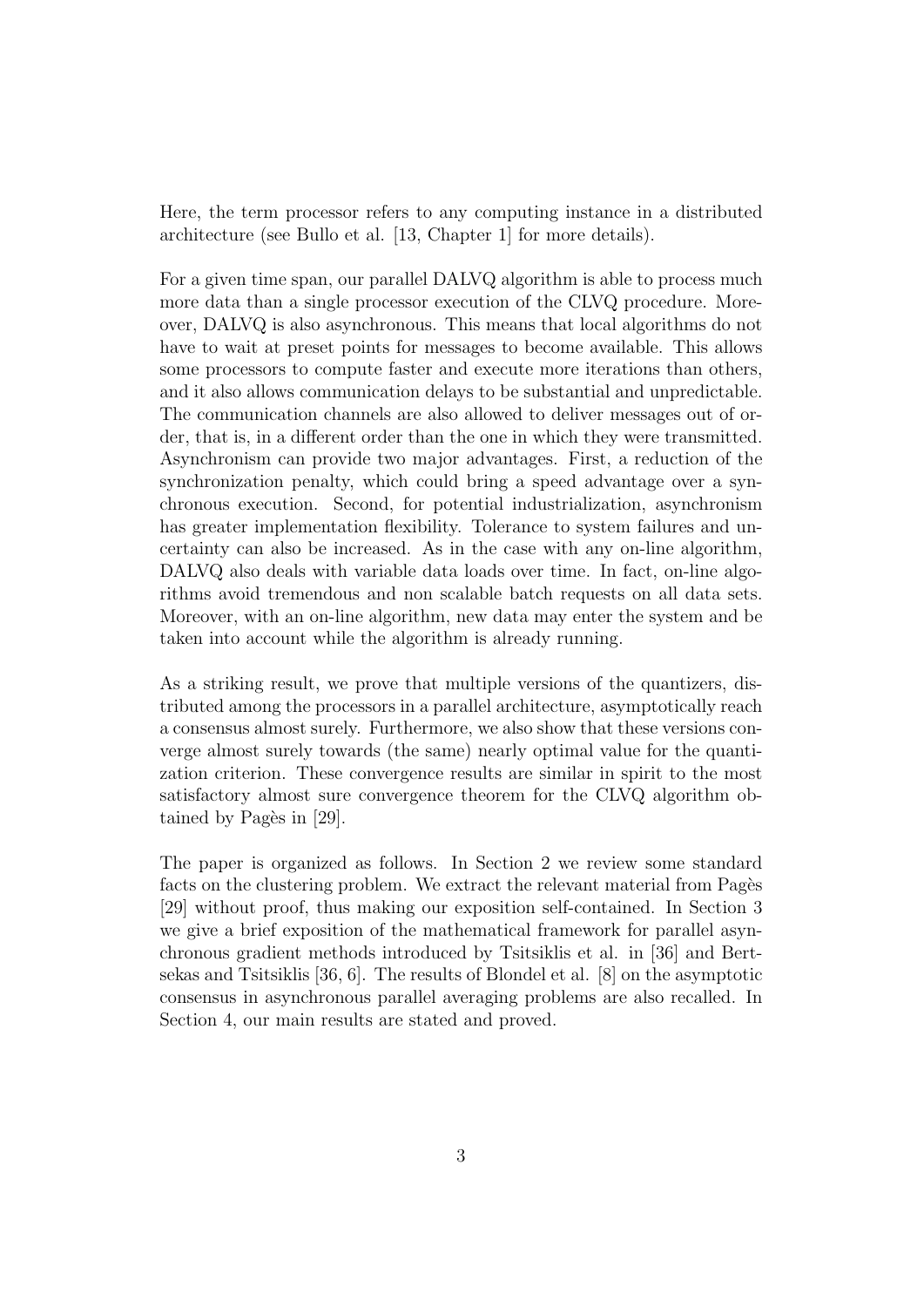Here, the term processor refers to any computing instance in a distributed architecture (see Bullo et al. [13, Chapter 1] for more details).

For a given time span, our parallel DALVQ algorithm is able to process much more data than a single processor execution of the CLVQ procedure. Moreover, DALVQ is also asynchronous. This means that local algorithms do not have to wait at preset points for messages to become available. This allows some processors to compute faster and execute more iterations than others, and it also allows communication delays to be substantial and unpredictable. The communication channels are also allowed to deliver messages out of order, that is, in a different order than the one in which they were transmitted. Asynchronism can provide two major advantages. First, a reduction of the synchronization penalty, which could bring a speed advantage over a synchronous execution. Second, for potential industrialization, asynchronism has greater implementation flexibility. Tolerance to system failures and uncertainty can also be increased. As in the case with any on-line algorithm, DALVQ also deals with variable data loads over time. In fact, on-line algorithms avoid tremendous and non scalable batch requests on all data sets. Moreover, with an on-line algorithm, new data may enter the system and be taken into account while the algorithm is already running.

As a striking result, we prove that multiple versions of the quantizers, distributed among the processors in a parallel architecture, asymptotically reach a consensus almost surely. Furthermore, we also show that these versions converge almost surely towards (the same) nearly optimal value for the quantization criterion. These convergence results are similar in spirit to the most satisfactory almost sure convergence theorem for the CLVQ algorithm obtained by Pagès in [29].

The paper is organized as follows. In Section 2 we review some standard facts on the clustering problem. We extract the relevant material from Pagès [29] without proof, thus making our exposition self-contained. In Section 3 we give a brief exposition of the mathematical framework for parallel asynchronous gradient methods introduced by Tsitsiklis et al. in [36] and Bertsekas and Tsitsiklis [36, 6]. The results of Blondel et al. [8] on the asymptotic consensus in asynchronous parallel averaging problems are also recalled. In Section 4, our main results are stated and proved.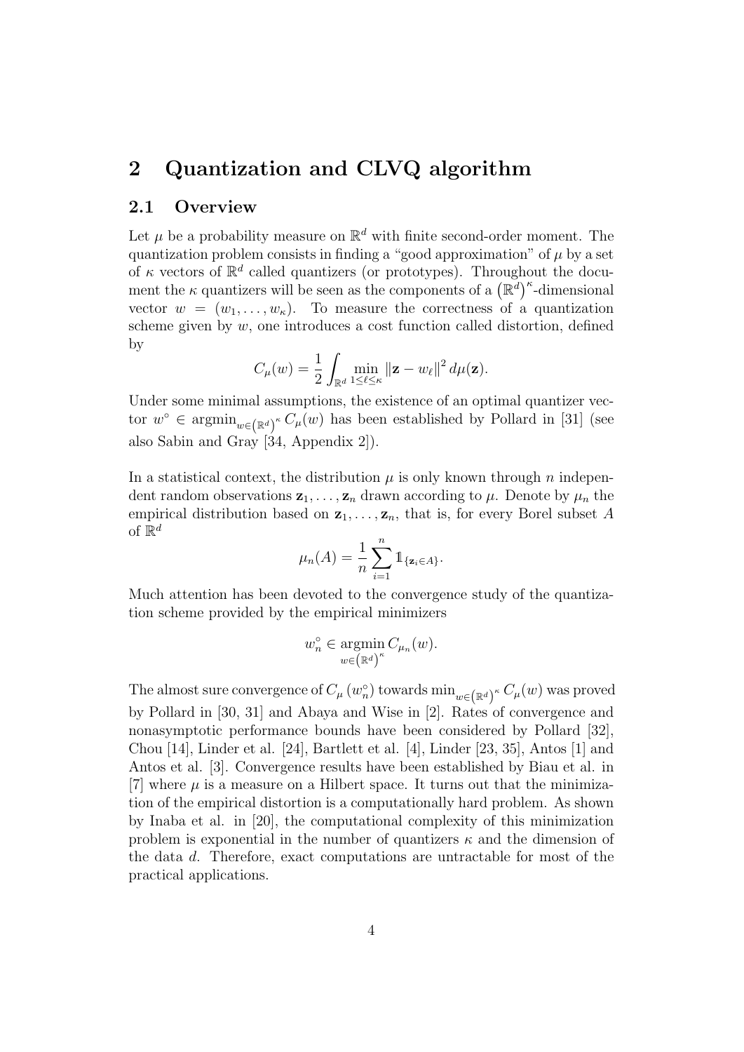## 2 Quantization and CLVQ algorithm

### 2.1 Overview

Let $\mu$ be a probability measure on $\mathbb{R}^d$ with finite second-order moment. The quantization problem consists in finding a "good approximation" of $\mu$ by a set of $\kappa$ vectors of $\mathbb{R}^d$ called quantizers (or prototypes). Throughout the document the $\kappa$ quantizers will be seen as the components of a $\left(\mathbb{R}^d\right)^\kappa$-dimensional vector $w = (w_1, \ldots, w_\kappa)$. To measure the correctness of a quantization scheme given by $w$, one introduces a cost function called distortion, defined by

$$C_\mu(w) = \frac{1}{2} \int_{\mathbb{R}^d} \min_{1 \leq \ell \leq \kappa} \|\mathbf{z} - w_\ell\|^2 \, d\mu(\mathbf{z}).$$

Under some minimal assumptions, the existence of an optimal quantizer vector $w^\circ \in \operatorname{argmin}_{w \in \left(\mathbb{R}^d\right)^\kappa} C_\mu(w)$ has been established by Pollard in [31] (see also Sabin and Gray [34, Appendix 2]).

In a statistical context, the distribution $\mu$ is only known through $n$ independent random observations $\mathbf{z}_1, \ldots, \mathbf{z}_n$ drawn according to $\mu$. Denote by $\mu_n$ the empirical distribution based on $\mathbf{z}_1, \ldots, \mathbf{z}_n$, that is, for every Borel subset $A$ of $\mathbb{R}^d$

$$\mu_n(A) = \frac{1}{n} \sum_{i=1}^{n} \mathbb{1}_{\{\mathbf{z}_i \in A\}}.$$

Much attention has been devoted to the convergence study of the quantization scheme provided by the empirical minimizers

$$w_n^\circ \in \underset{w \in \left(\mathbb{R}^d\right)^\kappa}{\operatorname{argmin}} \, C_{\mu_n}(w).$$

The almost sure convergence of $C_\mu\left(w_n^\circ\right)$ towards $\min_{w \in \left(\mathbb{R}^d\right)^\kappa} C_\mu(w)$ was proved by Pollard in [30, 31] and Abaya and Wise in [2]. Rates of convergence and nonasymptotic performance bounds have been considered by Pollard [32], Chou [14], Linder et al. [24], Bartlett et al. [4], Linder [23, 35], Antos [1] and Antos et al. [3]. Convergence results have been established by Biau et al. in [7] where $\mu$ is a measure on a Hilbert space. It turns out that the minimization of the empirical distortion is a computationally hard problem. As shown by Inaba et al. in [20], the computational complexity of this minimization problem is exponential in the number of quantizers $\kappa$ and the dimension of the data $d$. Therefore, exact computations are untractable for most of the practical applications.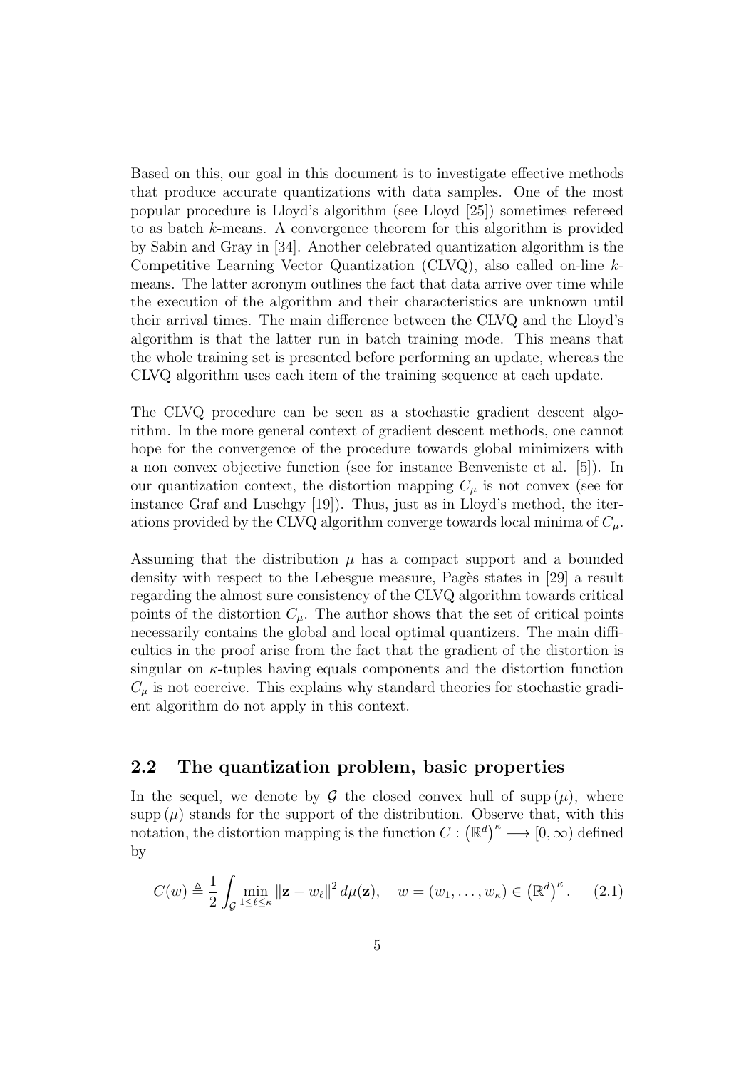Based on this, our goal in this document is to investigate effective methods that produce accurate quantizations with data samples. One of the most popular procedure is Lloyd's algorithm (see Lloyd [25]) sometimes refereed to as batch $k$-means. A convergence theorem for this algorithm is provided by Sabin and Gray in [34]. Another celebrated quantization algorithm is the Competitive Learning Vector Quantization (CLVQ), also called on-line $k$-means. The latter acronym outlines the fact that data arrive over time while the execution of the algorithm and their characteristics are unknown until their arrival times. The main difference between the CLVQ and the Lloyd's algorithm is that the latter run in batch training mode. This means that the whole training set is presented before performing an update, whereas the CLVQ algorithm uses each item of the training sequence at each update.

The CLVQ procedure can be seen as a stochastic gradient descent algorithm. In the more general context of gradient descent methods, one cannot hope for the convergence of the procedure towards global minimizers with a non convex objective function (see for instance Benveniste et al. [5]). In our quantization context, the distortion mapping $C_\mu$ is not convex (see for instance Graf and Luschgy [19]). Thus, just as in Lloyd's method, the iterations provided by the CLVQ algorithm converge towards local minima of $C_\mu$.

Assuming that the distribution $\mu$ has a compact support and a bounded density with respect to the Lebesgue measure, Pagès states in [29] a result regarding the almost sure consistency of the CLVQ algorithm towards critical points of the distortion $C_\mu$. The author shows that the set of critical points necessarily contains the global and local optimal quantizers. The main difficulties in the proof arise from the fact that the gradient of the distortion is singular on $\kappa$-tuples having equals components and the distortion function $C_\mu$ is not coercive. This explains why standard theories for stochastic gradient algorithm do not apply in this context.

## 2.2 The quantization problem, basic properties

In the sequel, we denote by $\mathcal{G}$ the closed convex hull of $\operatorname{supp}(\mu)$, where $\operatorname{supp}(\mu)$ stands for the support of the distribution. Observe that, with this notation, the distortion mapping is the function $C : \left(\mathbb{R}^d\right)^\kappa \longrightarrow [0, \infty)$ defined by

$$C(w) \triangleq \frac{1}{2} \int_{\mathcal{G}} \min_{1 \le \ell \le \kappa} \|\mathbf{z} - w_\ell\|^2 \, d\mu(\mathbf{z}), \quad w = (w_1, \ldots, w_\kappa) \in \left(\mathbb{R}^d\right)^\kappa. \tag{2.1}$$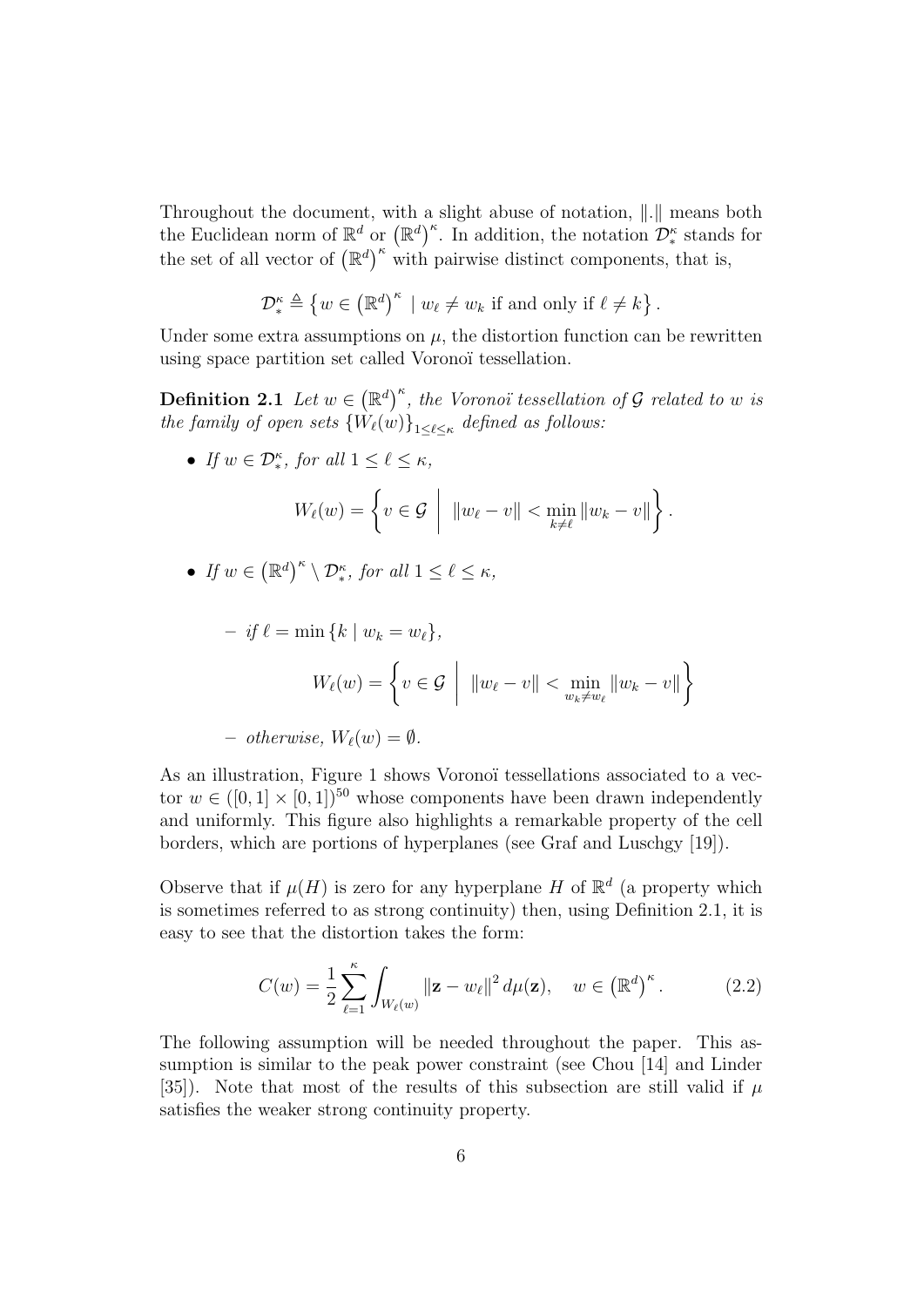Throughout the document, with a slight abuse of notation, $\|.\|$ means both the Euclidean norm of $\mathbb{R}^d$ or $\left(\mathbb{R}^d\right)^\kappa$. In addition, the notation $\mathcal{D}_*^\kappa$ stands for the set of all vector of $\left(\mathbb{R}^d\right)^\kappa$ with pairwise distinct components, that is,

$$\mathcal{D}_*^\kappa \triangleq \left\{ w \in \left(\mathbb{R}^d\right)^\kappa \mid w_\ell \neq w_k \text{ if and only if } \ell \neq k \right\}.$$

Under some extra assumptions on $\mu$, the distortion function can be rewritten using space partition set called Voronoï tessellation.

**Definition 2.1** *Let $w \in \left(\mathbb{R}^d\right)^\kappa$, the Voronoï tessellation of $\mathcal{G}$ related to $w$ is the family of open sets $\{W_\ell(w)\}_{1 \le \ell \le \kappa}$ defined as follows:*

- *If $w \in \mathcal{D}_*^\kappa$, for all $1 \le \ell \le \kappa$,*

$$W_\ell(w) = \left\{ v \in \mathcal{G} \;\middle|\; \|w_\ell - v\| < \min_{k \neq \ell} \|w_k - v\| \right\}.$$

- *If $w \in \left(\mathbb{R}^d\right)^\kappa \setminus \mathcal{D}_*^\kappa$, for all $1 \le \ell \le \kappa$,*

  - *if $\ell = \min\{k \mid w_k = w_\ell\}$,*

$$W_\ell(w) = \left\{ v \in \mathcal{G} \;\middle|\; \|w_\ell - v\| < \min_{w_k \neq w_\ell} \|w_k - v\| \right\}$$

  - *otherwise, $W_\ell(w) = \emptyset$.*

As an illustration, Figure 1 shows Voronoï tessellations associated to a vector $w \in ([0,1] \times [0,1])^{50}$ whose components have been drawn independently and uniformly. This figure also highlights a remarkable property of the cell borders, which are portions of hyperplanes (see Graf and Luschgy [19]).

Observe that if $\mu(H)$ is zero for any hyperplane $H$ of $\mathbb{R}^d$ (a property which is sometimes referred to as strong continuity) then, using Definition 2.1, it is easy to see that the distortion takes the form:

$$C(w) = \frac{1}{2} \sum_{\ell=1}^{\kappa} \int_{W_\ell(w)} \|\mathbf{z} - w_\ell\|^2 \, d\mu(\mathbf{z}), \quad w \in \left(\mathbb{R}^d\right)^\kappa. \tag{2.2}$$

The following assumption will be needed throughout the paper. This assumption is similar to the peak power constraint (see Chou [14] and Linder [35]). Note that most of the results of this subsection are still valid if $\mu$ satisfies the weaker strong continuity property.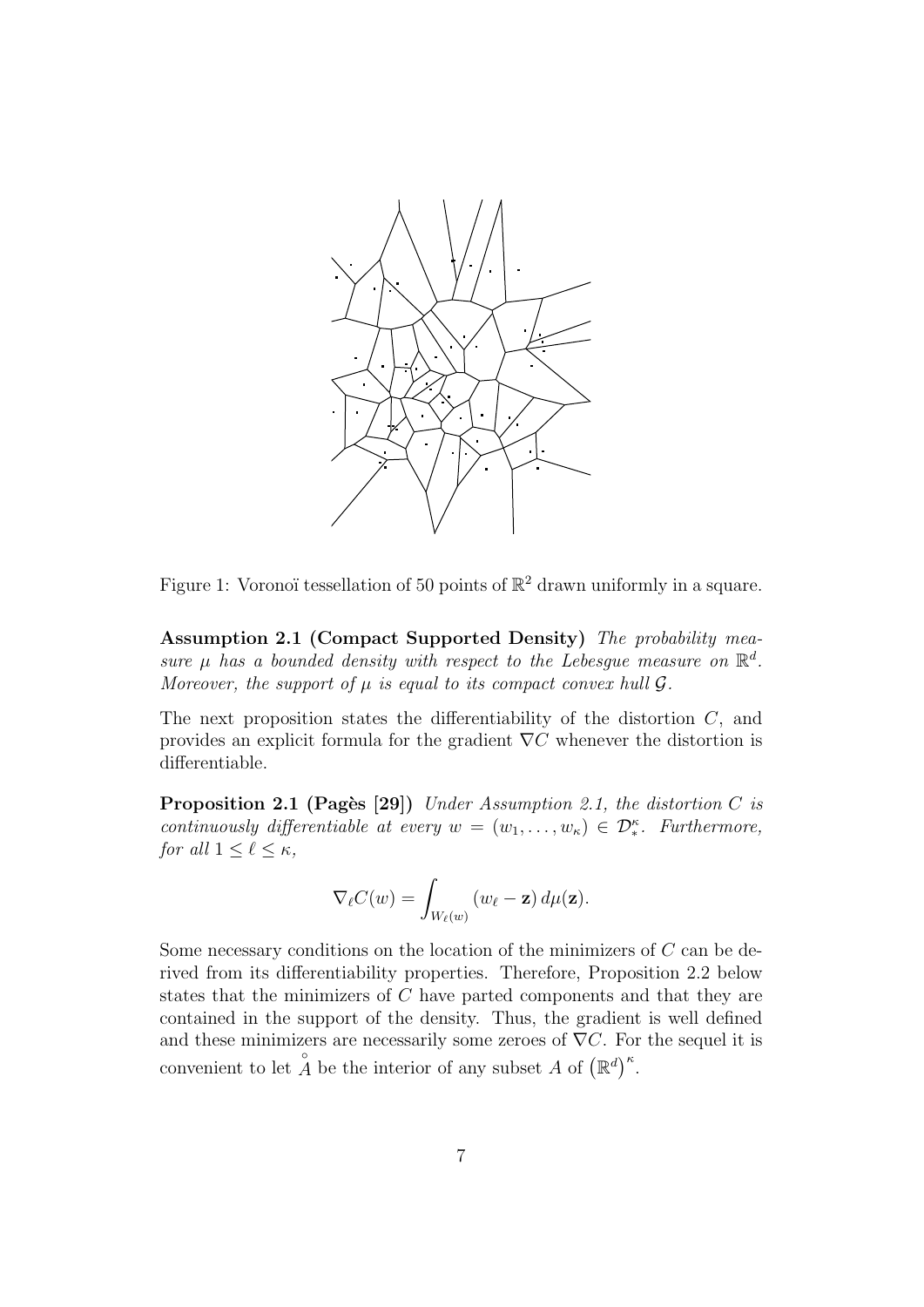Figure 1: Voronoï tessellation of 50 points of $\mathbb{R}^2$ drawn uniformly in a square.

**Assumption 2.1 (Compact Supported Density)** *The probability measure $\mu$ has a bounded density with respect to the Lebesgue measure on $\mathbb{R}^d$. Moreover, the support of $\mu$ is equal to its compact convex hull $\mathcal{G}$.*

The next proposition states the differentiability of the distortion $C$, and provides an explicit formula for the gradient $\nabla C$ whenever the distortion is differentiable.

**Proposition 2.1 (Pagès [29])** *Under Assumption 2.1, the distortion $C$ is continuously differentiable at every $w = (w_1, \ldots, w_\kappa) \in \mathcal{D}_*^\kappa$. Furthermore, for all $1 \leq \ell \leq \kappa$,*

$$\nabla_\ell C(w) = \int_{W_\ell(w)} (w_\ell - \mathbf{z})\, d\mu(\mathbf{z}).$$

Some necessary conditions on the location of the minimizers of $C$ can be derived from its differentiability properties. Therefore, Proposition 2.2 below states that the minimizers of $C$ have parted components and that they are contained in the support of the density. Thus, the gradient is well defined and these minimizers are necessarily some zeroes of $\nabla C$. For the sequel it is convenient to let $\mathring{A}$ be the interior of any subset $A$ of $\left(\mathbb{R}^d\right)^\kappa$.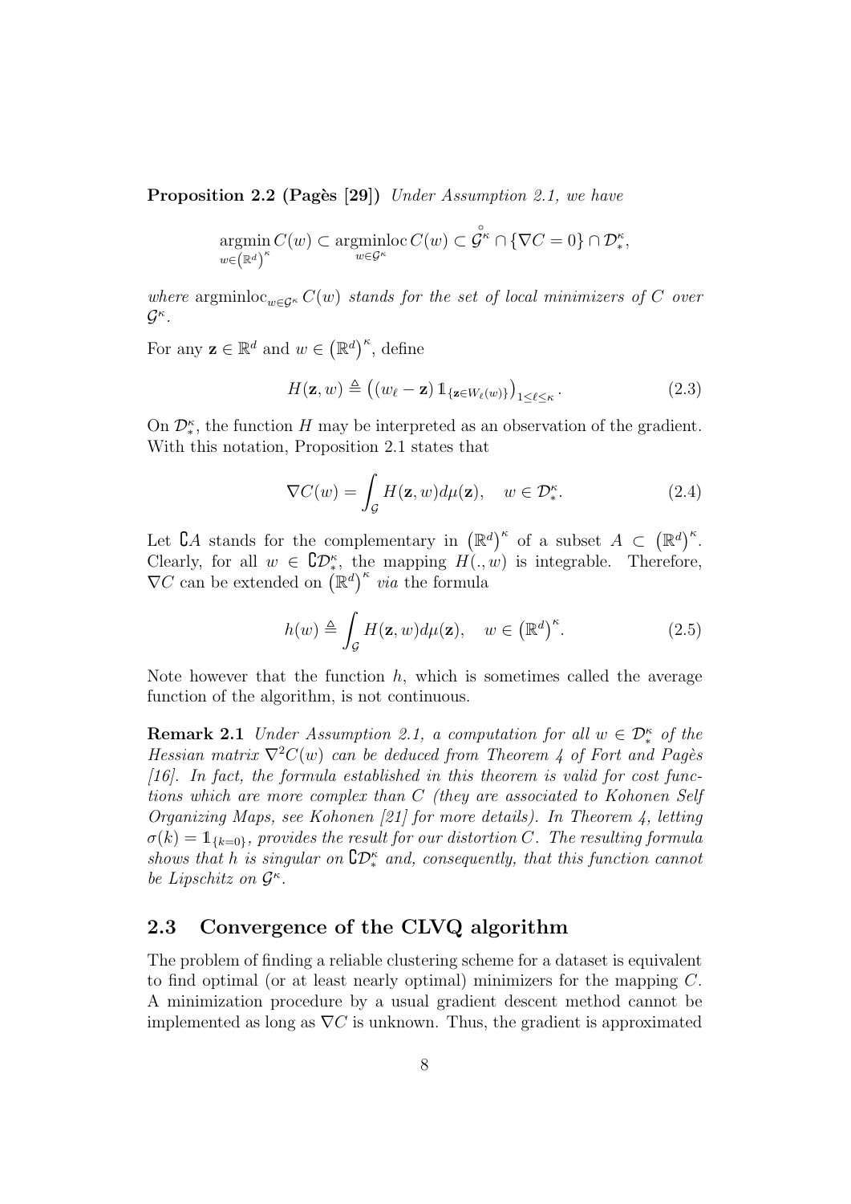**Proposition 2.2 (Pagès [29])** *Under Assumption 2.1, we have*

$$\operatorname*{argmin}_{w\in(\mathbb{R}^d)^\kappa} C(w) \subset \operatorname*{argminloc}_{w\in\mathcal{G}^\kappa} C(w) \subset \overset{\circ}{\mathcal{G}^\kappa} \cap \{\nabla C = 0\} \cap \mathcal{D}_*^\kappa,$$

*where* $\operatorname{argminloc}_{w\in\mathcal{G}^\kappa} C(w)$ *stands for the set of local minimizers of* $C$ *over* $\mathcal{G}^\kappa$*.*

For any $\mathbf{z} \in \mathbb{R}^d$ and $w \in (\mathbb{R}^d)^\kappa$, define

$$H(\mathbf{z}, w) \triangleq \left((w_\ell - \mathbf{z})\, \mathbb{1}_{\{\mathbf{z}\in W_\ell(w)\}}\right)_{1\leq\ell\leq\kappa}. \tag{2.3}$$

On $\mathcal{D}_*^\kappa$, the function $H$ may be interpreted as an observation of the gradient. With this notation, Proposition 2.1 states that

$$\nabla C(w) = \int_{\mathcal{G}} H(\mathbf{z}, w) d\mu(\mathbf{z}), \quad w \in \mathcal{D}_*^\kappa. \tag{2.4}$$

Let $\complement A$ stands for the complementary in $(\mathbb{R}^d)^\kappa$ of a subset $A \subset (\mathbb{R}^d)^\kappa$. Clearly, for all $w \in \complement\mathcal{D}_*^\kappa$, the mapping $H(., w)$ is integrable. Therefore, $\nabla C$ can be extended on $(\mathbb{R}^d)^\kappa$ *via* the formula

$$h(w) \triangleq \int_{\mathcal{G}} H(\mathbf{z}, w) d\mu(\mathbf{z}), \quad w \in (\mathbb{R}^d)^\kappa. \tag{2.5}$$

Note however that the function $h$, which is sometimes called the average function of the algorithm, is not continuous.

**Remark 2.1** *Under Assumption 2.1, a computation for all* $w \in \mathcal{D}_*^\kappa$ *of the Hessian matrix* $\nabla^2 C(w)$ *can be deduced from Theorem 4 of Fort and Pagès [16]. In fact, the formula established in this theorem is valid for cost functions which are more complex than* $C$ *(they are associated to Kohonen Self Organizing Maps, see Kohonen [21] for more details). In Theorem 4, letting* $\sigma(k) = \mathbb{1}_{\{k=0\}}$*, provides the result for our distortion* $C$*. The resulting formula shows that* $h$ *is singular on* $\complement\mathcal{D}_*^\kappa$ *and, consequently, that this function cannot be Lipschitz on* $\mathcal{G}^\kappa$*.*

## 2.3 Convergence of the CLVQ algorithm

The problem of finding a reliable clustering scheme for a dataset is equivalent to find optimal (or at least nearly optimal) minimizers for the mapping $C$. A minimization procedure by a usual gradient descent method cannot be implemented as long as $\nabla C$ is unknown. Thus, the gradient is approximated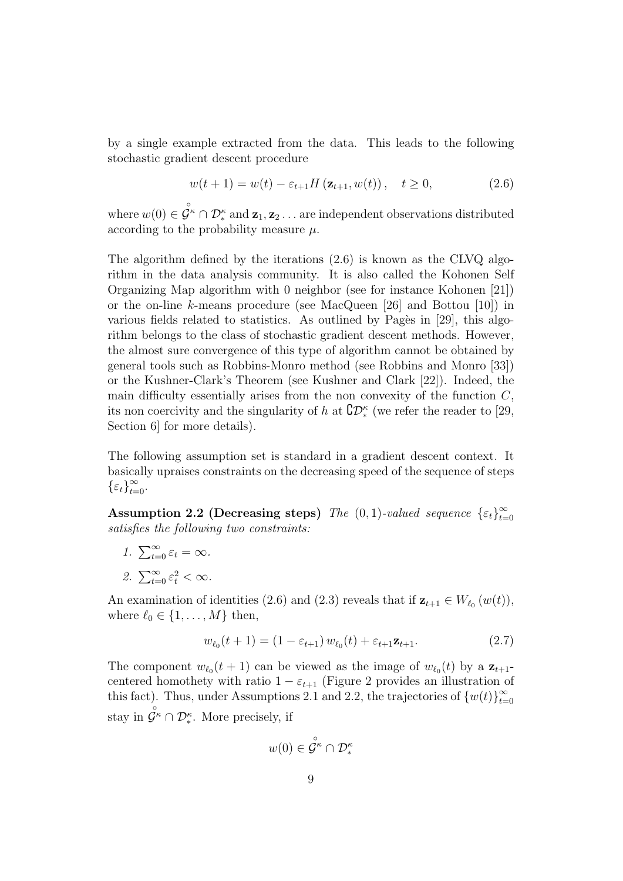by a single example extracted from the data. This leads to the following stochastic gradient descent procedure

$$w(t+1) = w(t) - \varepsilon_{t+1} H\left(\mathbf{z}_{t+1}, w(t)\right), \quad t \geq 0, \tag{2.6}$$

where $w(0) \in \overset{\circ}{\mathcal{G}^{\kappa}} \cap \mathcal{D}_{*}^{\kappa}$ and $\mathbf{z}_1, \mathbf{z}_2 \ldots$ are independent observations distributed according to the probability measure $\mu$.

The algorithm defined by the iterations (2.6) is known as the CLVQ algorithm in the data analysis community. It is also called the Kohonen Self Organizing Map algorithm with 0 neighbor (see for instance Kohonen [21]) or the on-line $k$-means procedure (see MacQueen [26] and Bottou [10]) in various fields related to statistics. As outlined by Pagès in [29], this algorithm belongs to the class of stochastic gradient descent methods. However, the almost sure convergence of this type of algorithm cannot be obtained by general tools such as Robbins-Monro method (see Robbins and Monro [33]) or the Kushner-Clark's Theorem (see Kushner and Clark [22]). Indeed, the main difficulty essentially arises from the non convexity of the function $C$, its non coercivity and the singularity of $h$ at $\complement \mathcal{D}_{*}^{\kappa}$ (we refer the reader to [29, Section 6] for more details).

The following assumption set is standard in a gradient descent context. It basically upraises constraints on the decreasing speed of the sequence of steps $\{\varepsilon_t\}_{t=0}^{\infty}$.

**Assumption 2.2 (Decreasing steps)** *The $(0,1)$-valued sequence $\{\varepsilon_t\}_{t=0}^{\infty}$ satisfies the following two constraints:*

1. $\sum_{t=0}^{\infty} \varepsilon_t = \infty$.
2. $\sum_{t=0}^{\infty} \varepsilon_t^2 < \infty$.

An examination of identities (2.6) and (2.3) reveals that if $\mathbf{z}_{t+1} \in W_{\ell_0}\left(w(t)\right)$, where $\ell_0 \in \{1, \ldots, M\}$ then,

$$w_{\ell_0}(t+1) = \left(1 - \varepsilon_{t+1}\right) w_{\ell_0}(t) + \varepsilon_{t+1} \mathbf{z}_{t+1}. \tag{2.7}$$

The component $w_{\ell_0}(t+1)$ can be viewed as the image of $w_{\ell_0}(t)$ by a $\mathbf{z}_{t+1}$-centered homothety with ratio $1 - \varepsilon_{t+1}$ (Figure 2 provides an illustration of this fact). Thus, under Assumptions 2.1 and 2.2, the trajectories of $\{w(t)\}_{t=0}^{\infty}$ stay in $\overset{\circ}{\mathcal{G}^{\kappa}} \cap \mathcal{D}_{*}^{\kappa}$. More precisely, if

$$w(0) \in \overset{\circ}{\mathcal{G}^{\kappa}} \cap \mathcal{D}_{*}^{\kappa}$$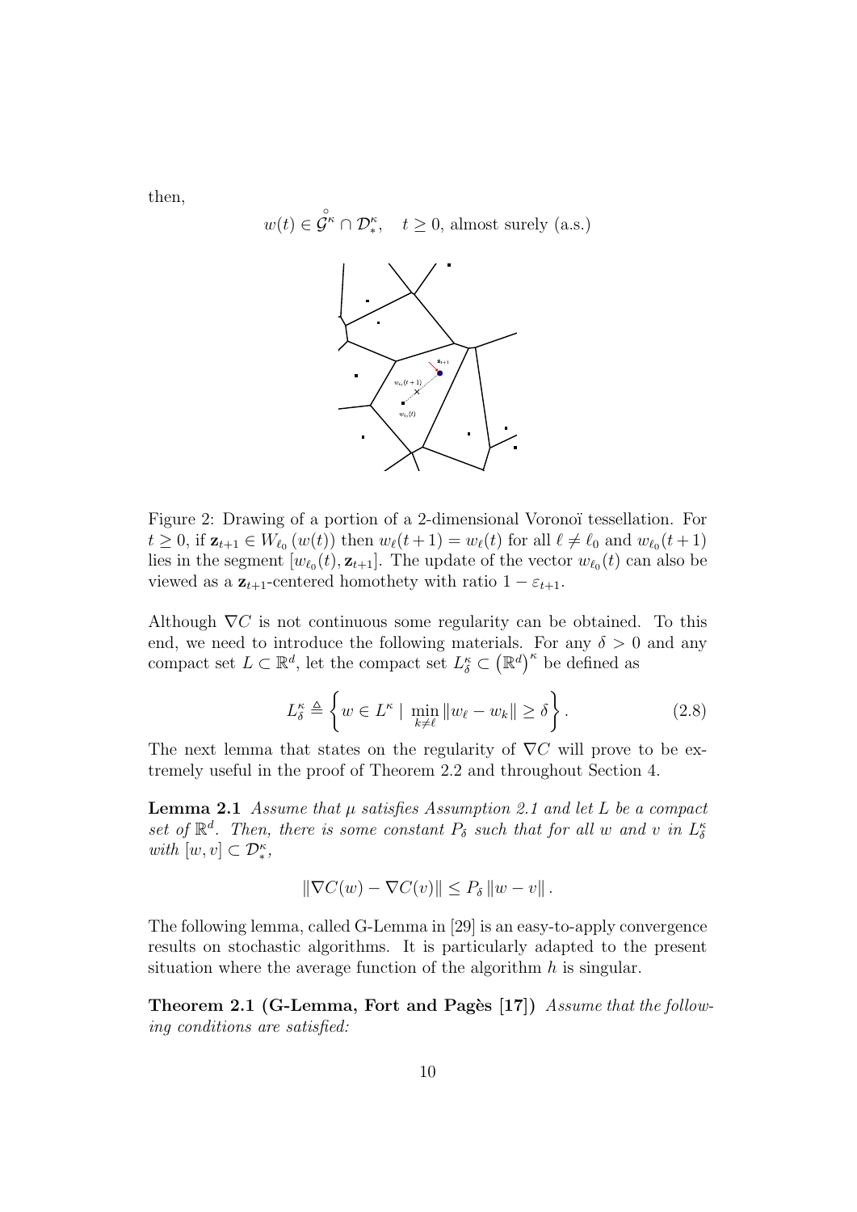then,

$$w(t) \in \overset{\circ}{\mathcal{G}^{\kappa}} \cap \mathcal{D}_*^{\kappa}, \quad t \geq 0, \text{ almost surely (a.s.)}$$

Figure 2: Drawing of a portion of a 2-dimensional Voronoï tessellation. For $t \geq 0$, if $\mathbf{z}_{t+1} \in W_{\ell_0}(w(t))$ then $w_\ell(t+1) = w_\ell(t)$ for all $\ell \neq \ell_0$ and $w_{\ell_0}(t+1)$ lies in the segment $[w_{\ell_0}(t), \mathbf{z}_{t+1}]$. The update of the vector $w_{\ell_0}(t)$ can also be viewed as a $\mathbf{z}_{t+1}$-centered homothety with ratio $1 - \varepsilon_{t+1}$.

Although $\nabla C$ is not continuous some regularity can be obtained. To this end, we need to introduce the following materials. For any $\delta > 0$ and any compact set $L \subset \mathbb{R}^d$, let the compact set $L_\delta^\kappa \subset \left(\mathbb{R}^d\right)^\kappa$ be defined as

$$L_\delta^\kappa \triangleq \left\{ w \in L^\kappa \mid \min_{k \neq \ell} \|w_\ell - w_k\| \geq \delta \right\}. \tag{2.8}$$

The next lemma that states on the regularity of $\nabla C$ will prove to be extremely useful in the proof of Theorem 2.2 and throughout Section 4.

**Lemma 2.1** *Assume that $\mu$ satisfies Assumption 2.1 and let $L$ be a compact set of $\mathbb{R}^d$. Then, there is some constant $P_\delta$ such that for all $w$ and $v$ in $L_\delta^\kappa$ with $[w, v] \subset \mathcal{D}_*^\kappa$,*

$$\|\nabla C(w) - \nabla C(v)\| \leq P_\delta \|w - v\|.$$

The following lemma, called G-Lemma in [29] is an easy-to-apply convergence results on stochastic algorithms. It is particularly adapted to the present situation where the average function of the algorithm $h$ is singular.

**Theorem 2.1 (G-Lemma, Fort and Pagès [17])** *Assume that the following conditions are satisfied:*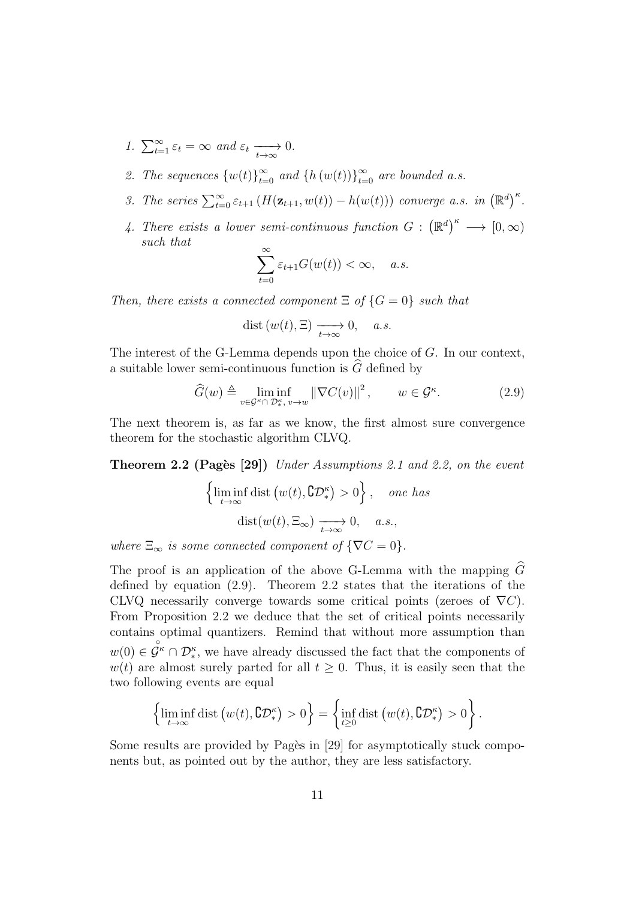1. $\sum_{t=1}^{\infty} \varepsilon_t = \infty$ *and* $\varepsilon_t \xrightarrow[t\to\infty]{} 0$.

2. *The sequences* $\{w(t)\}_{t=0}^{\infty}$ *and* $\{h(w(t))\}_{t=0}^{\infty}$ *are bounded a.s.*

3. *The series* $\sum_{t=0}^{\infty} \varepsilon_{t+1} \left(H(\mathbf{z}_{t+1}, w(t)) - h(w(t))\right)$ *converge a.s. in* $\left(\mathbb{R}^d\right)^{\kappa}$.

4. *There exists a lower semi-continuous function* $G : \left(\mathbb{R}^d\right)^{\kappa} \longrightarrow [0, \infty)$ *such that*

$$\sum_{t=0}^{\infty} \varepsilon_{t+1} G(w(t)) < \infty, \quad a.s.$$

*Then, there exists a connected component* $\Xi$ *of* $\{G = 0\}$ *such that*

$$\operatorname{dist}\left(w(t), \Xi\right) \xrightarrow[t\to\infty]{} 0, \quad a.s.$$

The interest of the G-Lemma depends upon the choice of $G$. In our context, a suitable lower semi-continuous function is $\widehat{G}$ defined by

$$\widehat{G}(w) \triangleq \liminf_{v \in \mathcal{G}^{\kappa} \cap\, \mathcal{D}_*^{\kappa},\, v \to w} \left\|\nabla C(v)\right\|^2, \qquad w \in \mathcal{G}^{\kappa}. \tag{2.9}$$

The next theorem is, as far as we know, the first almost sure convergence theorem for the stochastic algorithm CLVQ.

**Theorem 2.2 (Pagès [29])** *Under Assumptions 2.1 and 2.2, on the event*

$$\left\{ \liminf_{t\to\infty} \operatorname{dist}\left(w(t), \complement\mathcal{D}_*^{\kappa}\right) > 0 \right\}, \quad \textit{one has}$$

$$\operatorname{dist}(w(t), \Xi_{\infty}) \xrightarrow[t\to\infty]{} 0, \quad a.s.,$$

*where* $\Xi_{\infty}$ *is some connected component of* $\{\nabla C = 0\}$.

The proof is an application of the above G-Lemma with the mapping $\widehat{G}$ defined by equation (2.9). Theorem 2.2 states that the iterations of the CLVQ necessarily converge towards some critical points (zeroes of $\nabla C$). From Proposition 2.2 we deduce that the set of critical points necessarily contains optimal quantizers. Remind that without more assumption than $w(0) \in \mathring{\mathcal{G}}^{\kappa} \cap \mathcal{D}_*^{\kappa}$, we have already discussed the fact that the components of $w(t)$ are almost surely parted for all $t \geq 0$. Thus, it is easily seen that the two following events are equal

$$\left\{ \liminf_{t\to\infty} \operatorname{dist}\left(w(t), \complement\mathcal{D}_*^{\kappa}\right) > 0 \right\} = \left\{ \inf_{t\geq 0} \operatorname{dist}\left(w(t), \complement\mathcal{D}_*^{\kappa}\right) > 0 \right\}.$$

Some results are provided by Pagès in [29] for asymptotically stuck components but, as pointed out by the author, they are less satisfactory.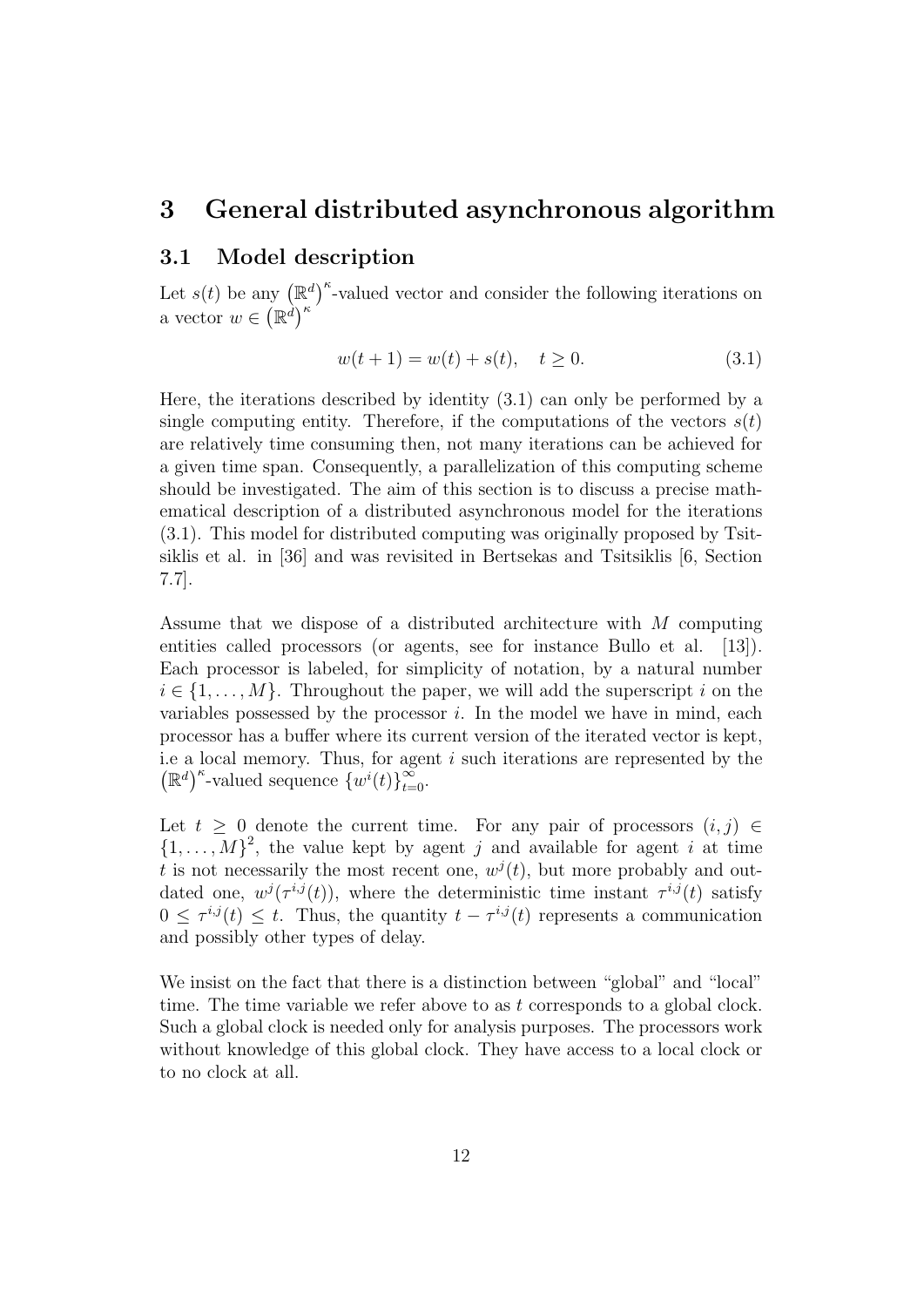# 3 General distributed asynchronous algorithm

## 3.1 Model description

Let $s(t)$ be any $\left(\mathbb{R}^d\right)^\kappa$-valued vector and consider the following iterations on a vector $w \in \left(\mathbb{R}^d\right)^\kappa$

$$w(t+1) = w(t) + s(t), \quad t \geq 0. \tag{3.1}$$

Here, the iterations described by identity (3.1) can only be performed by a single computing entity. Therefore, if the computations of the vectors $s(t)$ are relatively time consuming then, not many iterations can be achieved for a given time span. Consequently, a parallelization of this computing scheme should be investigated. The aim of this section is to discuss a precise mathematical description of a distributed asynchronous model for the iterations (3.1). This model for distributed computing was originally proposed by Tsitsiklis et al. in [36] and was revisited in Bertsekas and Tsitsiklis [6, Section 7.7].

Assume that we dispose of a distributed architecture with $M$ computing entities called processors (or agents, see for instance Bullo et al. [13]). Each processor is labeled, for simplicity of notation, by a natural number $i \in \{1, \dots, M\}$. Throughout the paper, we will add the superscript $i$ on the variables possessed by the processor $i$. In the model we have in mind, each processor has a buffer where its current version of the iterated vector is kept, i.e a local memory. Thus, for agent $i$ such iterations are represented by the $\left(\mathbb{R}^d\right)^\kappa$-valued sequence $\{w^i(t)\}_{t=0}^{\infty}$.

Let $t \geq 0$ denote the current time. For any pair of processors $(i, j) \in \{1, \dots, M\}^2$, the value kept by agent $j$ and available for agent $i$ at time $t$ is not necessarily the most recent one, $w^j(t)$, but more probably and outdated one, $w^j(\tau^{i,j}(t))$, where the deterministic time instant $\tau^{i,j}(t)$ satisfy $0 \leq \tau^{i,j}(t) \leq t$. Thus, the quantity $t - \tau^{i,j}(t)$ represents a communication and possibly other types of delay.

We insist on the fact that there is a distinction between "global" and "local" time. The time variable we refer above to as $t$ corresponds to a global clock. Such a global clock is needed only for analysis purposes. The processors work without knowledge of this global clock. They have access to a local clock or to no clock at all.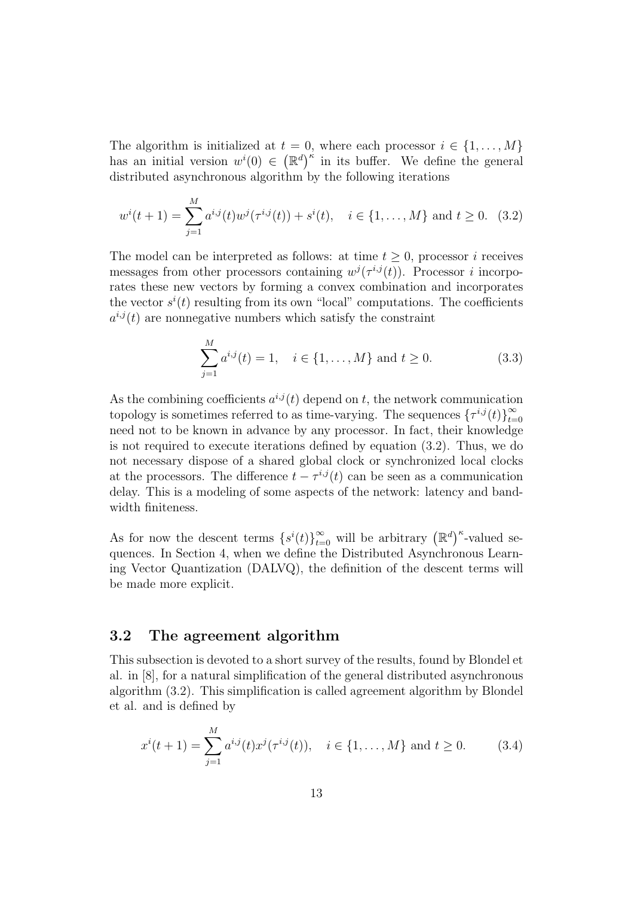The algorithm is initialized at $t = 0$, where each processor $i \in \{1, \ldots, M\}$ has an initial version $w^i(0) \in \left(\mathbb{R}^d\right)^\kappa$ in its buffer. We define the general distributed asynchronous algorithm by the following iterations

$$w^i(t+1) = \sum_{j=1}^{M} a^{i,j}(t) w^j(\tau^{i,j}(t)) + s^i(t), \quad i \in \{1, \ldots, M\} \text{ and } t \geq 0. \quad (3.2)$$

The model can be interpreted as follows: at time $t \geq 0$, processor $i$ receives messages from other processors containing $w^j(\tau^{i,j}(t))$. Processor $i$ incorporates these new vectors by forming a convex combination and incorporates the vector $s^i(t)$ resulting from its own "local" computations. The coefficients $a^{i,j}(t)$ are nonnegative numbers which satisfy the constraint

$$\sum_{j=1}^{M} a^{i,j}(t) = 1, \quad i \in \{1, \ldots, M\} \text{ and } t \geq 0. \quad (3.3)$$

As the combining coefficients $a^{i,j}(t)$ depend on $t$, the network communication topology is sometimes referred to as time-varying. The sequences $\{\tau^{i,j}(t)\}_{t=0}^{\infty}$ need not to be known in advance by any processor. In fact, their knowledge is not required to execute iterations defined by equation (3.2). Thus, we do not necessary dispose of a shared global clock or synchronized local clocks at the processors. The difference $t - \tau^{i,j}(t)$ can be seen as a communication delay. This is a modeling of some aspects of the network: latency and bandwidth finiteness.

As for now the descent terms $\{s^i(t)\}_{t=0}^{\infty}$ will be arbitrary $\left(\mathbb{R}^d\right)^\kappa$-valued sequences. In Section 4, when we define the Distributed Asynchronous Learning Vector Quantization (DALVQ), the definition of the descent terms will be made more explicit.

### 3.2 The agreement algorithm

This subsection is devoted to a short survey of the results, found by Blondel et al. in [8], for a natural simplification of the general distributed asynchronous algorithm (3.2). This simplification is called agreement algorithm by Blondel et al. and is defined by

$$x^i(t+1) = \sum_{j=1}^{M} a^{i,j}(t) x^j(\tau^{i,j}(t)), \quad i \in \{1, \ldots, M\} \text{ and } t \geq 0. \quad (3.4)$$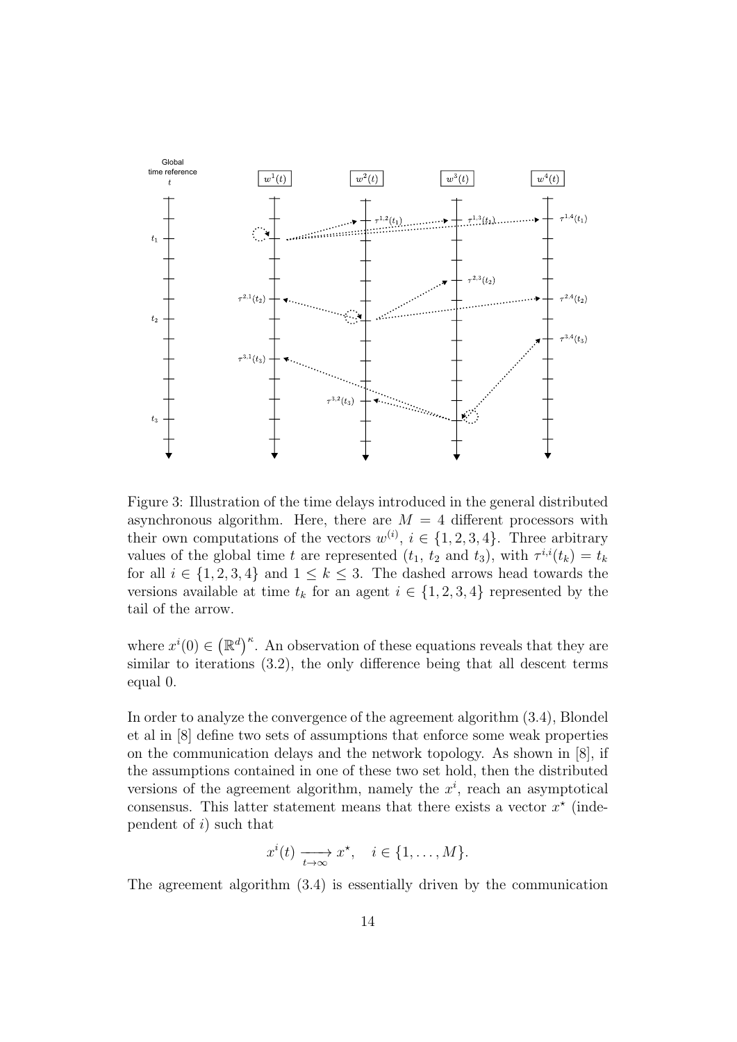Figure 3: Illustration of the time delays introduced in the general distributed asynchronous algorithm. Here, there are $M = 4$ different processors with their own computations of the vectors $w^{(i)}$, $i \in \{1, 2, 3, 4\}$. Three arbitrary values of the global time $t$ are represented ($t_1$, $t_2$ and $t_3$), with $\tau^{i,i}(t_k) = t_k$ for all $i \in \{1, 2, 3, 4\}$ and $1 \leq k \leq 3$. The dashed arrows head towards the versions available at time $t_k$ for an agent $i \in \{1, 2, 3, 4\}$ represented by the tail of the arrow.

where $x^i(0) \in \left(\mathbb{R}^d\right)^\kappa$. An observation of these equations reveals that they are similar to iterations (3.2), the only difference being that all descent terms equal 0.

In order to analyze the convergence of the agreement algorithm (3.4), Blondel et al in [8] define two sets of assumptions that enforce some weak properties on the communication delays and the network topology. As shown in [8], if the assumptions contained in one of these two set hold, then the distributed versions of the agreement algorithm, namely the $x^i$, reach an asymptotical consensus. This latter statement means that there exists a vector $x^\star$ (independent of $i$) such that

$$x^i(t) \xrightarrow[t \to \infty]{} x^\star, \quad i \in \{1, \ldots, M\}.$$

The agreement algorithm (3.4) is essentially driven by the communication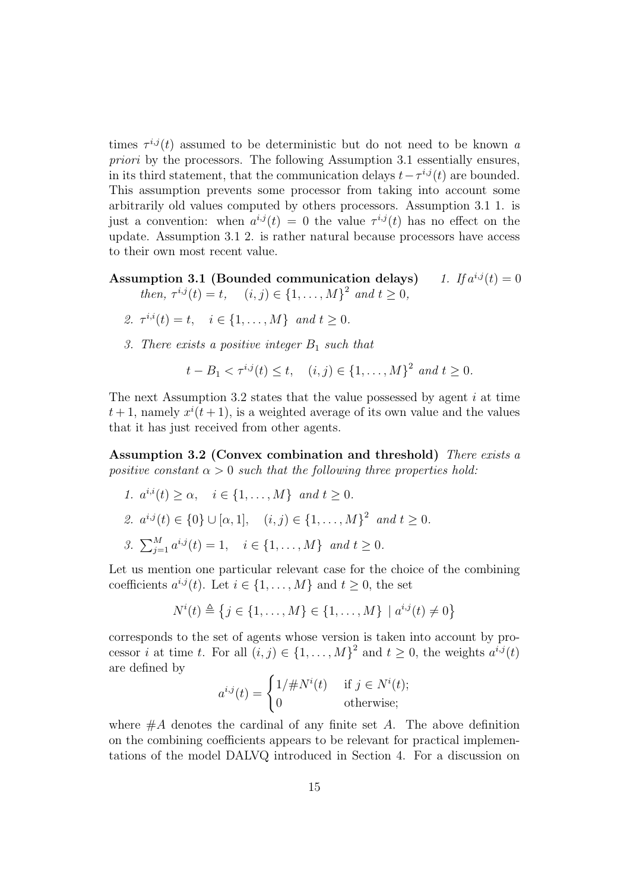times $\tau^{i,j}(t)$ assumed to be deterministic but do not need to be known *a priori* by the processors. The following Assumption 3.1 essentially ensures, in its third statement, that the communication delays $t-\tau^{i,j}(t)$ are bounded. This assumption prevents some processor from taking into account some arbitrarily old values computed by others processors. Assumption 3.1 1. is just a convention: when $a^{i,j}(t) = 0$ the value $\tau^{i,j}(t)$ has no effect on the update. Assumption 3.1 2. is rather natural because processors have access to their own most recent value.

**Assumption 3.1 (Bounded communication delays)**

1. *If $a^{i,j}(t) = 0$ then, $\tau^{i,j}(t) = t, \quad (i,j) \in \{1,\ldots,M\}^2$ and $t \geq 0$,*
2. *$\tau^{i,i}(t) = t, \quad i \in \{1,\ldots,M\}$ and $t \geq 0$.*
3. *There exists a positive integer $B_1$ such that*

$$t - B_1 < \tau^{i,j}(t) \leq t, \quad (i,j) \in \{1,\ldots,M\}^2 \text{ and } t \geq 0.$$

The next Assumption 3.2 states that the value possessed by agent $i$ at time $t+1$, namely $x^i(t+1)$, is a weighted average of its own value and the values that it has just received from other agents.

**Assumption 3.2 (Convex combination and threshold)** *There exists a positive constant $\alpha > 0$ such that the following three properties hold:*

1. *$a^{i,i}(t) \geq \alpha, \quad i \in \{1,\ldots,M\}$ and $t \geq 0$.*
2. *$a^{i,j}(t) \in \{0\} \cup [\alpha, 1], \quad (i,j) \in \{1,\ldots,M\}^2$ and $t \geq 0$.*
3. *$\sum_{j=1}^{M} a^{i,j}(t) = 1, \quad i \in \{1,\ldots,M\}$ and $t \geq 0$.*

Let us mention one particular relevant case for the choice of the combining coefficients $a^{i,j}(t)$. Let $i \in \{1,\ldots,M\}$ and $t \geq 0$, the set

$$N^i(t) \triangleq \left\{ j \in \{1,\ldots,M\} \in \{1,\ldots,M\} \mid a^{i,j}(t) \neq 0 \right\}$$

corresponds to the set of agents whose version is taken into account by processor $i$ at time $t$. For all $(i,j) \in \{1,\ldots,M\}^2$ and $t \geq 0$, the weights $a^{i,j}(t)$ are defined by

$$a^{i,j}(t) = \begin{cases} 1/\#N^i(t) & \text{if } j \in N^i(t); \\ 0 & \text{otherwise;} \end{cases}$$

where $\#A$ denotes the cardinal of any finite set $A$. The above definition on the combining coefficients appears to be relevant for practical implementations of the model DALVQ introduced in Section 4. For a discussion on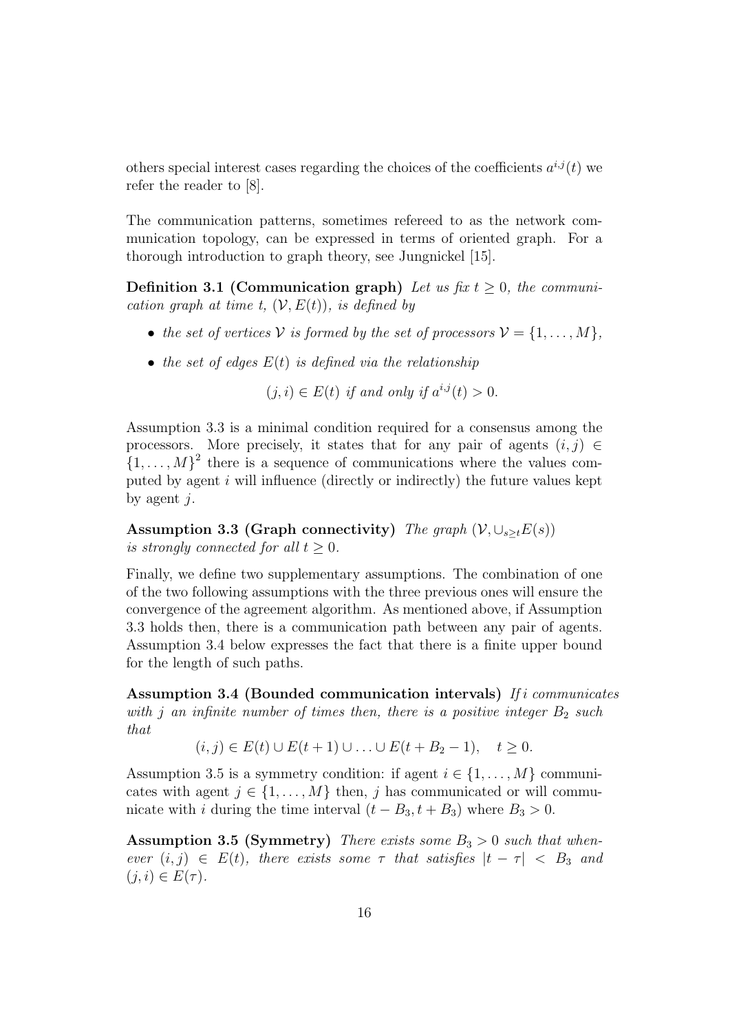others special interest cases regarding the choices of the coefficients $a^{i,j}(t)$ we refer the reader to [8].

The communication patterns, sometimes refereed to as the network communication topology, can be expressed in terms of oriented graph. For a thorough introduction to graph theory, see Jungnickel [15].

**Definition 3.1 (Communication graph)** *Let us fix $t \geq 0$, the communication graph at time $t$, $(\mathcal{V}, E(t))$, is defined by*

- *the set of vertices $\mathcal{V}$ is formed by the set of processors $\mathcal{V} = \{1, \ldots, M\}$,*
- *the set of edges $E(t)$ is defined via the relationship*

$$(j, i) \in E(t) \text{ if and only if } a^{i,j}(t) > 0.$$

Assumption 3.3 is a minimal condition required for a consensus among the processors. More precisely, it states that for any pair of agents $(i, j) \in \{1, \ldots, M\}^2$ there is a sequence of communications where the values computed by agent $i$ will influence (directly or indirectly) the future values kept by agent $j$.

**Assumption 3.3 (Graph connectivity)** *The graph $(\mathcal{V}, \cup_{s \geq t} E(s))$ is strongly connected for all $t \geq 0$.*

Finally, we define two supplementary assumptions. The combination of one of the two following assumptions with the three previous ones will ensure the convergence of the agreement algorithm. As mentioned above, if Assumption 3.3 holds then, there is a communication path between any pair of agents. Assumption 3.4 below expresses the fact that there is a finite upper bound for the length of such paths.

**Assumption 3.4 (Bounded communication intervals)** *If $i$ communicates with $j$ an infinite number of times then, there is a positive integer $B_2$ such that*

$$(i, j) \in E(t) \cup E(t+1) \cup \ldots \cup E(t + B_2 - 1), \quad t \geq 0.$$

Assumption 3.5 is a symmetry condition: if agent $i \in \{1, \ldots, M\}$ communicates with agent $j \in \{1, \ldots, M\}$ then, $j$ has communicated or will communicate with $i$ during the time interval $(t - B_3, t + B_3)$ where $B_3 > 0$.

**Assumption 3.5 (Symmetry)** *There exists some $B_3 > 0$ such that whenever $(i, j) \in E(t)$, there exists some $\tau$ that satisfies $|t - \tau| < B_3$ and $(j, i) \in E(\tau)$.*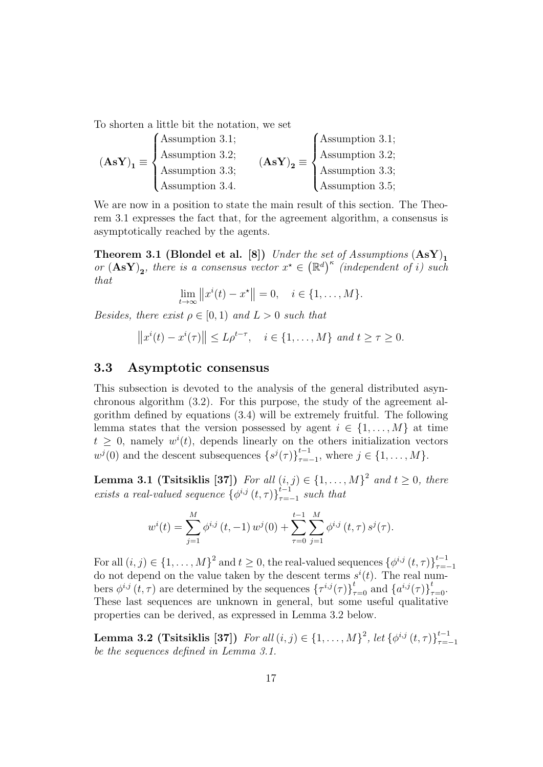To shorten a little bit the notation, we set

$$(\mathbf{AsY})_\mathbf{1} \equiv \begin{cases} \text{Assumption 3.1;} \\ \text{Assumption 3.2;} \\ \text{Assumption 3.3;} \\ \text{Assumption 3.4.} \end{cases} \qquad (\mathbf{AsY})_\mathbf{2} \equiv \begin{cases} \text{Assumption 3.1;} \\ \text{Assumption 3.2;} \\ \text{Assumption 3.3;} \\ \text{Assumption 3.5;} \end{cases}$$

We are now in a position to state the main result of this section. The Theorem 3.1 expresses the fact that, for the agreement algorithm, a consensus is asymptotically reached by the agents.

**Theorem 3.1 (Blondel et al. [8])** *Under the set of Assumptions $(\mathbf{AsY})_\mathbf{1}$ or $(\mathbf{AsY})_\mathbf{2}$, there is a consensus vector $x^\star \in \left(\mathbb{R}^d\right)^\kappa$ (independent of $i$) such that*

$$\lim_{t\to\infty} \left\|x^i(t) - x^\star\right\| = 0, \quad i \in \{1, \ldots, M\}.$$

*Besides, there exist $\rho \in [0, 1)$ and $L > 0$ such that*

$$\left\|x^i(t) - x^i(\tau)\right\| \leq L\rho^{t-\tau}, \quad i \in \{1, \ldots, M\} \text{ and } t \geq \tau \geq 0.$$

### 3.3 Asymptotic consensus

This subsection is devoted to the analysis of the general distributed asynchronous algorithm (3.2). For this purpose, the study of the agreement algorithm defined by equations (3.4) will be extremely fruitful. The following lemma states that the version possessed by agent $i \in \{1, \ldots, M\}$ at time $t \geq 0$, namely $w^i(t)$, depends linearly on the others initialization vectors $w^j(0)$ and the descent subsequences $\{s^j(\tau)\}_{\tau=-1}^{t-1}$, where $j \in \{1, \ldots, M\}$.

**Lemma 3.1 (Tsitsiklis [37])** *For all $(i, j) \in \{1, \ldots, M\}^2$ and $t \geq 0$, there exists a real-valued sequence $\{\phi^{i,j}(t, \tau)\}_{\tau=-1}^{t-1}$ such that*

$$w^i(t) = \sum_{j=1}^{M} \phi^{i,j}(t, -1)\, w^j(0) + \sum_{\tau=0}^{t-1} \sum_{j=1}^{M} \phi^{i,j}(t, \tau)\, s^j(\tau).$$

For all $(i, j) \in \{1, \ldots, M\}^2$ and $t \geq 0$, the real-valued sequences $\{\phi^{i,j}(t, \tau)\}_{\tau=-1}^{t-1}$ do not depend on the value taken by the descent terms $s^i(t)$. The real numbers $\phi^{i,j}(t, \tau)$ are determined by the sequences $\{\tau^{i,j}(\tau)\}_{\tau=0}^{t}$ and $\{a^{i,j}(\tau)\}_{\tau=0}^{t}$. These last sequences are unknown in general, but some useful qualitative properties can be derived, as expressed in Lemma 3.2 below.

**Lemma 3.2 (Tsitsiklis [37])** *For all $(i, j) \in \{1, \ldots, M\}^2$, let $\{\phi^{i,j}(t, \tau)\}_{\tau=-1}^{t-1}$ be the sequences defined in Lemma 3.1.*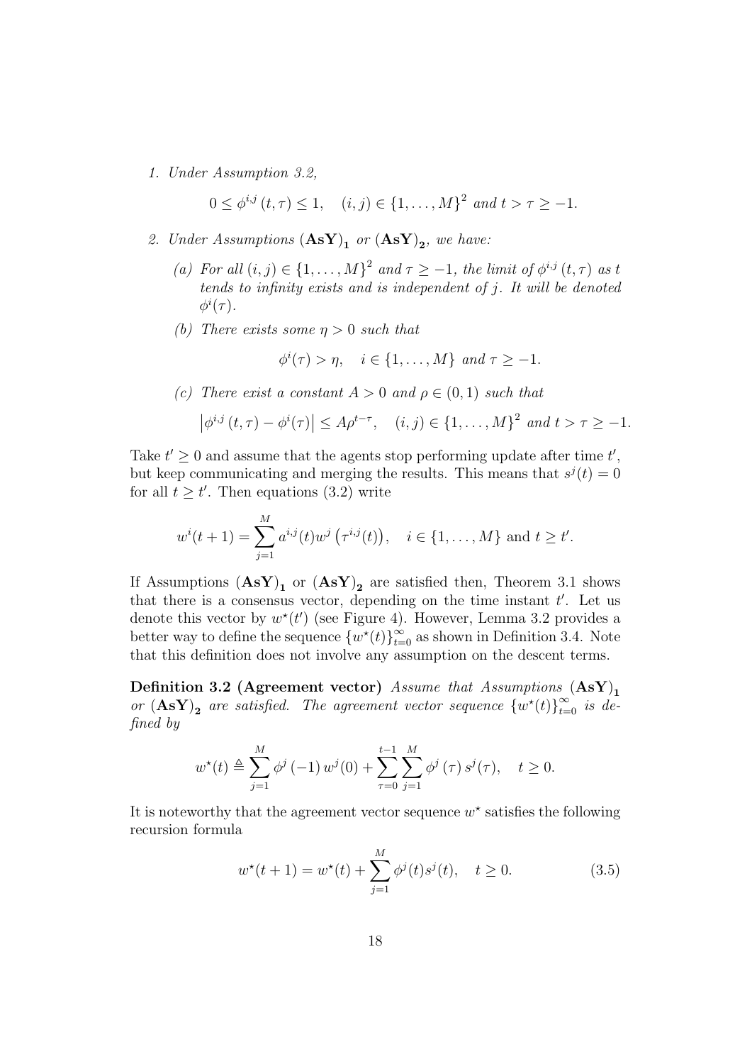1. *Under Assumption 3.2,*

$$0 \le \phi^{i,j}(t,\tau) \le 1, \quad (i,j) \in \{1,\ldots,M\}^2 \text{ and } t > \tau \ge -1.$$

2. *Under Assumptions* $(\mathbf{AsY})_\mathbf{1}$ *or* $(\mathbf{AsY})_\mathbf{2}$*, we have:*

   (a) *For all* $(i,j) \in \{1,\ldots,M\}^2$ *and* $\tau \ge -1$*, the limit of* $\phi^{i,j}(t,\tau)$ *as* $t$ *tends to infinity exists and is independent of* $j$*. It will be denoted* $\phi^i(\tau)$*.*

   (b) *There exists some* $\eta > 0$ *such that*

   $$\phi^i(\tau) > \eta, \quad i \in \{1,\ldots,M\} \text{ and } \tau \ge -1.$$

   (c) *There exist a constant* $A > 0$ *and* $\rho \in (0,1)$ *such that*

   $$\left|\phi^{i,j}(t,\tau) - \phi^i(\tau)\right| \le A\rho^{t-\tau}, \quad (i,j) \in \{1,\ldots,M\}^2 \text{ and } t > \tau \ge -1.$$

Take $t' \ge 0$ and assume that the agents stop performing update after time $t'$, but keep communicating and merging the results. This means that $s^j(t) = 0$ for all $t \ge t'$. Then equations (3.2) write

$$w^i(t+1) = \sum_{j=1}^{M} a^{i,j}(t) w^j\left(\tau^{i,j}(t)\right), \quad i \in \{1,\ldots,M\} \text{ and } t \ge t'.$$

If Assumptions $(\mathbf{AsY})_\mathbf{1}$ or $(\mathbf{AsY})_\mathbf{2}$ are satisfied then, Theorem 3.1 shows that there is a consensus vector, depending on the time instant $t'$. Let us denote this vector by $w^\star(t')$ (see Figure 4). However, Lemma 3.2 provides a better way to define the sequence $\{w^\star(t)\}_{t=0}^{\infty}$ as shown in Definition 3.4. Note that this definition does not involve any assumption on the descent terms.

**Definition 3.2 (Agreement vector)** *Assume that Assumptions* $(\mathbf{AsY})_\mathbf{1}$ *or* $(\mathbf{AsY})_\mathbf{2}$ *are satisfied. The agreement vector sequence* $\{w^\star(t)\}_{t=0}^{\infty}$ *is defined by*

$$w^\star(t) \triangleq \sum_{j=1}^{M} \phi^j(-1)\, w^j(0) + \sum_{\tau=0}^{t-1} \sum_{j=1}^{M} \phi^j(\tau)\, s^j(\tau), \quad t \ge 0.$$

It is noteworthy that the agreement vector sequence $w^\star$ satisfies the following recursion formula

$$w^\star(t+1) = w^\star(t) + \sum_{j=1}^{M} \phi^j(t) s^j(t), \quad t \ge 0. \tag{3.5}$$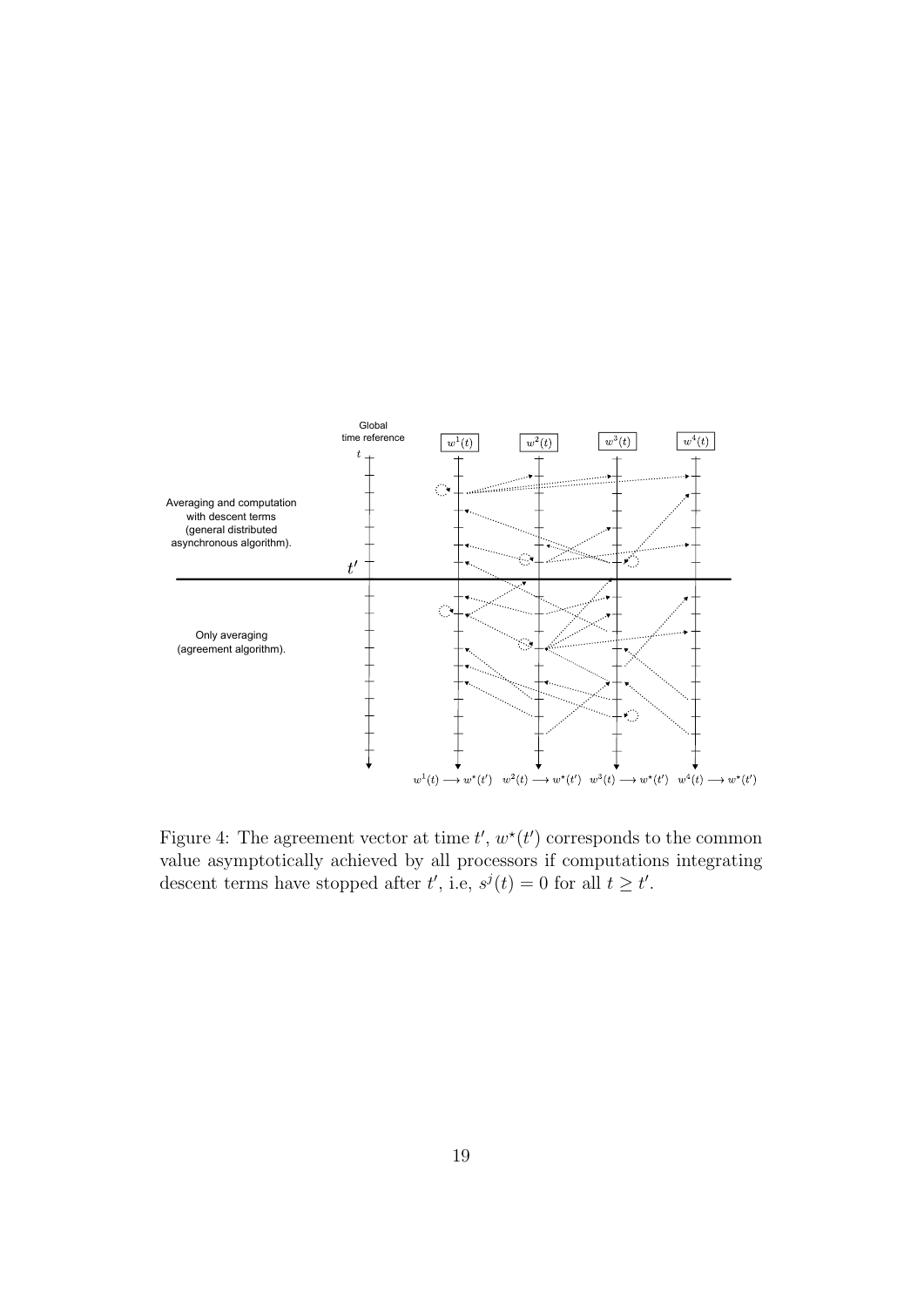Figure 4: The agreement vector at time $t'$, $w^\star(t')$ corresponds to the common value asymptotically achieved by all processors if computations integrating descent terms have stopped after $t'$, i.e, $s^j(t) = 0$ for all $t \geq t'$.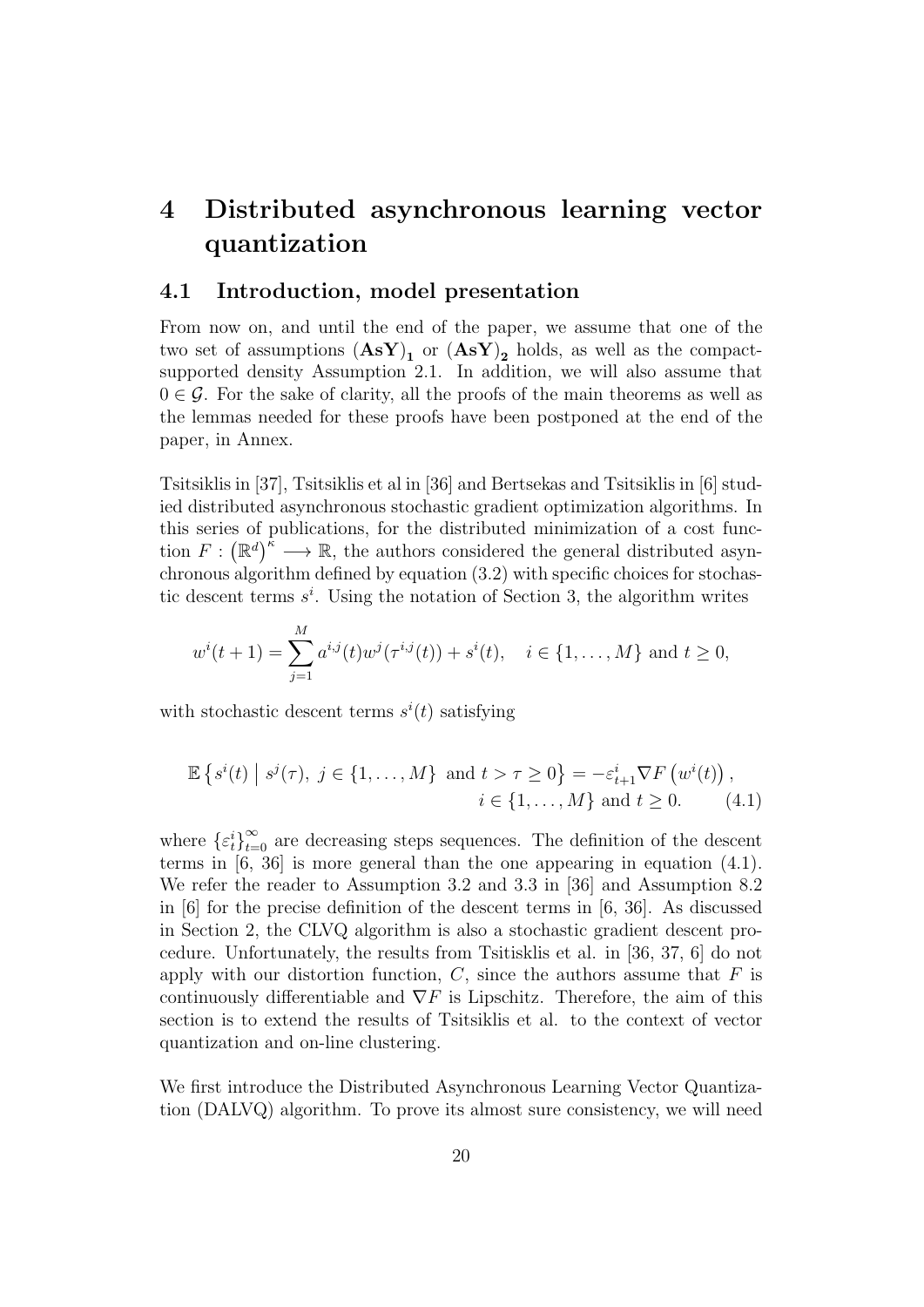// Distributed asynchronous learning vector quantization

# 4 Distributed asynchronous learning vector quantization

## 4.1 Introduction, model presentation

From now on, and until the end of the paper, we assume that one of the two set of assumptions $(\mathbf{AsY})_\mathbf{1}$ or $(\mathbf{AsY})_\mathbf{2}$ holds, as well as the compact-supported density Assumption 2.1. In addition, we will also assume that $0 \in \mathcal{G}$. For the sake of clarity, all the proofs of the main theorems as well as the lemmas needed for these proofs have been postponed at the end of the paper, in Annex.

Tsitsiklis in [37], Tsitsiklis et al in [36] and Bertsekas and Tsitsiklis in [6] studied distributed asynchronous stochastic gradient optimization algorithms. In this series of publications, for the distributed minimization of a cost function $F : \left(\mathbb{R}^d\right)^\kappa \longrightarrow \mathbb{R}$, the authors considered the general distributed asynchronous algorithm defined by equation (3.2) with specific choices for stochastic descent terms $s^i$. Using the notation of Section 3, the algorithm writes

$$w^i(t+1) = \sum_{j=1}^{M} a^{i,j}(t) w^j(\tau^{i,j}(t)) + s^i(t), \quad i \in \{1, \ldots, M\} \text{ and } t \geq 0,$$

with stochastic descent terms $s^i(t)$ satisfying

$$\mathbb{E}\left\{ s^i(t) \;\middle|\; s^j(\tau),\ j \in \{1, \ldots, M\} \text{ and } t > \tau \geq 0 \right\} = -\varepsilon^i_{t+1} \nabla F\left(w^i(t)\right), \\ i \in \{1, \ldots, M\} \text{ and } t \geq 0. \qquad (4.1)$$

where $\{\varepsilon^i_t\}_{t=0}^\infty$ are decreasing steps sequences. The definition of the descent terms in [6, 36] is more general than the one appearing in equation (4.1). We refer the reader to Assumption 3.2 and 3.3 in [36] and Assumption 8.2 in [6] for the precise definition of the descent terms in [6, 36]. As discussed in Section 2, the CLVQ algorithm is also a stochastic gradient descent procedure. Unfortunately, the results from Tsitisklis et al. in [36, 37, 6] do not apply with our distortion function, $C$, since the authors assume that $F$ is continuously differentiable and $\nabla F$ is Lipschitz. Therefore, the aim of this section is to extend the results of Tsitsiklis et al. to the context of vector quantization and on-line clustering.

We first introduce the Distributed Asynchronous Learning Vector Quantization (DALVQ) algorithm. To prove its almost sure consistency, we will need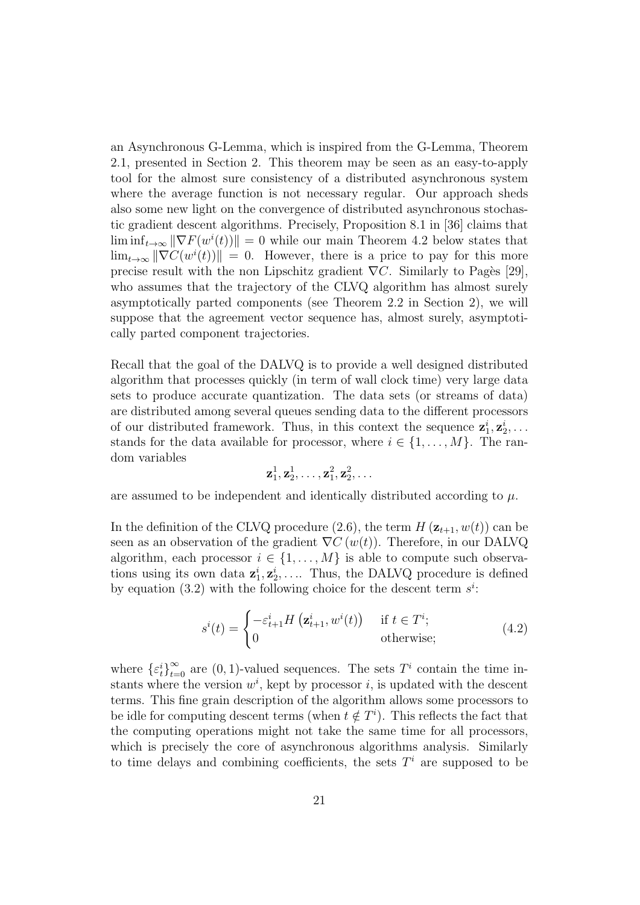an Asynchronous G-Lemma, which is inspired from the G-Lemma, Theorem 2.1, presented in Section 2. This theorem may be seen as an easy-to-apply tool for the almost sure consistency of a distributed asynchronous system where the average function is not necessary regular. Our approach sheds also some new light on the convergence of distributed asynchronous stochastic gradient descent algorithms. Precisely, Proposition 8.1 in [36] claims that $\liminf_{t\to\infty} \|\nabla F(w^i(t))\| = 0$ while our main Theorem 4.2 below states that $\lim_{t\to\infty} \|\nabla C(w^i(t))\| = 0$. However, there is a price to pay for this more precise result with the non Lipschitz gradient $\nabla C$. Similarly to Pagès [29], who assumes that the trajectory of the CLVQ algorithm has almost surely asymptotically parted components (see Theorem 2.2 in Section 2), we will suppose that the agreement vector sequence has, almost surely, asymptotically parted component trajectories.

Recall that the goal of the DALVQ is to provide a well designed distributed algorithm that processes quickly (in term of wall clock time) very large data sets to produce accurate quantization. The data sets (or streams of data) are distributed among several queues sending data to the different processors of our distributed framework. Thus, in this context the sequence $\mathbf{z}_1^i, \mathbf{z}_2^i, \ldots$ stands for the data available for processor, where $i \in \{1, \ldots, M\}$. The random variables

$$\mathbf{z}_1^1, \mathbf{z}_2^1, \ldots, \mathbf{z}_1^2, \mathbf{z}_2^2, \ldots$$

are assumed to be independent and identically distributed according to $\mu$.

In the definition of the CLVQ procedure (2.6), the term $H\left(\mathbf{z}_{t+1}, w(t)\right)$ can be seen as an observation of the gradient $\nabla C\left(w(t)\right)$. Therefore, in our DALVQ algorithm, each processor $i \in \{1, \ldots, M\}$ is able to compute such observations using its own data $\mathbf{z}_1^i, \mathbf{z}_2^i, \ldots$. Thus, the DALVQ procedure is defined by equation (3.2) with the following choice for the descent term $s^i$:

$$s^i(t) = \begin{cases} -\varepsilon_{t+1}^i H\left(\mathbf{z}_{t+1}^i, w^i(t)\right) & \text{if } t \in T^i; \\ 0 & \text{otherwise;} \end{cases} \tag{4.2}$$

where $\{\varepsilon_t^i\}_{t=0}^{\infty}$ are $(0,1)$-valued sequences. The sets $T^i$ contain the time instants where the version $w^i$, kept by processor $i$, is updated with the descent terms. This fine grain description of the algorithm allows some processors to be idle for computing descent terms (when $t \notin T^i$). This reflects the fact that the computing operations might not take the same time for all processors, which is precisely the core of asynchronous algorithms analysis. Similarly to time delays and combining coefficients, the sets $T^i$ are supposed to be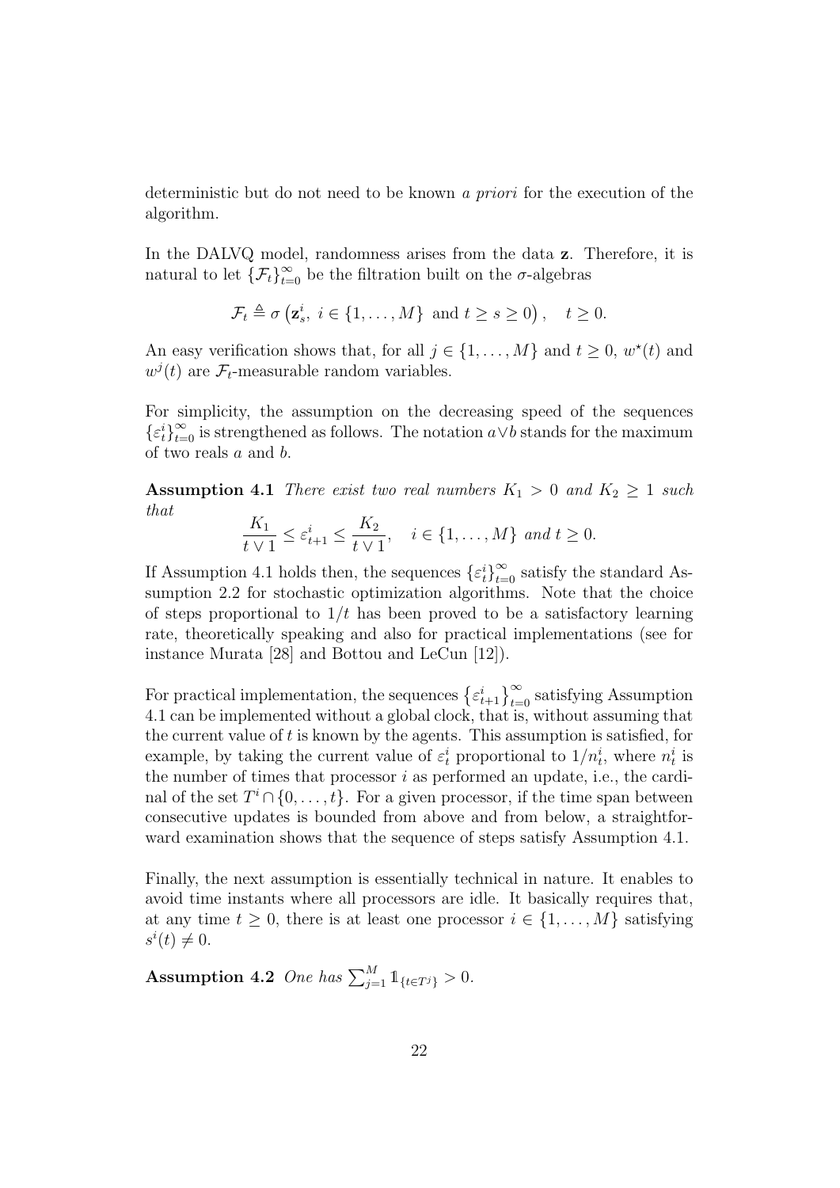deterministic but do not need to be known *a priori* for the execution of the algorithm.

In the DALVQ model, randomness arises from the data $\mathbf{z}$. Therefore, it is natural to let $\{\mathcal{F}_t\}_{t=0}^{\infty}$ be the filtration built on the $\sigma$-algebras

$$\mathcal{F}_t \triangleq \sigma\left(\mathbf{z}_s^i,\ i \in \{1, \ldots, M\} \text{ and } t \geq s \geq 0\right), \quad t \geq 0.$$

An easy verification shows that, for all $j \in \{1, \ldots, M\}$ and $t \geq 0$, $w^\star(t)$ and $w^j(t)$ are $\mathcal{F}_t$-measurable random variables.

For simplicity, the assumption on the decreasing speed of the sequences $\{\varepsilon_t^i\}_{t=0}^{\infty}$ is strengthened as follows. The notation $a \vee b$ stands for the maximum of two reals $a$ and $b$.

**Assumption 4.1** *There exist two real numbers $K_1 > 0$ and $K_2 \geq 1$ such that*

$$\frac{K_1}{t \vee 1} \leq \varepsilon_{t+1}^i \leq \frac{K_2}{t \vee 1}, \quad i \in \{1, \ldots, M\} \text{ and } t \geq 0.$$

If Assumption 4.1 holds then, the sequences $\{\varepsilon_t^i\}_{t=0}^{\infty}$ satisfy the standard Assumption 2.2 for stochastic optimization algorithms. Note that the choice of steps proportional to $1/t$ has been proved to be a satisfactory learning rate, theoretically speaking and also for practical implementations (see for instance Murata [28] and Bottou and LeCun [12]).

For practical implementation, the sequences $\left\{\varepsilon_{t+1}^i\right\}_{t=0}^{\infty}$ satisfying Assumption 4.1 can be implemented without a global clock, that is, without assuming that the current value of $t$ is known by the agents. This assumption is satisfied, for example, by taking the current value of $\varepsilon_t^i$ proportional to $1/n_t^i$, where $n_t^i$ is the number of times that processor $i$ as performed an update, i.e., the cardinal of the set $T^i \cap \{0, \ldots, t\}$. For a given processor, if the time span between consecutive updates is bounded from above and from below, a straightforward examination shows that the sequence of steps satisfy Assumption 4.1.

Finally, the next assumption is essentially technical in nature. It enables to avoid time instants where all processors are idle. It basically requires that, at any time $t \geq 0$, there is at least one processor $i \in \{1, \ldots, M\}$ satisfying $s^i(t) \neq 0$.

**Assumption 4.2** *One has* $\sum_{j=1}^{M} \mathbb{1}_{\{t \in T^j\}} > 0$.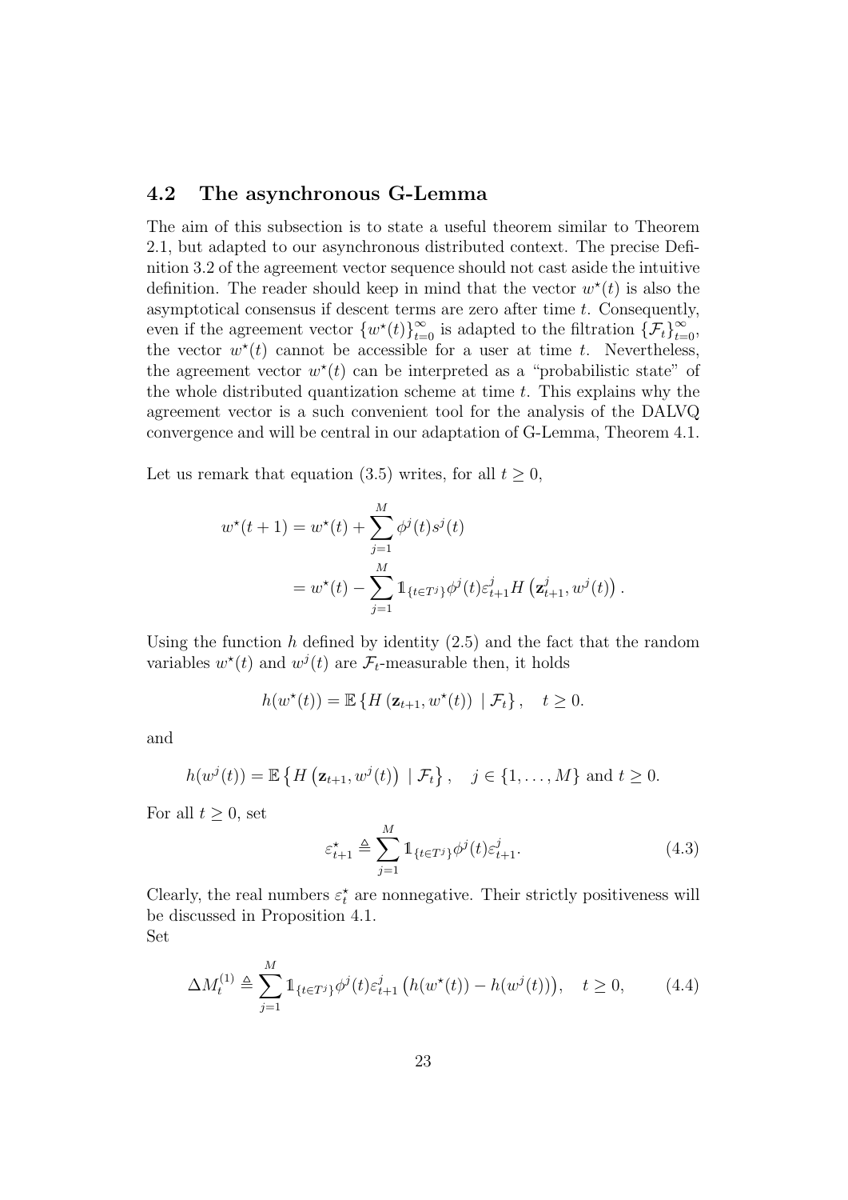## 4.2 The asynchronous G-Lemma

The aim of this subsection is to state a useful theorem similar to Theorem 2.1, but adapted to our asynchronous distributed context. The precise Definition 3.2 of the agreement vector sequence should not cast aside the intuitive definition. The reader should keep in mind that the vector $w^\star(t)$ is also the asymptotical consensus if descent terms are zero after time $t$. Consequently, even if the agreement vector $\{w^\star(t)\}_{t=0}^\infty$ is adapted to the filtration $\{\mathcal{F}_t\}_{t=0}^\infty$, the vector $w^\star(t)$ cannot be accessible for a user at time $t$. Nevertheless, the agreement vector $w^\star(t)$ can be interpreted as a "probabilistic state" of the whole distributed quantization scheme at time $t$. This explains why the agreement vector is a such convenient tool for the analysis of the DALVQ convergence and will be central in our adaptation of G-Lemma, Theorem 4.1.

Let us remark that equation (3.5) writes, for all $t \geq 0$,

$$
\begin{aligned}
w^\star(t+1) &= w^\star(t) + \sum_{j=1}^{M} \phi^j(t) s^j(t) \\
&= w^\star(t) - \sum_{j=1}^{M} \mathbb{1}_{\{t \in T^j\}} \phi^j(t) \varepsilon_{t+1}^j H\left(\mathbf{z}_{t+1}^j, w^j(t)\right).
\end{aligned}
$$

Using the function $h$ defined by identity (2.5) and the fact that the random variables $w^\star(t)$ and $w^j(t)$ are $\mathcal{F}_t$-measurable then, it holds

$$
h(w^\star(t)) = \mathbb{E}\left\{ H\left(\mathbf{z}_{t+1}, w^\star(t)\right) \mid \mathcal{F}_t \right\}, \quad t \geq 0.
$$

and

$$
h(w^j(t)) = \mathbb{E}\left\{ H\left(\mathbf{z}_{t+1}, w^j(t)\right) \mid \mathcal{F}_t \right\}, \quad j \in \{1, \ldots, M\} \text{ and } t \geq 0.
$$

For all $t \geq 0$, set

$$
\varepsilon_{t+1}^\star \triangleq \sum_{j=1}^{M} \mathbb{1}_{\{t \in T^j\}} \phi^j(t) \varepsilon_{t+1}^j. \tag{4.3}
$$

Clearly, the real numbers $\varepsilon_t^\star$ are nonnegative. Their strictly positiveness will be discussed in Proposition 4.1.
Set

$$
\Delta M_t^{(1)} \triangleq \sum_{j=1}^{M} \mathbb{1}_{\{t \in T^j\}} \phi^j(t) \varepsilon_{t+1}^j \left( h(w^\star(t)) - h(w^j(t)) \right), \quad t \geq 0, \tag{4.4}
$$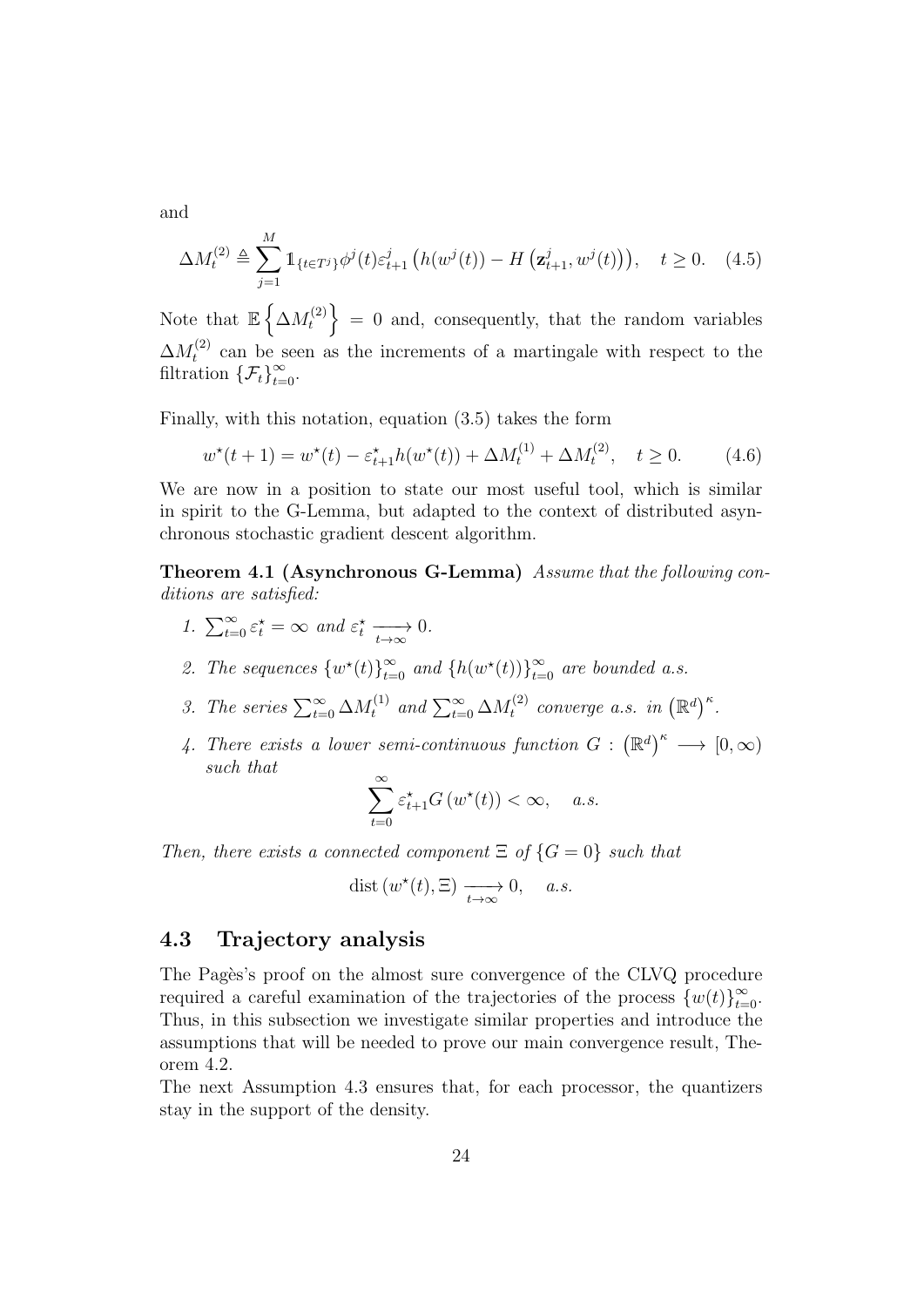and

$$\Delta M_t^{(2)} \triangleq \sum_{j=1}^{M} \mathbb{1}_{\{t\in T^j\}} \phi^j(t)\varepsilon_{t+1}^j \left(h(w^j(t)) - H\left(\mathbf{z}_{t+1}^j, w^j(t)\right)\right), \quad t \geq 0. \quad (4.5)$$

Note that $\mathbb{E}\left\{\Delta M_t^{(2)}\right\} = 0$ and, consequently, that the random variables $\Delta M_t^{(2)}$ can be seen as the increments of a martingale with respect to the filtration $\{\mathcal{F}_t\}_{t=0}^{\infty}$.

Finally, with this notation, equation (3.5) takes the form

$$w^\star(t+1) = w^\star(t) - \varepsilon_{t+1}^\star h(w^\star(t)) + \Delta M_t^{(1)} + \Delta M_t^{(2)}, \quad t \geq 0. \quad (4.6)$$

We are now in a position to state our most useful tool, which is similar in spirit to the G-Lemma, but adapted to the context of distributed asynchronous stochastic gradient descent algorithm.

**Theorem 4.1 (Asynchronous G-Lemma)** *Assume that the following conditions are satisfied:*

1. $\sum_{t=0}^{\infty} \varepsilon_t^\star = \infty$ *and* $\varepsilon_t^\star \xrightarrow[t\to\infty]{} 0$.
2. *The sequences* $\{w^\star(t)\}_{t=0}^{\infty}$ *and* $\{h(w^\star(t))\}_{t=0}^{\infty}$ *are bounded a.s.*
3. *The series* $\sum_{t=0}^{\infty} \Delta M_t^{(1)}$ *and* $\sum_{t=0}^{\infty} \Delta M_t^{(2)}$ *converge a.s. in* $\left(\mathbb{R}^d\right)^\kappa$.
4. *There exists a lower semi-continuous function* $G : \left(\mathbb{R}^d\right)^\kappa \longrightarrow [0, \infty)$ *such that*
$$\sum_{t=0}^{\infty} \varepsilon_{t+1}^\star G\left(w^\star(t)\right) < \infty, \quad a.s.$$

*Then, there exists a connected component* $\Xi$ *of* $\{G = 0\}$ *such that*

$$\operatorname{dist}\left(w^\star(t), \Xi\right) \xrightarrow[t\to\infty]{} 0, \quad a.s.$$

## 4.3 Trajectory analysis

The Pagès's proof on the almost sure convergence of the CLVQ procedure required a careful examination of the trajectories of the process $\{w(t)\}_{t=0}^{\infty}$. Thus, in this subsection we investigate similar properties and introduce the assumptions that will be needed to prove our main convergence result, Theorem 4.2.

The next Assumption 4.3 ensures that, for each processor, the quantizers stay in the support of the density.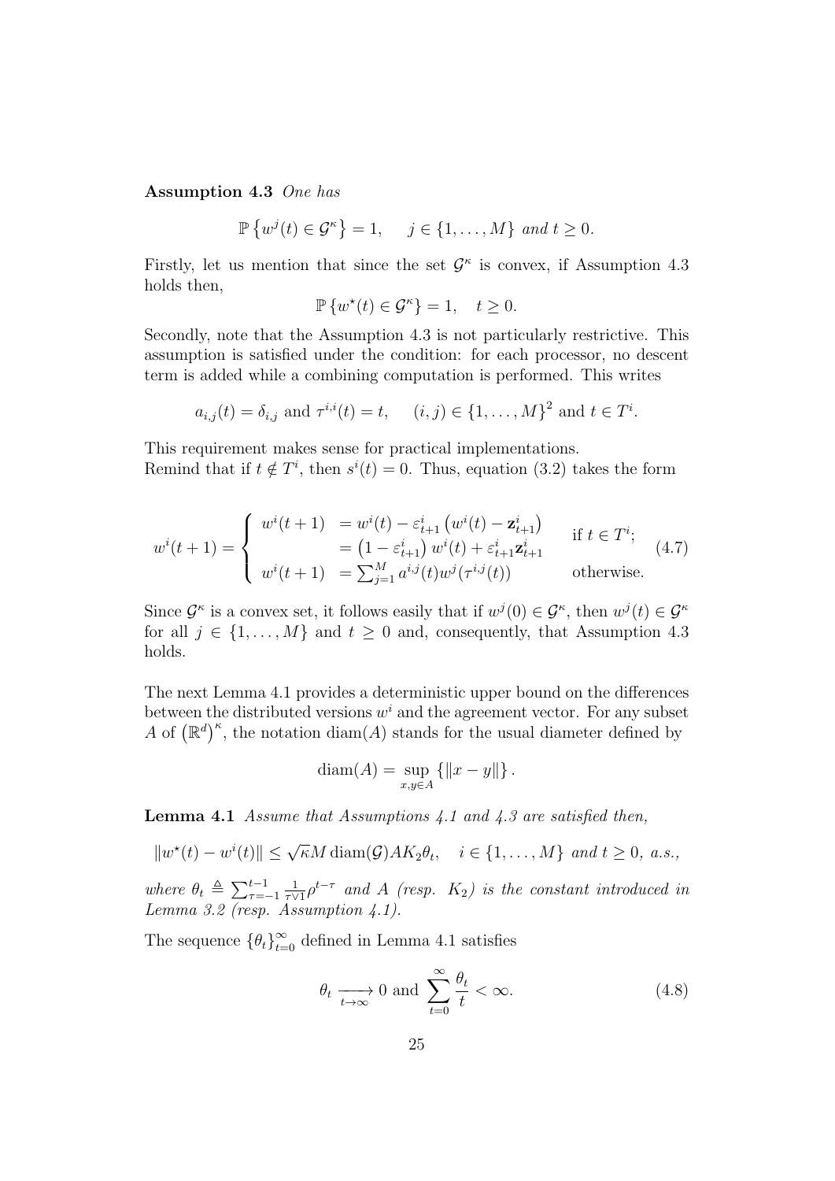**Assumption 4.3** *One has*

$$\mathbb{P}\left\{w^j(t) \in \mathcal{G}^\kappa\right\} = 1, \quad j \in \{1, \dots, M\} \text{ and } t \geq 0.$$

Firstly, let us mention that since the set $\mathcal{G}^\kappa$ is convex, if Assumption 4.3 holds then,

$$\mathbb{P}\left\{w^\star(t) \in \mathcal{G}^\kappa\right\} = 1, \quad t \geq 0.$$

Secondly, note that the Assumption 4.3 is not particularly restrictive. This assumption is satisfied under the condition: for each processor, no descent term is added while a combining computation is performed. This writes

$$a_{i,j}(t) = \delta_{i,j} \text{ and } \tau^{i,i}(t) = t, \quad (i,j) \in \{1, \dots, M\}^2 \text{ and } t \in T^i.$$

This requirement makes sense for practical implementations.
Remind that if $t \notin T^i$, then $s^i(t) = 0$. Thus, equation (3.2) takes the form

$$w^i(t+1) = \begin{cases} w^i(t+1) &= w^i(t) - \varepsilon^i_{t+1}\left(w^i(t) - \mathbf{z}^i_{t+1}\right) \\ &= \left(1 - \varepsilon^i_{t+1}\right) w^i(t) + \varepsilon^i_{t+1}\mathbf{z}^i_{t+1} & \text{if } t \in T^i; \\ w^i(t+1) &= \sum_{j=1}^M a^{i,j}(t) w^j(\tau^{i,j}(t)) & \text{otherwise.} \end{cases} \tag{4.7}$$

Since $\mathcal{G}^\kappa$ is a convex set, it follows easily that if $w^j(0) \in \mathcal{G}^\kappa$, then $w^j(t) \in \mathcal{G}^\kappa$ for all $j \in \{1, \dots, M\}$ and $t \geq 0$ and, consequently, that Assumption 4.3 holds.

The next Lemma 4.1 provides a deterministic upper bound on the differences between the distributed versions $w^i$ and the agreement vector. For any subset $A$ of $\left(\mathbb{R}^d\right)^\kappa$, the notation $\operatorname{diam}(A)$ stands for the usual diameter defined by

$$\operatorname{diam}(A) = \sup_{x,y \in A} \left\{\|x - y\|\right\}.$$

**Lemma 4.1** *Assume that Assumptions 4.1 and 4.3 are satisfied then,*

$$\|w^\star(t) - w^i(t)\| \leq \sqrt{\kappa} M \operatorname{diam}(\mathcal{G}) A K_2 \theta_t, \quad i \in \{1, \dots, M\} \text{ and } t \geq 0, \text{ a.s.,}$$

*where* $\theta_t \triangleq \sum_{\tau=-1}^{t-1} \frac{1}{\tau \vee 1} \rho^{t-\tau}$ *and* $A$ *(resp.* $K_2$*) is the constant introduced in Lemma 3.2 (resp. Assumption 4.1).*

The sequence $\{\theta_t\}_{t=0}^\infty$ defined in Lemma 4.1 satisfies

$$\theta_t \xrightarrow[t \to \infty]{} 0 \text{ and } \sum_{t=0}^\infty \frac{\theta_t}{t} < \infty. \tag{4.8}$$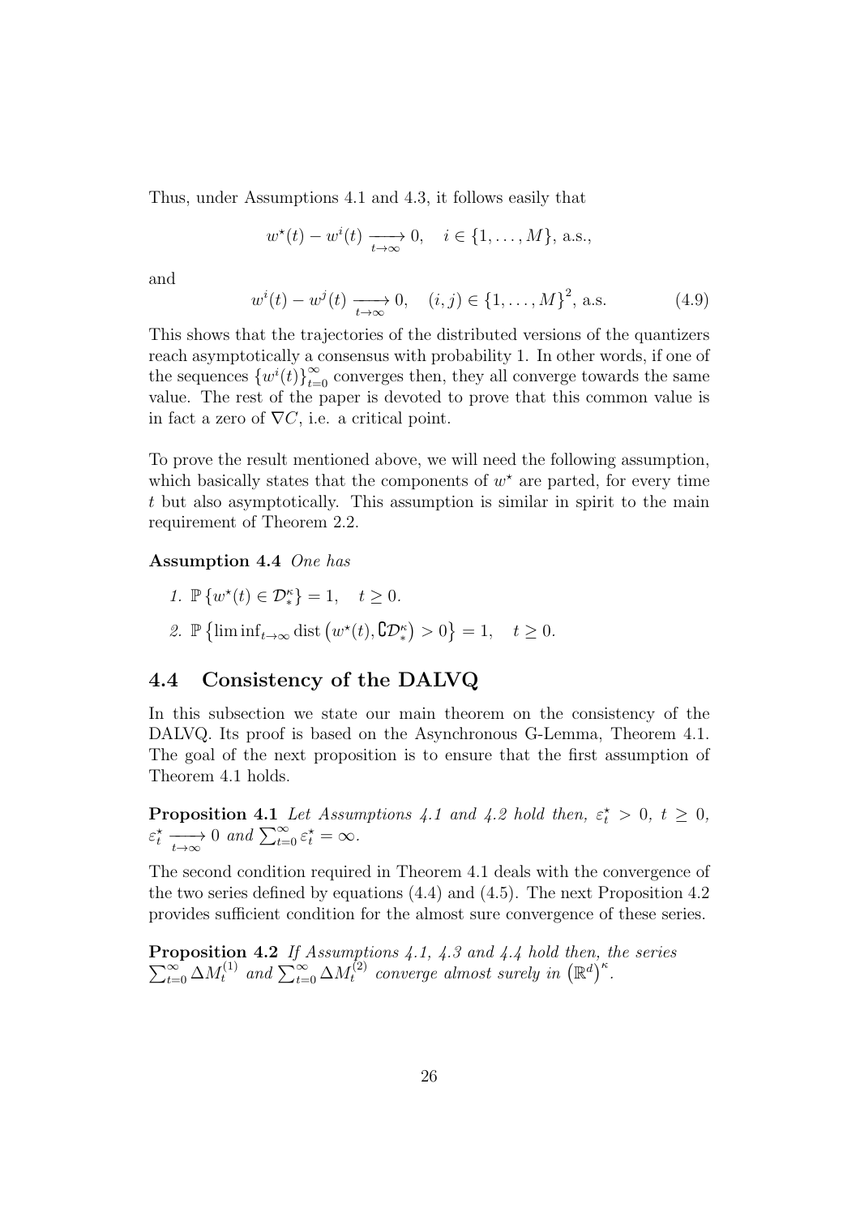Thus, under Assumptions 4.1 and 4.3, it follows easily that

$$w^{\star}(t) - w^i(t) \xrightarrow[t\to\infty]{} 0, \quad i \in \{1, \ldots, M\}, \text{ a.s.},$$

and

$$w^i(t) - w^j(t) \xrightarrow[t\to\infty]{} 0, \quad (i,j) \in \{1, \ldots, M\}^2, \text{ a.s.} \tag{4.9}$$

This shows that the trajectories of the distributed versions of the quantizers reach asymptotically a consensus with probability 1. In other words, if one of the sequences $\{w^i(t)\}_{t=0}^{\infty}$ converges then, they all converge towards the same value. The rest of the paper is devoted to prove that this common value is in fact a zero of $\nabla C$, i.e. a critical point.

To prove the result mentioned above, we will need the following assumption, which basically states that the components of $w^{\star}$ are parted, for every time $t$ but also asymptotically. This assumption is similar in spirit to the main requirement of Theorem 2.2.

**Assumption 4.4** *One has*

1. $\mathbb{P}\left\{w^{\star}(t) \in \mathcal{D}_*^{\kappa}\right\} = 1, \quad t \geq 0.$
2. $\mathbb{P}\left\{\liminf_{t\to\infty} \operatorname{dist}\left(w^{\star}(t), \complement\mathcal{D}_*^{\kappa}\right) > 0\right\} = 1, \quad t \geq 0.$

## 4.4 Consistency of the DALVQ

In this subsection we state our main theorem on the consistency of the DALVQ. Its proof is based on the Asynchronous G-Lemma, Theorem 4.1. The goal of the next proposition is to ensure that the first assumption of Theorem 4.1 holds.

**Proposition 4.1** *Let Assumptions 4.1 and 4.2 hold then,* $\varepsilon_t^{\star} > 0$*,* $t \geq 0$*,* $\varepsilon_t^{\star} \xrightarrow[t\to\infty]{} 0$ *and* $\sum_{t=0}^{\infty} \varepsilon_t^{\star} = \infty$*.*

The second condition required in Theorem 4.1 deals with the convergence of the two series defined by equations (4.4) and (4.5). The next Proposition 4.2 provides sufficient condition for the almost sure convergence of these series.

**Proposition 4.2** *If Assumptions 4.1, 4.3 and 4.4 hold then, the series* $\sum_{t=0}^{\infty} \Delta M_t^{(1)}$ *and* $\sum_{t=0}^{\infty} \Delta M_t^{(2)}$ *converge almost surely in* $\left(\mathbb{R}^d\right)^{\kappa}$*.*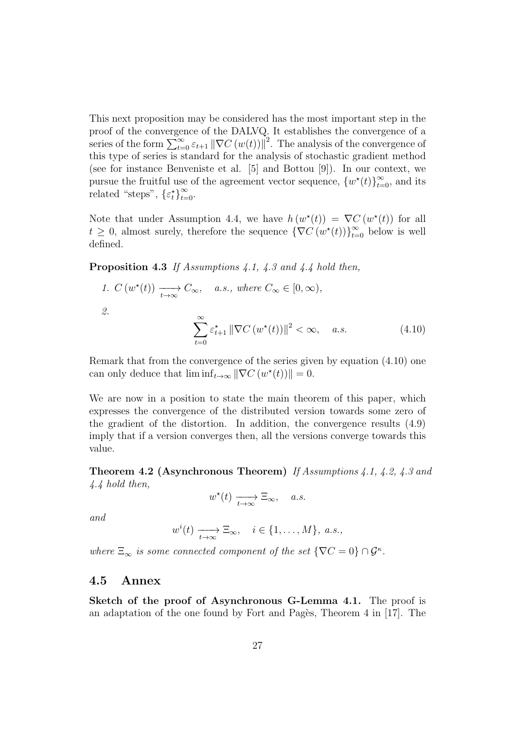This next proposition may be considered has the most important step in the proof of the convergence of the DALVQ. It establishes the convergence of a series of the form $\sum_{t=0}^{\infty} \varepsilon_{t+1} \|\nabla C(w(t))\|^2$. The analysis of the convergence of this type of series is standard for the analysis of stochastic gradient method (see for instance Benveniste et al. [5] and Bottou [9]). In our context, we pursue the fruitful use of the agreement vector sequence, $\{w^\star(t)\}_{t=0}^{\infty}$, and its related "steps", $\{\varepsilon_t^\star\}_{t=0}^{\infty}$.

Note that under Assumption 4.4, we have $h(w^\star(t)) = \nabla C(w^\star(t))$ for all $t \geq 0$, almost surely, therefore the sequence $\{\nabla C(w^\star(t))\}_{t=0}^{\infty}$ below is well defined.

**Proposition 4.3** *If Assumptions 4.1, 4.3 and 4.4 hold then,*

1. $C(w^\star(t)) \xrightarrow[t\to\infty]{} C_\infty$, *a.s., where* $C_\infty \in [0, \infty)$,
2. 
$$\sum_{t=0}^{\infty} \varepsilon_{t+1}^\star \|\nabla C(w^\star(t))\|^2 < \infty, \quad a.s. \tag{4.10}$$

Remark that from the convergence of the series given by equation (4.10) one can only deduce that $\liminf_{t\to\infty} \|\nabla C(w^\star(t))\| = 0$.

We are now in a position to state the main theorem of this paper, which expresses the convergence of the distributed version towards some zero of the gradient of the distortion. In addition, the convergence results (4.9) imply that if a version converges then, all the versions converge towards this value.

**Theorem 4.2 (Asynchronous Theorem)** *If Assumptions 4.1, 4.2, 4.3 and 4.4 hold then,*

$$w^\star(t) \xrightarrow[t\to\infty]{} \Xi_\infty, \quad a.s.$$

*and*

$$w^i(t) \xrightarrow[t\to\infty]{} \Xi_\infty, \quad i \in \{1, \ldots, M\}, \ a.s.,$$

*where* $\Xi_\infty$ *is some connected component of the set* $\{\nabla C = 0\} \cap \mathcal{G}^\kappa$.

## 4.5 Annex

**Sketch of the proof of Asynchronous G-Lemma 4.1.** The proof is an adaptation of the one found by Fort and Pagès, Theorem 4 in [17]. The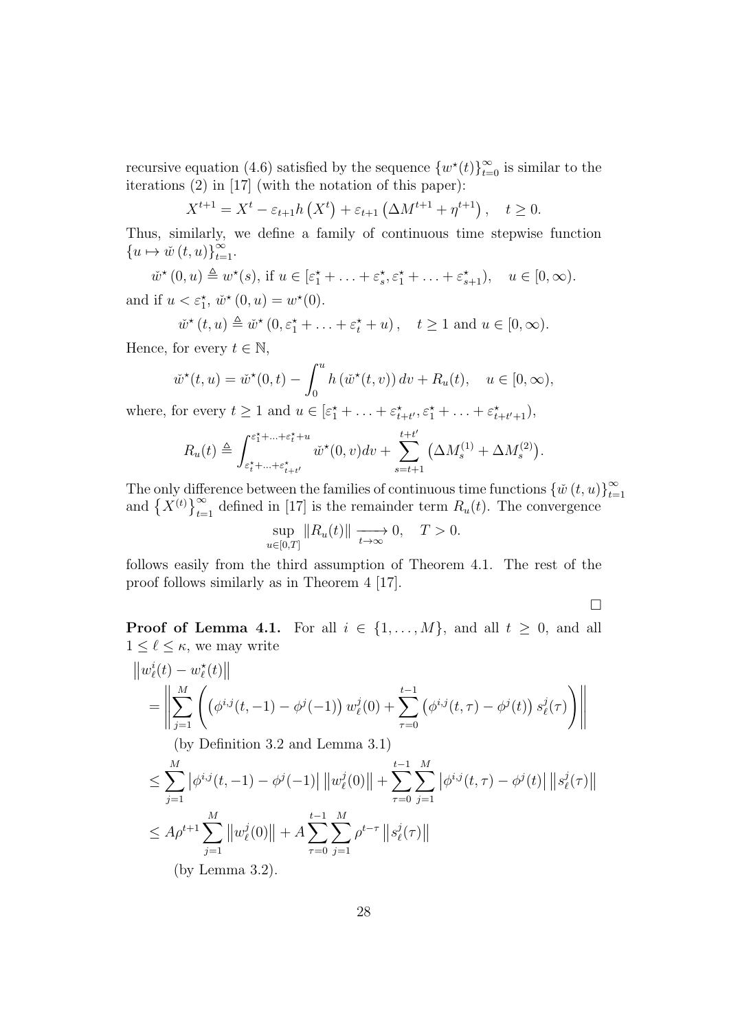recursive equation (4.6) satisfied by the sequence $\{w^\star(t)\}_{t=0}^\infty$ is similar to the iterations (2) in [17] (with the notation of this paper):

$$X^{t+1} = X^t - \varepsilon_{t+1} h\left(X^t\right) + \varepsilon_{t+1}\left(\Delta M^{t+1} + \eta^{t+1}\right), \quad t \geq 0.$$

Thus, similarly, we define a family of continuous time stepwise function $\{u \mapsto \breve{w}(t,u)\}_{t=1}^\infty$.

$$\breve{w}^\star(0,u) \triangleq w^\star(s), \text{ if } u \in [\varepsilon_1^\star + \ldots + \varepsilon_s^\star, \varepsilon_1^\star + \ldots + \varepsilon_{s+1}^\star), \quad u \in [0,\infty).$$

and if $u < \varepsilon_1^\star$, $\breve{w}^\star(0,u) = w^\star(0)$.

$$\breve{w}^\star(t,u) \triangleq \breve{w}^\star\left(0, \varepsilon_1^\star + \ldots + \varepsilon_t^\star + u\right), \quad t \geq 1 \text{ and } u \in [0,\infty).$$

Hence, for every $t \in \mathbb{N}$,

$$\breve{w}^\star(t,u) = \breve{w}^\star(0,t) - \int_0^u h\left(\breve{w}^\star(t,v)\right) dv + R_u(t), \quad u \in [0,\infty),$$

where, for every $t \geq 1$ and $u \in [\varepsilon_1^\star + \ldots + \varepsilon_{t+t'}^\star, \varepsilon_1^\star + \ldots + \varepsilon_{t+t'+1}^\star)$,

$$R_u(t) \triangleq \int_{\varepsilon_t^\star + \ldots + \varepsilon_{t+t'}^\star}^{\varepsilon_1^\star + \ldots + \varepsilon_t^\star + u} \breve{w}^\star(0,v) dv + \sum_{s=t+1}^{t+t'} \left(\Delta M_s^{(1)} + \Delta M_s^{(2)}\right).$$

The only difference between the families of continuous time functions $\{\breve{w}(t,u)\}_{t=1}^\infty$ and $\left\{X^{(t)}\right\}_{t=1}^\infty$ defined in [17] is the remainder term $R_u(t)$. The convergence

$$\sup_{u \in [0,T]} \|R_u(t)\| \xrightarrow[t \to \infty]{} 0, \quad T > 0.$$

follows easily from the third assumption of Theorem 4.1. The rest of the proof follows similarly as in Theorem 4 [17].

□

**Proof of Lemma 4.1.** For all $i \in \{1, \ldots, M\}$, and all $t \geq 0$, and all $1 \leq \ell \leq \kappa$, we may write

$$\begin{aligned}
&\left\|w_\ell^i(t) - w_\ell^\star(t)\right\| \\
&= \left\| \sum_{j=1}^M \left( \left(\phi^{i,j}(t,-1) - \phi^j(-1)\right) w_\ell^j(0) + \sum_{\tau=0}^{t-1} \left(\phi^{i,j}(t,\tau) - \phi^j(t)\right) s_\ell^j(\tau) \right) \right\| \\
&\quad \text{(by Definition 3.2 and Lemma 3.1)} \\
&\leq \sum_{j=1}^M \left|\phi^{i,j}(t,-1) - \phi^j(-1)\right| \left\|w_\ell^j(0)\right\| + \sum_{\tau=0}^{t-1} \sum_{j=1}^M \left|\phi^{i,j}(t,\tau) - \phi^j(t)\right| \left\|s_\ell^j(\tau)\right\| \\
&\leq A\rho^{t+1} \sum_{j=1}^M \left\|w_\ell^j(0)\right\| + A \sum_{\tau=0}^{t-1} \sum_{j=1}^M \rho^{t-\tau} \left\|s_\ell^j(\tau)\right\| \\
&\quad \text{(by Lemma 3.2).}
\end{aligned}$$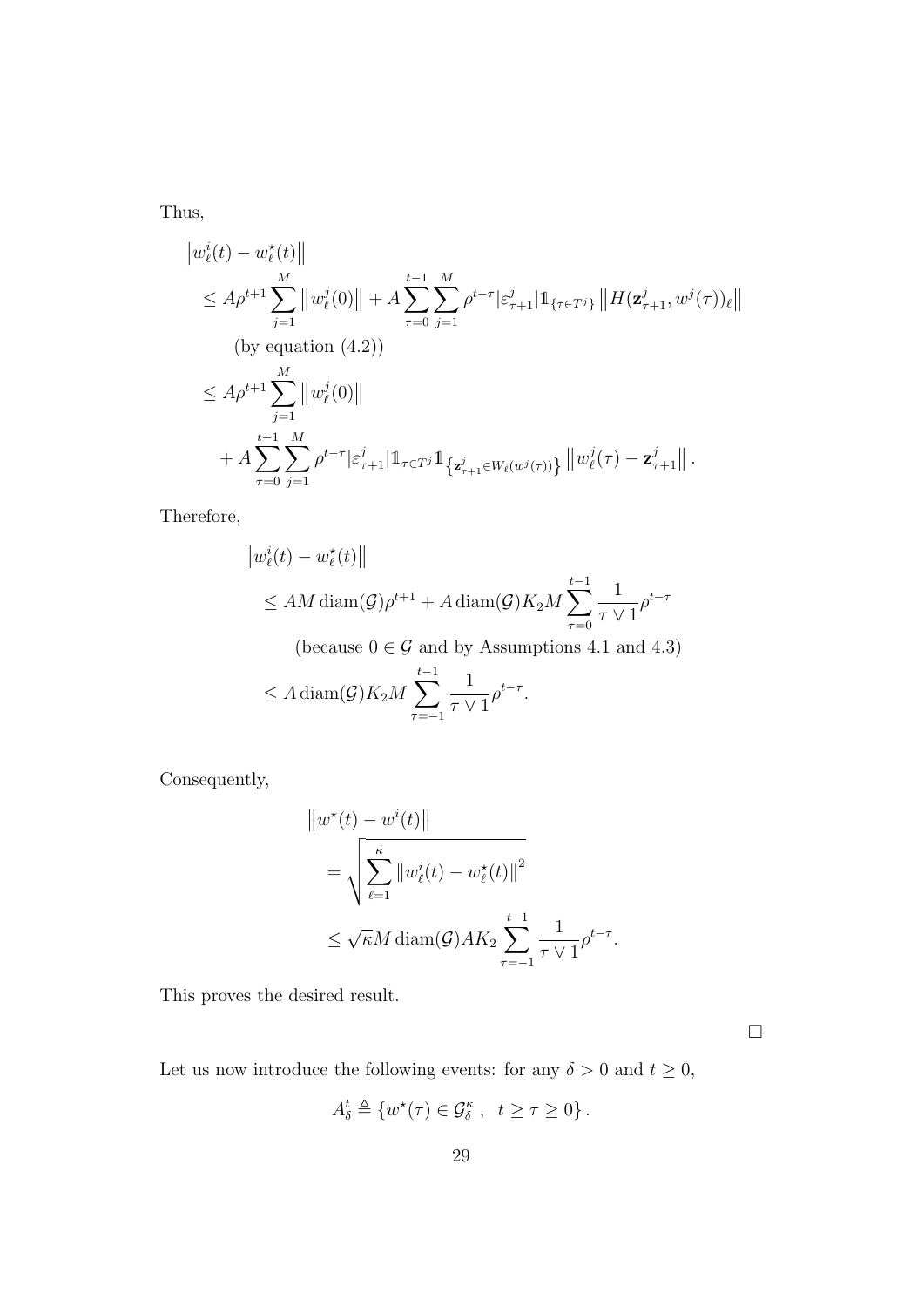Thus,

$$
\begin{aligned}
&\left\|w_\ell^i(t) - w_\ell^\star(t)\right\| \\
&\leq A\rho^{t+1}\sum_{j=1}^{M}\left\|w_\ell^j(0)\right\| + A\sum_{\tau=0}^{t-1}\sum_{j=1}^{M}\rho^{t-\tau}|\varepsilon_{\tau+1}^j|\mathbb{1}_{\{\tau\in T^j\}}\left\|H(\mathbf{z}_{\tau+1}^j, w^j(\tau))_\ell\right\| \\
&\qquad \text{(by equation (4.2))} \\
&\leq A\rho^{t+1}\sum_{j=1}^{M}\left\|w_\ell^j(0)\right\| \\
&\quad + A\sum_{\tau=0}^{t-1}\sum_{j=1}^{M}\rho^{t-\tau}|\varepsilon_{\tau+1}^j|\mathbb{1}_{\tau\in T^j}\mathbb{1}_{\left\{\mathbf{z}_{\tau+1}^j\in W_\ell(w^j(\tau))\right\}}\left\|w_\ell^j(\tau) - \mathbf{z}_{\tau+1}^j\right\|.
\end{aligned}
$$

Therefore,

$$
\begin{aligned}
&\left\|w_\ell^i(t) - w_\ell^\star(t)\right\| \\
&\leq AM\operatorname{diam}(\mathcal{G})\rho^{t+1} + A\operatorname{diam}(\mathcal{G})K_2M\sum_{\tau=0}^{t-1}\frac{1}{\tau\vee 1}\rho^{t-\tau} \\
&\qquad \text{(because } 0\in\mathcal{G} \text{ and by Assumptions 4.1 and 4.3)} \\
&\leq A\operatorname{diam}(\mathcal{G})K_2M\sum_{\tau=-1}^{t-1}\frac{1}{\tau\vee 1}\rho^{t-\tau}.
\end{aligned}
$$

Consequently,

$$
\begin{aligned}
&\left\|w^\star(t) - w^i(t)\right\| \\
&= \sqrt{\sum_{\ell=1}^{\kappa}\left\|w_\ell^i(t) - w_\ell^\star(t)\right\|^2} \\
&\leq \sqrt{\kappa}M\operatorname{diam}(\mathcal{G})AK_2\sum_{\tau=-1}^{t-1}\frac{1}{\tau\vee 1}\rho^{t-\tau}.
\end{aligned}
$$

This proves the desired result.

□

Let us now introduce the following events: for any $\delta > 0$ and $t \geq 0$,

$$
A_\delta^t \triangleq \left\{w^\star(\tau) \in \mathcal{G}_\delta^\kappa\ ,\ \ t \geq \tau \geq 0\right\}.
$$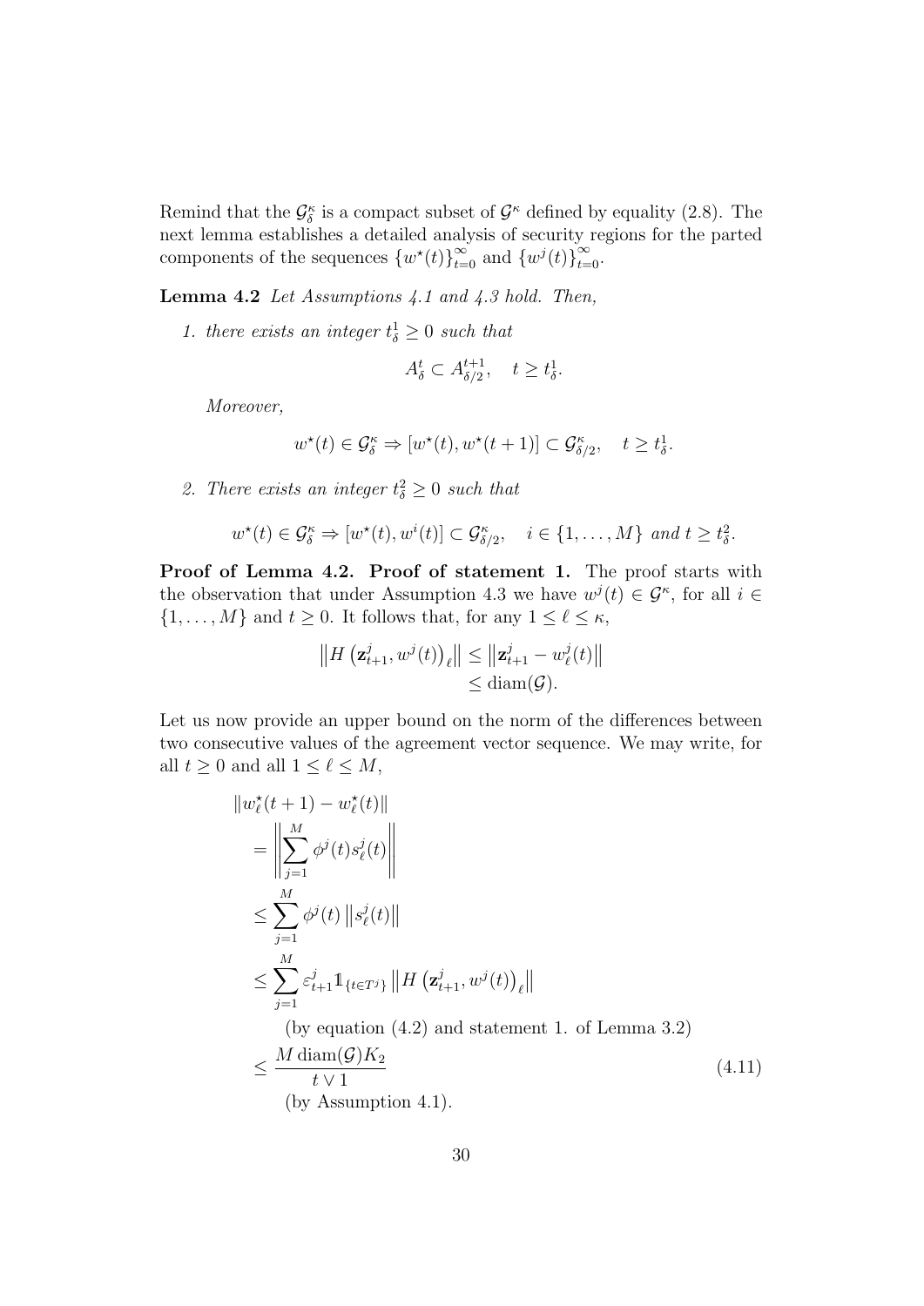Remind that the $\mathcal{G}_\delta^\kappa$ is a compact subset of $\mathcal{G}^\kappa$ defined by equality (2.8). The next lemma establishes a detailed analysis of security regions for the parted components of the sequences $\{w^\star(t)\}_{t=0}^\infty$ and $\{w^j(t)\}_{t=0}^\infty$.

**Lemma 4.2** *Let Assumptions 4.1 and 4.3 hold. Then,*

1. *there exists an integer $t_\delta^1 \geq 0$ such that*

$$A_\delta^t \subset A_{\delta/2}^{t+1}, \quad t \geq t_\delta^1.$$

*Moreover,*

$$w^\star(t) \in \mathcal{G}_\delta^\kappa \Rightarrow [w^\star(t), w^\star(t+1)] \subset \mathcal{G}_{\delta/2}^\kappa, \quad t \geq t_\delta^1.$$

2. *There exists an integer $t_\delta^2 \geq 0$ such that*

$$w^\star(t) \in \mathcal{G}_\delta^\kappa \Rightarrow [w^\star(t), w^i(t)] \subset \mathcal{G}_{\delta/2}^\kappa, \quad i \in \{1, \ldots, M\} \text{ and } t \geq t_\delta^2.$$

**Proof of Lemma 4.2. Proof of statement 1.** The proof starts with the observation that under Assumption 4.3 we have $w^j(t) \in \mathcal{G}^\kappa$, for all $i \in \{1, \ldots, M\}$ and $t \geq 0$. It follows that, for any $1 \leq \ell \leq \kappa$,

$$\begin{aligned}
\left\| H\left(\mathbf{z}_{t+1}^j, w^j(t)\right)_\ell \right\| &\leq \left\| \mathbf{z}_{t+1}^j - w_\ell^j(t) \right\| \\
&\leq \operatorname{diam}(\mathcal{G}).
\end{aligned}$$

Let us now provide an upper bound on the norm of the differences between two consecutive values of the agreement vector sequence. We may write, for all $t \geq 0$ and all $1 \leq \ell \leq M$,

$$\begin{aligned}
&\| w_\ell^\star(t+1) - w_\ell^\star(t) \| \\
&= \left\| \sum_{j=1}^M \phi^j(t) s_\ell^j(t) \right\| \\
&\leq \sum_{j=1}^M \phi^j(t) \left\| s_\ell^j(t) \right\| \\
&\leq \sum_{j=1}^M \varepsilon_{t+1}^j \mathbb{1}_{\{t \in T^j\}} \left\| H\left(\mathbf{z}_{t+1}^j, w^j(t)\right)_\ell \right\| \\
&\qquad \text{(by equation (4.2) and statement 1. of Lemma 3.2)} \\
&\leq \frac{M \operatorname{diam}(\mathcal{G}) K_2}{t \vee 1} \qquad (4.11) \\
&\qquad \text{(by Assumption 4.1).}
\end{aligned}$$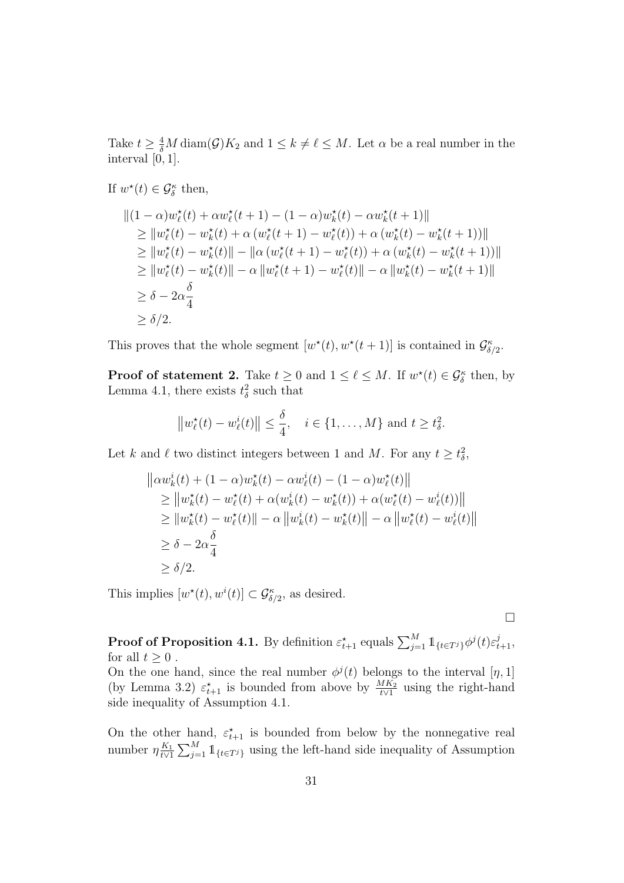Take $t \geq \frac{4}{\delta} M \operatorname{diam}(\mathcal{G}) K_2$ and $1 \leq k \neq \ell \leq M$. Let $\alpha$ be a real number in the interval $[0, 1]$.

If $w^\star(t) \in \mathcal{G}_\delta^\kappa$ then,

$$
\begin{aligned}
&\|(1-\alpha)w_\ell^\star(t) + \alpha w_\ell^\star(t+1) - (1-\alpha)w_k^\star(t) - \alpha w_k^\star(t+1)\| \\
&\quad \geq \|w_\ell^\star(t) - w_k^\star(t) + \alpha\left(w_\ell^\star(t+1) - w_\ell^\star(t)\right) + \alpha\left(w_k^\star(t) - w_k^\star(t+1)\right)\| \\
&\quad \geq \|w_\ell^\star(t) - w_k^\star(t)\| - \|\alpha\left(w_\ell^\star(t+1) - w_\ell^\star(t)\right) + \alpha\left(w_k^\star(t) - w_k^\star(t+1)\right)\| \\
&\quad \geq \|w_\ell^\star(t) - w_k^\star(t)\| - \alpha\left\|w_\ell^\star(t+1) - w_\ell^\star(t)\right\| - \alpha\left\|w_k^\star(t) - w_k^\star(t+1)\right\| \\
&\quad \geq \delta - 2\alpha\frac{\delta}{4} \\
&\quad \geq \delta/2.
\end{aligned}
$$

This proves that the whole segment $[w^\star(t), w^\star(t+1)]$ is contained in $\mathcal{G}_{\delta/2}^\kappa$.

**Proof of statement 2.** Take $t \geq 0$ and $1 \leq \ell \leq M$. If $w^\star(t) \in \mathcal{G}_\delta^\kappa$ then, by Lemma 4.1, there exists $t_\delta^2$ such that

$$
\left\|w_\ell^\star(t) - w_\ell^i(t)\right\| \leq \frac{\delta}{4}, \quad i \in \{1, \ldots, M\} \text{ and } t \geq t_\delta^2.
$$

Let $k$ and $\ell$ two distinct integers between 1 and $M$. For any $t \geq t_\delta^2$,

$$
\begin{aligned}
&\left\|\alpha w_k^i(t) + (1-\alpha)w_k^\star(t) - \alpha w_\ell^i(t) - (1-\alpha)w_\ell^\star(t)\right\| \\
&\quad \geq \left\|w_k^\star(t) - w_\ell^\star(t) + \alpha(w_k^i(t) - w_k^\star(t)) + \alpha(w_\ell^\star(t) - w_\ell^i(t))\right\| \\
&\quad \geq \|w_k^\star(t) - w_\ell^\star(t)\| - \alpha\left\|w_k^i(t) - w_k^\star(t)\right\| - \alpha\left\|w_\ell^\star(t) - w_\ell^i(t)\right\| \\
&\quad \geq \delta - 2\alpha\frac{\delta}{4} \\
&\quad \geq \delta/2.
\end{aligned}
$$

This implies $[w^\star(t), w^i(t)] \subset \mathcal{G}_{\delta/2}^\kappa$, as desired.

□

**Proof of Proposition 4.1.** By definition $\varepsilon_{t+1}^\star$ equals $\sum_{j=1}^M \mathbb{1}_{\{t \in T^j\}} \phi^j(t) \varepsilon_{t+1}^j$, for all $t \geq 0$ .
On the one hand, since the real number $\phi^j(t)$ belongs to the interval $[\eta, 1]$ (by Lemma 3.2) $\varepsilon_{t+1}^\star$ is bounded from above by $\frac{MK_2}{t \vee 1}$ using the right-hand side inequality of Assumption 4.1.

On the other hand, $\varepsilon_{t+1}^\star$ is bounded from below by the nonnegative real number $\eta \frac{K_1}{t \vee 1} \sum_{j=1}^M \mathbb{1}_{\{t \in T^j\}}$ using the left-hand side inequality of Assumption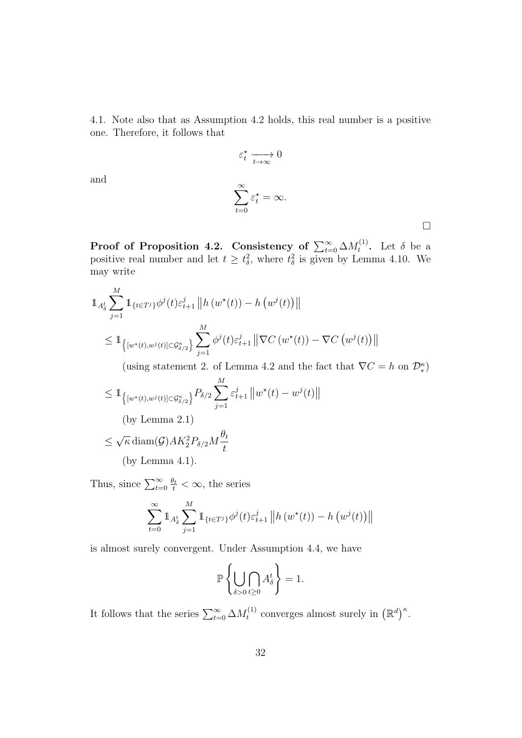4.1. Note also that as Assumption 4.2 holds, this real number is a positive one. Therefore, it follows that

$$\varepsilon_t^\star \xrightarrow[t\to\infty]{} 0$$

and

$$\sum_{t=0}^{\infty} \varepsilon_t^\star = \infty.$$

□

**Proof of Proposition 4.2. Consistency of $\sum_{t=0}^{\infty} \Delta M_t^{(1)}$.** Let $\delta$ be a positive real number and let $t \geq t_\delta^2$, where $t_\delta^2$ is given by Lemma 4.10. We may write

$$\begin{aligned}
&\mathbb{1}_{A_\delta^t} \sum_{j=1}^{M} \mathbb{1}_{\{t\in T^j\}} \phi^j(t) \varepsilon_{t+1}^j \left\| h\left(w^\star(t)\right) - h\left(w^j(t)\right)\right\| \\
&\leq \mathbb{1}_{\left\{[w^\star(t), w^j(t)] \subset \mathcal{G}_{\delta/2}^\kappa\right\}} \sum_{j=1}^{M} \phi^j(t) \varepsilon_{t+1}^j \left\| \nabla C\left(w^\star(t)\right) - \nabla C\left(w^j(t)\right)\right\| \\
&\qquad \text{(using statement 2. of Lemma 4.2 and the fact that } \nabla C = h \text{ on } \mathcal{D}_*^\kappa) \\
&\leq \mathbb{1}_{\left\{[w^\star(t), w^j(t)] \subset \mathcal{G}_{\delta/2}^\kappa\right\}} P_{\delta/2} \sum_{j=1}^{M} \varepsilon_{t+1}^j \left\| w^\star(t) - w^j(t)\right\| \\
&\qquad \text{(by Lemma 2.1)} \\
&\leq \sqrt{\kappa}\, \mathrm{diam}(\mathcal{G}) A K_2^2 P_{\delta/2} M \frac{\theta_t}{t} \\
&\qquad \text{(by Lemma 4.1).}
\end{aligned}$$

Thus, since $\sum_{t=0}^{\infty} \frac{\theta_t}{t} < \infty$, the series

$$\sum_{t=0}^{\infty} \mathbb{1}_{A_\delta^t} \sum_{j=1}^{M} \mathbb{1}_{\{t\in T^j\}} \phi^j(t) \varepsilon_{t+1}^j \left\| h\left(w^\star(t)\right) - h\left(w^j(t)\right)\right\|$$

is almost surely convergent. Under Assumption 4.4, we have

$$\mathbb{P}\left\{ \bigcup_{\delta>0} \bigcap_{t\geq 0} A_\delta^t \right\} = 1.$$

It follows that the series $\sum_{t=0}^{\infty} \Delta M_t^{(1)}$ converges almost surely in $\left(\mathbb{R}^d\right)^\kappa$.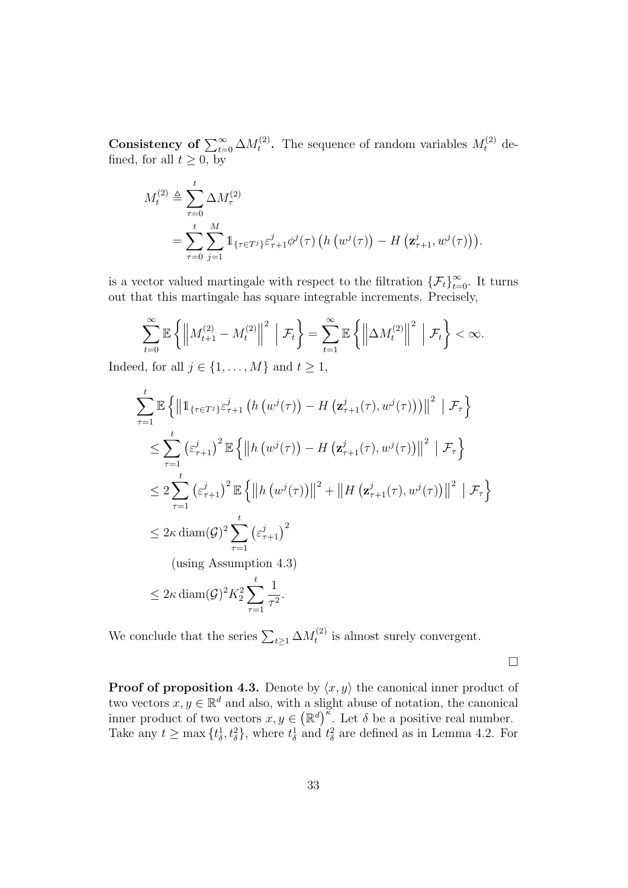**Consistency of $\sum_{t=0}^{\infty} \Delta M_t^{(2)}$.** The sequence of random variables $M_t^{(2)}$ defined, for all $t \geq 0$, by

$$
\begin{aligned}
M_t^{(2)} &\triangleq \sum_{\tau=0}^{t} \Delta M_\tau^{(2)} \\
&= \sum_{\tau=0}^{t} \sum_{j=1}^{M} \mathbb{1}_{\{\tau \in T^j\}} \varepsilon_{\tau+1}^j \phi^j(\tau) \left( h\left(w^j(\tau)\right) - H\left(\mathbf{z}_{\tau+1}^j, w^j(\tau)\right) \right).
\end{aligned}
$$

is a vector valued martingale with respect to the filtration $\{\mathcal{F}_t\}_{t=0}^{\infty}$. It turns out that this martingale has square integrable increments. Precisely,

$$
\sum_{t=0}^{\infty} \mathbb{E}\left\{ \left\| M_{t+1}^{(2)} - M_t^{(2)} \right\|^2 \mid \mathcal{F}_t \right\} = \sum_{t=1}^{\infty} \mathbb{E}\left\{ \left\| \Delta M_t^{(2)} \right\|^2 \mid \mathcal{F}_t \right\} < \infty.
$$

Indeed, for all $j \in \{1, \ldots, M\}$ and $t \geq 1$,

$$
\begin{aligned}
&\sum_{\tau=1}^{t} \mathbb{E}\left\{ \left\| \mathbb{1}_{\{\tau \in T^j\}} \varepsilon_{\tau+1}^j \left( h\left(w^j(\tau)\right) - H\left(\mathbf{z}_{\tau+1}^j(\tau), w^j(\tau)\right) \right) \right\|^2 \mid \mathcal{F}_\tau \right\} \\
&\leq \sum_{\tau=1}^{t} \left(\varepsilon_{\tau+1}^j\right)^2 \mathbb{E}\left\{ \left\| h\left(w^j(\tau)\right) - H\left(\mathbf{z}_{\tau+1}^j(\tau), w^j(\tau)\right) \right\|^2 \mid \mathcal{F}_\tau \right\} \\
&\leq 2 \sum_{\tau=1}^{t} \left(\varepsilon_{\tau+1}^j\right)^2 \mathbb{E}\left\{ \left\| h\left(w^j(\tau)\right) \right\|^2 + \left\| H\left(\mathbf{z}_{\tau+1}^j(\tau), w^j(\tau)\right) \right\|^2 \mid \mathcal{F}_\tau \right\} \\
&\leq 2\kappa \operatorname{diam}(\mathcal{G})^2 \sum_{\tau=1}^{t} \left(\varepsilon_{\tau+1}^j\right)^2 \\
&\qquad \text{(using Assumption 4.3)} \\
&\leq 2\kappa \operatorname{diam}(\mathcal{G})^2 K_2^2 \sum_{\tau=1}^{t} \frac{1}{\tau^2}.
\end{aligned}
$$

We conclude that the series $\sum_{t \geq 1} \Delta M_t^{(2)}$ is almost surely convergent.

□

**Proof of proposition 4.3.** Denote by $\langle x, y \rangle$ the canonical inner product of two vectors $x, y \in \mathbb{R}^d$ and also, with a slight abuse of notation, the canonical inner product of two vectors $x, y \in \left(\mathbb{R}^d\right)^\kappa$. Let $\delta$ be a positive real number. Take any $t \geq \max\{t_\delta^1, t_\delta^2\}$, where $t_\delta^1$ and $t_\delta^2$ are defined as in Lemma 4.2. For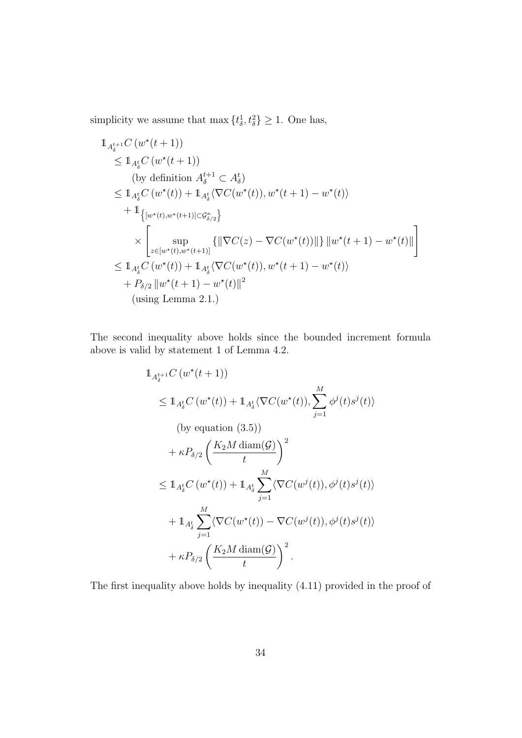simplicity we assume that $\max\{t_\delta^1, t_\delta^2\} \geq 1$. One has,

$$
\begin{aligned}
&\mathbb{1}_{A_\delta^{t+1}} C\left(w^\star(t+1)\right) \\
&\quad \leq \mathbb{1}_{A_\delta^t} C\left(w^\star(t+1)\right) \\
&\qquad \text{(by definition } A_\delta^{t+1} \subset A_\delta^t) \\
&\quad \leq \mathbb{1}_{A_\delta^t} C\left(w^\star(t)\right) + \mathbb{1}_{A_\delta^t} \langle \nabla C(w^\star(t)), w^\star(t+1) - w^\star(t) \rangle \\
&\qquad + \mathbb{1}_{\left\{[w^\star(t), w^\star(t+1)] \subset \mathcal{G}_{\delta/2}^\kappa\right\}} \\
&\qquad \times \left[ \sup_{z \in [w^\star(t), w^\star(t+1)]} \left\{ \| \nabla C(z) - \nabla C(w^\star(t)) \| \right\} \| w^\star(t+1) - w^\star(t) \| \right] \\
&\quad \leq \mathbb{1}_{A_\delta^t} C\left(w^\star(t)\right) + \mathbb{1}_{A_\delta^t} \langle \nabla C(w^\star(t)), w^\star(t+1) - w^\star(t) \rangle \\
&\qquad + P_{\delta/2} \left\| w^\star(t+1) - w^\star(t) \right\|^2 \\
&\qquad \text{(using Lemma 2.1.)}
\end{aligned}
$$

The second inequality above holds since the bounded increment formula above is valid by statement 1 of Lemma 4.2.

$$
\begin{aligned}
&\mathbb{1}_{A_\delta^{t+1}} C\left(w^\star(t+1)\right) \\
&\quad \leq \mathbb{1}_{A_\delta^t} C\left(w^\star(t)\right) + \mathbb{1}_{A_\delta^t} \langle \nabla C(w^\star(t)), \sum_{j=1}^M \phi^j(t) s^j(t) \rangle \\
&\qquad \text{(by equation (3.5))} \\
&\qquad + \kappa P_{\delta/2} \left( \frac{K_2 M \operatorname{diam}(\mathcal{G})}{t} \right)^2 \\
&\quad \leq \mathbb{1}_{A_\delta^t} C\left(w^\star(t)\right) + \mathbb{1}_{A_\delta^t} \sum_{j=1}^M \langle \nabla C(w^j(t)), \phi^j(t) s^j(t) \rangle \\
&\qquad + \mathbb{1}_{A_\delta^t} \sum_{j=1}^M \langle \nabla C(w^\star(t)) - \nabla C(w^j(t)), \phi^j(t) s^j(t) \rangle \\
&\qquad + \kappa P_{\delta/2} \left( \frac{K_2 M \operatorname{diam}(\mathcal{G})}{t} \right)^2 .
\end{aligned}
$$

The first inequality above holds by inequality (4.11) provided in the proof of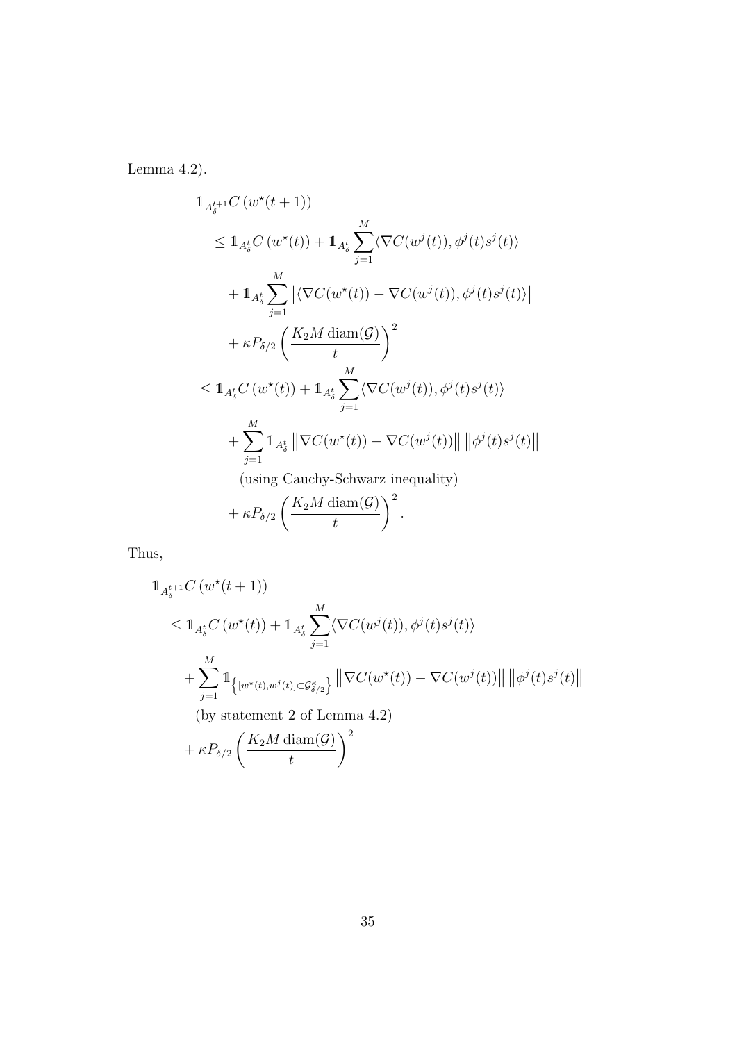Lemma 4.2).

$$
\begin{aligned}
&\mathbb{1}_{A_\delta^{t+1}} C\left(w^\star(t+1)\right) \\
&\quad \leq \mathbb{1}_{A_\delta^t} C\left(w^\star(t)\right) + \mathbb{1}_{A_\delta^t} \sum_{j=1}^{M} \langle \nabla C(w^j(t)), \phi^j(t) s^j(t) \rangle \\
&\quad\quad + \mathbb{1}_{A_\delta^t} \sum_{j=1}^{M} \left| \langle \nabla C(w^\star(t)) - \nabla C(w^j(t)), \phi^j(t) s^j(t) \rangle \right| \\
&\quad\quad + \kappa P_{\delta/2} \left( \frac{K_2 M \operatorname{diam}(\mathcal{G})}{t} \right)^2 \\
&\quad \leq \mathbb{1}_{A_\delta^t} C\left(w^\star(t)\right) + \mathbb{1}_{A_\delta^t} \sum_{j=1}^{M} \langle \nabla C(w^j(t)), \phi^j(t) s^j(t) \rangle \\
&\quad\quad + \sum_{j=1}^{M} \mathbb{1}_{A_\delta^t} \left\| \nabla C(w^\star(t)) - \nabla C(w^j(t)) \right\| \left\| \phi^j(t) s^j(t) \right\| \\
&\quad\quad\quad \text{(using Cauchy-Schwarz inequality)} \\
&\quad\quad + \kappa P_{\delta/2} \left( \frac{K_2 M \operatorname{diam}(\mathcal{G})}{t} \right)^2 .
\end{aligned}
$$

Thus,

$$
\begin{aligned}
&\mathbb{1}_{A_\delta^{t+1}} C\left(w^\star(t+1)\right) \\
&\leq \mathbb{1}_{A_\delta^t} C\left(w^\star(t)\right) + \mathbb{1}_{A_\delta^t} \sum_{j=1}^{M} \langle \nabla C(w^j(t)), \phi^j(t) s^j(t) \rangle \\
&\quad + \sum_{j=1}^{M} \mathbb{1}_{\left\{ [w^\star(t), w^j(t)] \subset \mathcal{G}_{\delta/2}^\kappa \right\}} \left\| \nabla C(w^\star(t)) - \nabla C(w^j(t)) \right\| \left\| \phi^j(t) s^j(t) \right\| \\
&\quad\quad \text{(by statement 2 of Lemma 4.2)} \\
&\quad + \kappa P_{\delta/2} \left( \frac{K_2 M \operatorname{diam}(\mathcal{G})}{t} \right)^2
\end{aligned}
$$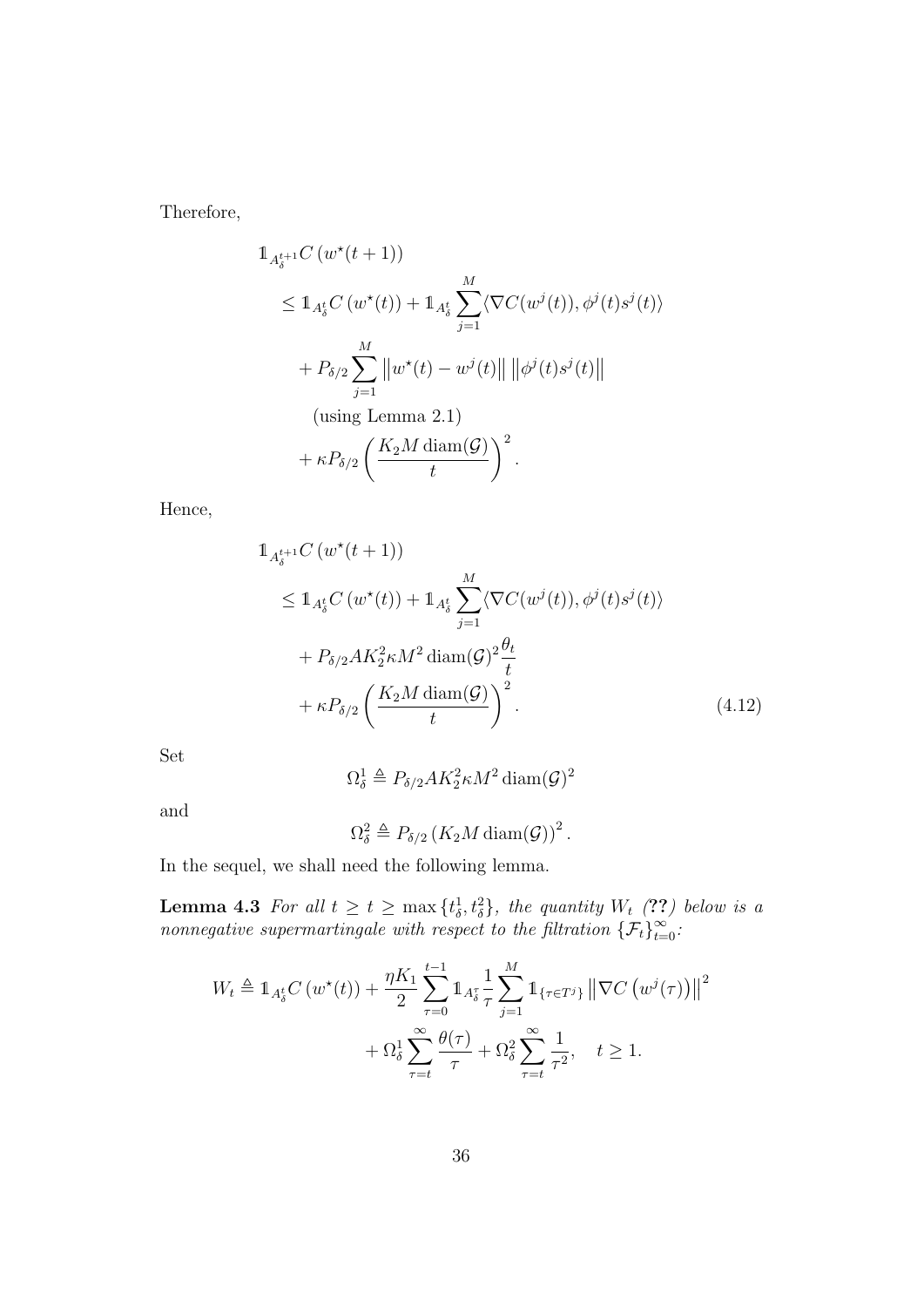Therefore,

$$
\begin{aligned}
&\mathbb{1}_{A_\delta^{t+1}} C\left(w^\star(t+1)\right) \\
&\quad \leq \mathbb{1}_{A_\delta^t} C\left(w^\star(t)\right) + \mathbb{1}_{A_\delta^t} \sum_{j=1}^{M} \langle \nabla C(w^j(t)), \phi^j(t) s^j(t) \rangle \\
&\quad + P_{\delta/2} \sum_{j=1}^{M} \left\| w^\star(t) - w^j(t) \right\| \left\| \phi^j(t) s^j(t) \right\| \\
&\quad \text{(using Lemma 2.1)} \\
&\quad + \kappa P_{\delta/2} \left( \frac{K_2 M \operatorname{diam}(\mathcal{G})}{t} \right)^2.
\end{aligned}
$$

Hence,

$$
\begin{aligned}
&\mathbb{1}_{A_\delta^{t+1}} C\left(w^\star(t+1)\right) \\
&\quad \leq \mathbb{1}_{A_\delta^t} C\left(w^\star(t)\right) + \mathbb{1}_{A_\delta^t} \sum_{j=1}^{M} \langle \nabla C(w^j(t)), \phi^j(t) s^j(t) \rangle \\
&\quad + P_{\delta/2} A K_2^2 \kappa M^2 \operatorname{diam}(\mathcal{G})^2 \frac{\theta_t}{t} \\
&\quad + \kappa P_{\delta/2} \left( \frac{K_2 M \operatorname{diam}(\mathcal{G})}{t} \right)^2.
\end{aligned} \tag{4.12}
$$

Set

$$
\Omega_\delta^1 \triangleq P_{\delta/2} A K_2^2 \kappa M^2 \operatorname{diam}(\mathcal{G})^2
$$

and

$$
\Omega_\delta^2 \triangleq P_{\delta/2} \left( K_2 M \operatorname{diam}(\mathcal{G}) \right)^2.
$$

In the sequel, we shall need the following lemma.

**Lemma 4.3** *For all $t \geq t \geq \max\{t_\delta^1, t_\delta^2\}$, the quantity $W_t$ (??) below is a nonnegative supermartingale with respect to the filtration $\{\mathcal{F}_t\}_{t=0}^\infty$:*

$$
\begin{aligned}
W_t \triangleq \mathbb{1}_{A_\delta^t} C\left(w^\star(t)\right) &+ \frac{\eta K_1}{2} \sum_{\tau=0}^{t-1} \mathbb{1}_{A_\delta^\tau} \frac{1}{\tau} \sum_{j=1}^{M} \mathbb{1}_{\{\tau \in T^j\}} \left\| \nabla C\left(w^j(\tau)\right) \right\|^2 \\
&+ \Omega_\delta^1 \sum_{\tau=t}^{\infty} \frac{\theta(\tau)}{\tau} + \Omega_\delta^2 \sum_{\tau=t}^{\infty} \frac{1}{\tau^2}, \quad t \geq 1.
\end{aligned}
$$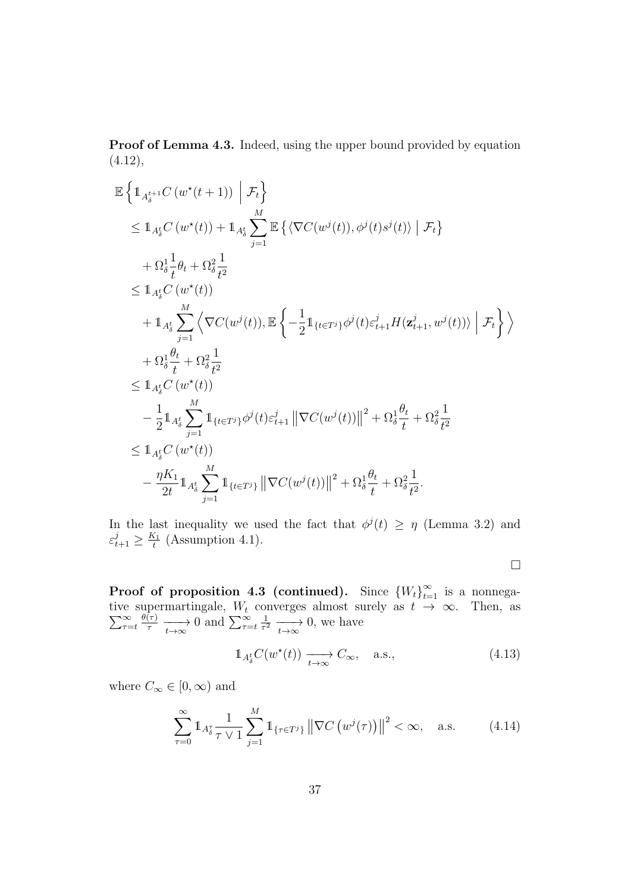**Proof of Lemma 4.3.** Indeed, using the upper bound provided by equation (4.12),

$$
\begin{aligned}
&\mathbb{E}\left\{\mathbb{1}_{A_\delta^{t+1}} C\left(w^\star(t+1)\right) \;\middle|\; \mathcal{F}_t\right\} \\
&\leq \mathbb{1}_{A_\delta^t} C\left(w^\star(t)\right) + \mathbb{1}_{A_\delta^t} \sum_{j=1}^M \mathbb{E}\left\{\langle \nabla C(w^j(t)), \phi^j(t) s^j(t)\rangle \;\middle|\; \mathcal{F}_t\right\} \\
&\quad + \Omega_\delta^1 \frac{1}{t}\theta_t + \Omega_\delta^2 \frac{1}{t^2} \\
&\leq \mathbb{1}_{A_\delta^t} C\left(w^\star(t)\right) \\
&\quad + \mathbb{1}_{A_\delta^t} \sum_{j=1}^M \left\langle \nabla C(w^j(t)), \mathbb{E}\left\{-\frac{1}{2}\mathbb{1}_{\{t\in T^j\}} \phi^j(t) \varepsilon_{t+1}^j H(\mathbf{z}_{t+1}^j, w^j(t))\rangle \;\middle|\; \mathcal{F}_t\right\}\right\rangle \\
&\quad + \Omega_\delta^1 \frac{\theta_t}{t} + \Omega_\delta^2 \frac{1}{t^2} \\
&\leq \mathbb{1}_{A_\delta^t} C\left(w^\star(t)\right) \\
&\quad - \frac{1}{2}\mathbb{1}_{A_\delta^t} \sum_{j=1}^M \mathbb{1}_{\{t\in T^j\}} \phi^j(t) \varepsilon_{t+1}^j \left\|\nabla C(w^j(t))\right\|^2 + \Omega_\delta^1 \frac{\theta_t}{t} + \Omega_\delta^2 \frac{1}{t^2} \\
&\leq \mathbb{1}_{A_\delta^t} C\left(w^\star(t)\right) \\
&\quad - \frac{\eta K_1}{2t}\mathbb{1}_{A_\delta^t} \sum_{j=1}^M \mathbb{1}_{\{t\in T^j\}} \left\|\nabla C(w^j(t))\right\|^2 + \Omega_\delta^1 \frac{\theta_t}{t} + \Omega_\delta^2 \frac{1}{t^2}.
\end{aligned}
$$

In the last inequality we used the fact that $\phi^j(t) \geq \eta$ (Lemma 3.2) and $\varepsilon_{t+1}^j \geq \frac{K_1}{t}$ (Assumption 4.1).

□

**Proof of proposition 4.3 (continued).** Since $\{W_t\}_{t=1}^\infty$ is a nonnegative supermartingale, $W_t$ converges almost surely as $t \to \infty$. Then, as $\sum_{\tau=t}^\infty \frac{\theta(\tau)}{\tau} \xrightarrow[t\to\infty]{} 0$ and $\sum_{\tau=t}^\infty \frac{1}{\tau^2} \xrightarrow[t\to\infty]{} 0$, we have

$$
\mathbb{1}_{A_\delta^t} C(w^\star(t)) \xrightarrow[t\to\infty]{} C_\infty, \quad \text{a.s.,} \tag{4.13}
$$

where $C_\infty \in [0, \infty)$ and

$$
\sum_{\tau=0}^\infty \mathbb{1}_{A_\delta^\tau} \frac{1}{\tau \vee 1} \sum_{j=1}^M \mathbb{1}_{\{\tau\in T^j\}} \left\|\nabla C\left(w^j(\tau)\right)\right\|^2 < \infty, \quad \text{a.s.} \tag{4.14}
$$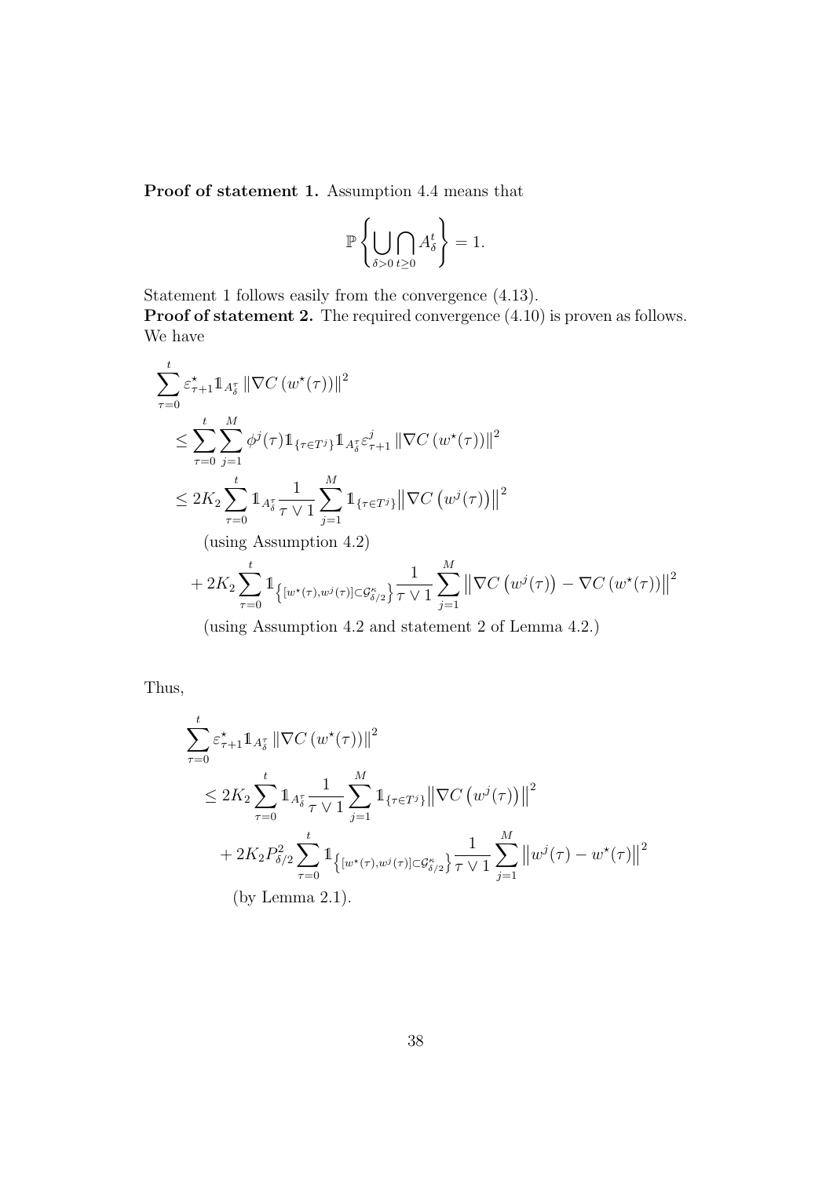**Proof of statement 1.** Assumption 4.4 means that

$$\mathbb{P}\left\{\bigcup_{\delta>0}\bigcap_{t\geq 0} A_{\delta}^{t}\right\} = 1.$$

Statement 1 follows easily from the convergence (4.13).

**Proof of statement 2.** The required convergence (4.10) is proven as follows. We have

$$\begin{aligned}
&\sum_{\tau=0}^{t} \varepsilon_{\tau+1}^{\star} \mathbb{1}_{A_{\delta}^{\tau}} \left\|\nabla C\left(w^{\star}(\tau)\right)\right\|^{2} \\
&\leq \sum_{\tau=0}^{t}\sum_{j=1}^{M} \phi^{j}(\tau) \mathbb{1}_{\{\tau\in T^{j}\}} \mathbb{1}_{A_{\delta}^{\tau}} \varepsilon_{\tau+1}^{j} \left\|\nabla C\left(w^{\star}(\tau)\right)\right\|^{2} \\
&\leq 2K_{2}\sum_{\tau=0}^{t} \mathbb{1}_{A_{\delta}^{\tau}} \frac{1}{\tau\vee 1}\sum_{j=1}^{M} \mathbb{1}_{\{\tau\in T^{j}\}} \left\|\nabla C\left(w^{j}(\tau)\right)\right\|^{2} \\
&\qquad \text{(using Assumption 4.2)} \\
&\quad + 2K_{2}\sum_{\tau=0}^{t} \mathbb{1}_{\left\{[w^{\star}(\tau),w^{j}(\tau)]\subset\mathcal{G}_{\delta/2}^{\kappa}\right\}} \frac{1}{\tau\vee 1}\sum_{j=1}^{M} \left\|\nabla C\left(w^{j}(\tau)\right) - \nabla C\left(w^{\star}(\tau)\right)\right\|^{2} \\
&\qquad \text{(using Assumption 4.2 and statement 2 of Lemma 4.2.)}
\end{aligned}$$

Thus,

$$\begin{aligned}
&\sum_{\tau=0}^{t} \varepsilon_{\tau+1}^{\star} \mathbb{1}_{A_{\delta}^{\tau}} \left\|\nabla C\left(w^{\star}(\tau)\right)\right\|^{2} \\
&\leq 2K_{2}\sum_{\tau=0}^{t} \mathbb{1}_{A_{\delta}^{\tau}} \frac{1}{\tau\vee 1}\sum_{j=1}^{M} \mathbb{1}_{\{\tau\in T^{j}\}} \left\|\nabla C\left(w^{j}(\tau)\right)\right\|^{2} \\
&\quad + 2K_{2}P_{\delta/2}^{2}\sum_{\tau=0}^{t} \mathbb{1}_{\left\{[w^{\star}(\tau),w^{j}(\tau)]\subset\mathcal{G}_{\delta/2}^{\kappa}\right\}} \frac{1}{\tau\vee 1}\sum_{j=1}^{M} \left\|w^{j}(\tau) - w^{\star}(\tau)\right\|^{2} \\
&\qquad \text{(by Lemma 2.1).}
\end{aligned}$$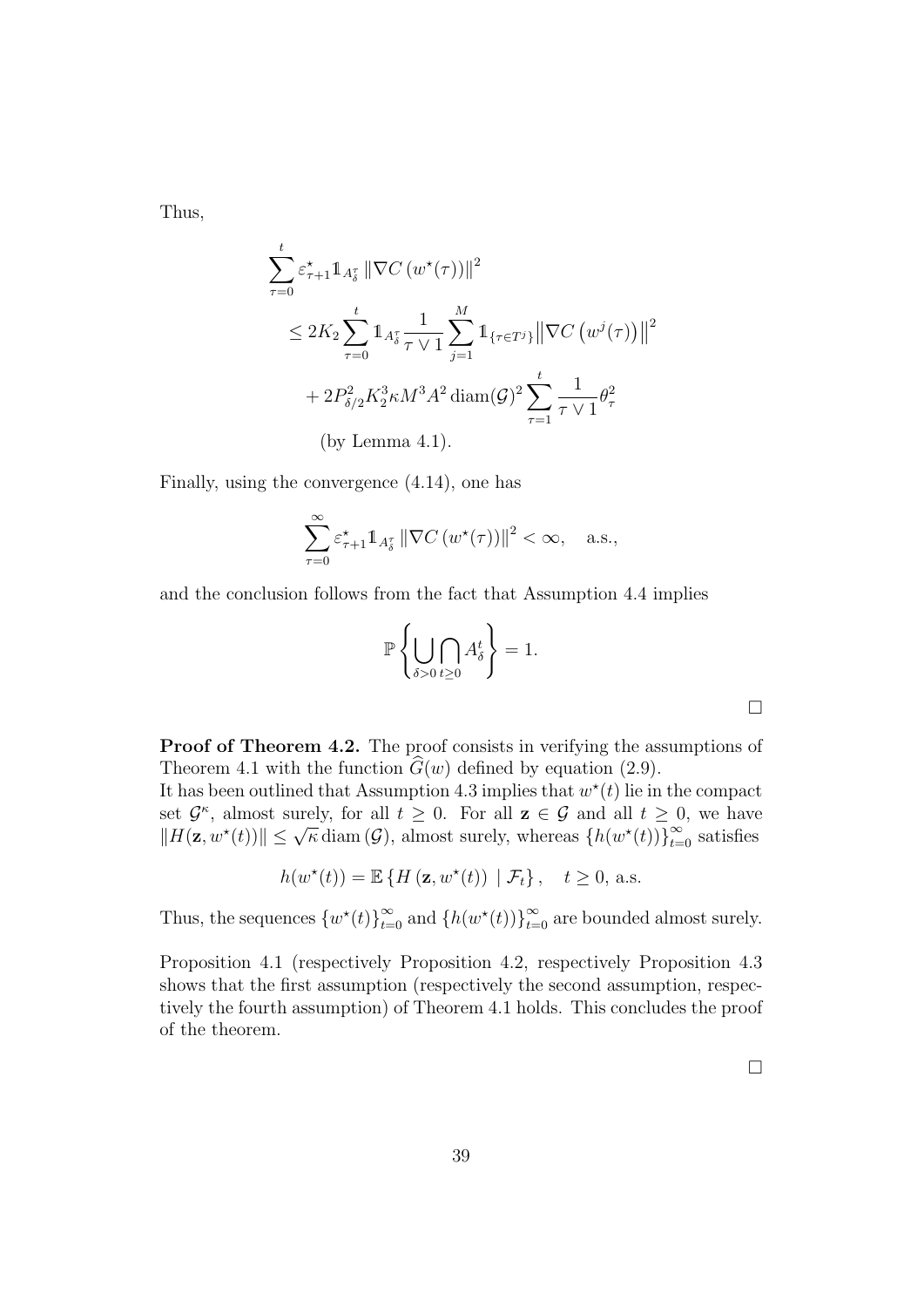Thus,

$$
\begin{aligned}
&\sum_{\tau=0}^{t} \varepsilon_{\tau+1}^{\star} \mathbb{1}_{A_\delta^\tau} \left\| \nabla C \left( w^\star(\tau) \right) \right\|^2 \\
&\quad \leq 2K_2 \sum_{\tau=0}^{t} \mathbb{1}_{A_\delta^\tau} \frac{1}{\tau \vee 1} \sum_{j=1}^{M} \mathbb{1}_{\{\tau \in T^j\}} \left\| \nabla C \left( w^j(\tau) \right) \right\|^2 \\
&\quad\quad + 2P_{\delta/2}^2 K_2^3 \kappa M^3 A^2 \operatorname{diam}(\mathcal{G})^2 \sum_{\tau=1}^{t} \frac{1}{\tau \vee 1} \theta_\tau^2 \\
&\quad\quad \text{(by Lemma 4.1).}
\end{aligned}
$$

Finally, using the convergence (4.14), one has

$$
\sum_{\tau=0}^{\infty} \varepsilon_{\tau+1}^{\star} \mathbb{1}_{A_\delta^\tau} \left\| \nabla C \left( w^\star(\tau) \right) \right\|^2 < \infty, \quad \text{a.s.},
$$

and the conclusion follows from the fact that Assumption 4.4 implies

$$
\mathbb{P} \left\{ \bigcup_{\delta > 0} \bigcap_{t \geq 0} A_\delta^t \right\} = 1.
$$

□

**Proof of Theorem 4.2.** The proof consists in verifying the assumptions of Theorem 4.1 with the function $\widehat{G}(w)$ defined by equation (2.9).
It has been outlined that Assumption 4.3 implies that $w^\star(t)$ lie in the compact set $\mathcal{G}^\kappa$, almost surely, for all $t \geq 0$. For all $\mathbf{z} \in \mathcal{G}$ and all $t \geq 0$, we have $\|H(\mathbf{z}, w^\star(t))\| \leq \sqrt{\kappa} \operatorname{diam}(\mathcal{G})$, almost surely, whereas $\{h(w^\star(t))\}_{t=0}^{\infty}$ satisfies

$$
h(w^\star(t)) = \mathbb{E} \left\{ H \left( \mathbf{z}, w^\star(t) \right) \mid \mathcal{F}_t \right\}, \quad t \geq 0, \text{ a.s.}
$$

Thus, the sequences $\{w^\star(t)\}_{t=0}^{\infty}$ and $\{h(w^\star(t))\}_{t=0}^{\infty}$ are bounded almost surely.

Proposition 4.1 (respectively Proposition 4.2, respectively Proposition 4.3 shows that the first assumption (respectively the second assumption, respectively the fourth assumption) of Theorem 4.1 holds. This concludes the proof of the theorem.

□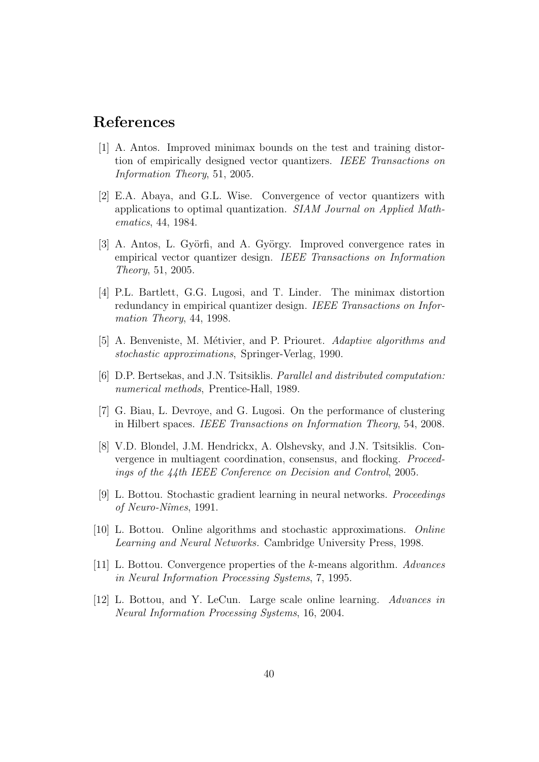# References

[1] A. Antos. Improved minimax bounds on the test and training distortion of empirically designed vector quantizers. *IEEE Transactions on Information Theory*, 51, 2005.

[2] E.A. Abaya, and G.L. Wise. Convergence of vector quantizers with applications to optimal quantization. *SIAM Journal on Applied Mathematics*, 44, 1984.

[3] A. Antos, L. Györfi, and A. György. Improved convergence rates in empirical vector quantizer design. *IEEE Transactions on Information Theory*, 51, 2005.

[4] P.L. Bartlett, G.G. Lugosi, and T. Linder. The minimax distortion redundancy in empirical quantizer design. *IEEE Transactions on Information Theory*, 44, 1998.

[5] A. Benveniste, M. Métivier, and P. Priouret. *Adaptive algorithms and stochastic approximations*, Springer-Verlag, 1990.

[6] D.P. Bertsekas, and J.N. Tsitsiklis. *Parallel and distributed computation: numerical methods*, Prentice-Hall, 1989.

[7] G. Biau, L. Devroye, and G. Lugosi. On the performance of clustering in Hilbert spaces. *IEEE Transactions on Information Theory*, 54, 2008.

[8] V.D. Blondel, J.M. Hendrickx, A. Olshevsky, and J.N. Tsitsiklis. Convergence in multiagent coordination, consensus, and flocking. *Proceedings of the 44th IEEE Conference on Decision and Control*, 2005.

[9] L. Bottou. Stochastic gradient learning in neural networks. *Proceedings of Neuro-Nîmes*, 1991.

[10] L. Bottou. Online algorithms and stochastic approximations. *Online Learning and Neural Networks.* Cambridge University Press, 1998.

[11] L. Bottou. Convergence properties of the $k$-means algorithm. *Advances in Neural Information Processing Systems*, 7, 1995.

[12] L. Bottou, and Y. LeCun. Large scale online learning. *Advances in Neural Information Processing Systems*, 16, 2004.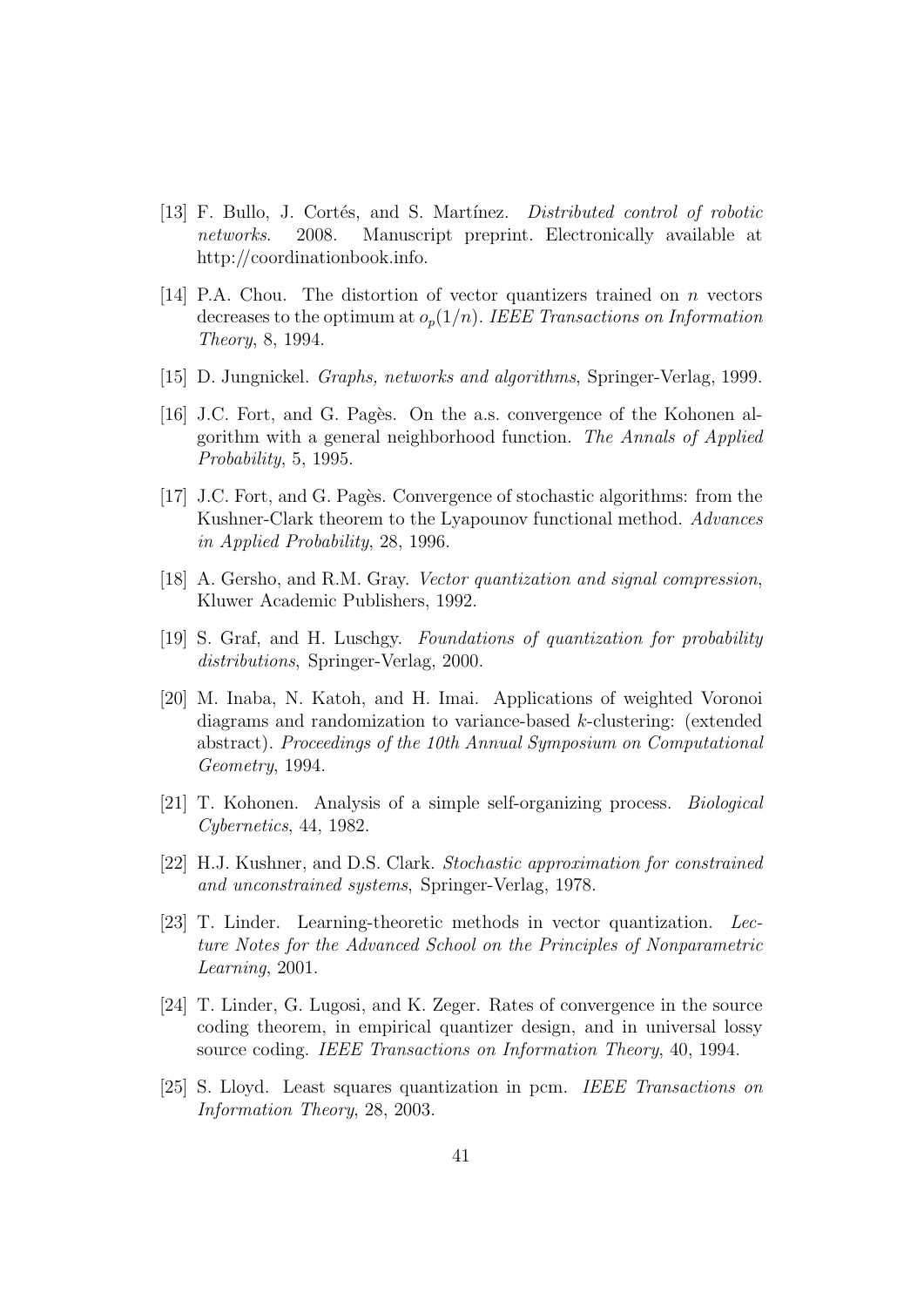[13] F. Bullo, J. Cortés, and S. Martínez. *Distributed control of robotic networks*. 2008. Manuscript preprint. Electronically available at http://coordinationbook.info.

[14] P.A. Chou. The distortion of vector quantizers trained on $n$ vectors decreases to the optimum at $o_p(1/n)$. *IEEE Transactions on Information Theory*, 8, 1994.

[15] D. Jungnickel. *Graphs, networks and algorithms*, Springer-Verlag, 1999.

[16] J.C. Fort, and G. Pagès. On the a.s. convergence of the Kohonen algorithm with a general neighborhood function. *The Annals of Applied Probability*, 5, 1995.

[17] J.C. Fort, and G. Pagès. Convergence of stochastic algorithms: from the Kushner-Clark theorem to the Lyapounov functional method. *Advances in Applied Probability*, 28, 1996.

[18] A. Gersho, and R.M. Gray. *Vector quantization and signal compression*, Kluwer Academic Publishers, 1992.

[19] S. Graf, and H. Luschgy. *Foundations of quantization for probability distributions*, Springer-Verlag, 2000.

[20] M. Inaba, N. Katoh, and H. Imai. Applications of weighted Voronoi diagrams and randomization to variance-based $k$-clustering: (extended abstract). *Proceedings of the 10th Annual Symposium on Computational Geometry*, 1994.

[21] T. Kohonen. Analysis of a simple self-organizing process. *Biological Cybernetics*, 44, 1982.

[22] H.J. Kushner, and D.S. Clark. *Stochastic approximation for constrained and unconstrained systems*, Springer-Verlag, 1978.

[23] T. Linder. Learning-theoretic methods in vector quantization. *Lecture Notes for the Advanced School on the Principles of Nonparametric Learning*, 2001.

[24] T. Linder, G. Lugosi, and K. Zeger. Rates of convergence in the source coding theorem, in empirical quantizer design, and in universal lossy source coding. *IEEE Transactions on Information Theory*, 40, 1994.

[25] S. Lloyd. Least squares quantization in pcm. *IEEE Transactions on Information Theory*, 28, 2003.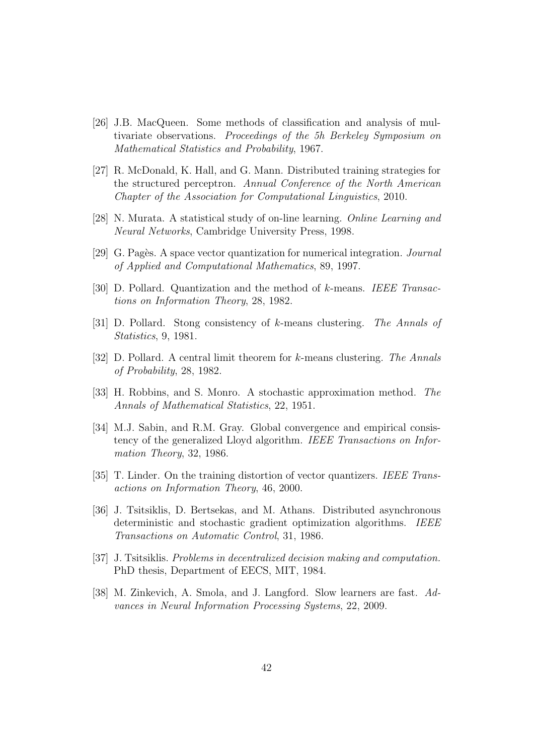[26] J.B. MacQueen. Some methods of classification and analysis of multivariate observations. *Proceedings of the 5h Berkeley Symposium on Mathematical Statistics and Probability*, 1967.

[27] R. McDonald, K. Hall, and G. Mann. Distributed training strategies for the structured perceptron. *Annual Conference of the North American Chapter of the Association for Computational Linguistics*, 2010.

[28] N. Murata. A statistical study of on-line learning. *Online Learning and Neural Networks*, Cambridge University Press, 1998.

[29] G. Pagès. A space vector quantization for numerical integration. *Journal of Applied and Computational Mathematics*, 89, 1997.

[30] D. Pollard. Quantization and the method of $k$-means. *IEEE Transactions on Information Theory*, 28, 1982.

[31] D. Pollard. Stong consistency of $k$-means clustering. *The Annals of Statistics*, 9, 1981.

[32] D. Pollard. A central limit theorem for $k$-means clustering. *The Annals of Probability*, 28, 1982.

[33] H. Robbins, and S. Monro. A stochastic approximation method. *The Annals of Mathematical Statistics*, 22, 1951.

[34] M.J. Sabin, and R.M. Gray. Global convergence and empirical consistency of the generalized Lloyd algorithm. *IEEE Transactions on Information Theory*, 32, 1986.

[35] T. Linder. On the training distortion of vector quantizers. *IEEE Transactions on Information Theory*, 46, 2000.

[36] J. Tsitsiklis, D. Bertsekas, and M. Athans. Distributed asynchronous deterministic and stochastic gradient optimization algorithms. *IEEE Transactions on Automatic Control*, 31, 1986.

[37] J. Tsitsiklis. *Problems in decentralized decision making and computation.* PhD thesis, Department of EECS, MIT, 1984.

[38] M. Zinkevich, A. Smola, and J. Langford. Slow learners are fast. *Advances in Neural Information Processing Systems*, 22, 2009.